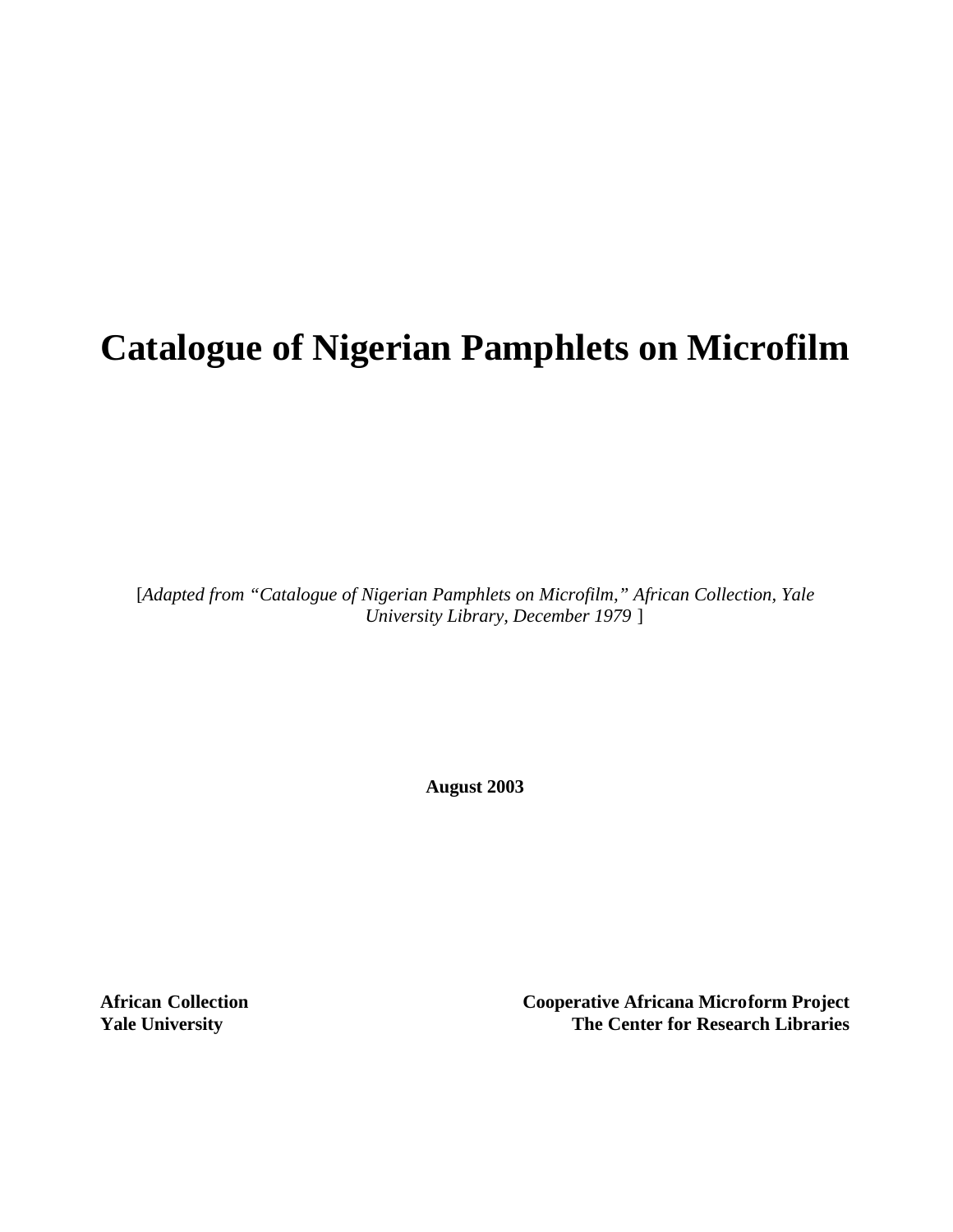# Catalogue of Nigerian Pamphlets on Microfilm

[*Adapted from "Catalogue of Nigerian Pamphlets on Microfilm," African Collection, Yale University Library, December 1979* ]

**August 2003**

**African Collection**
**Yale University**

**Cooperative Africana Microform Project**
**The Center for Research Libraries**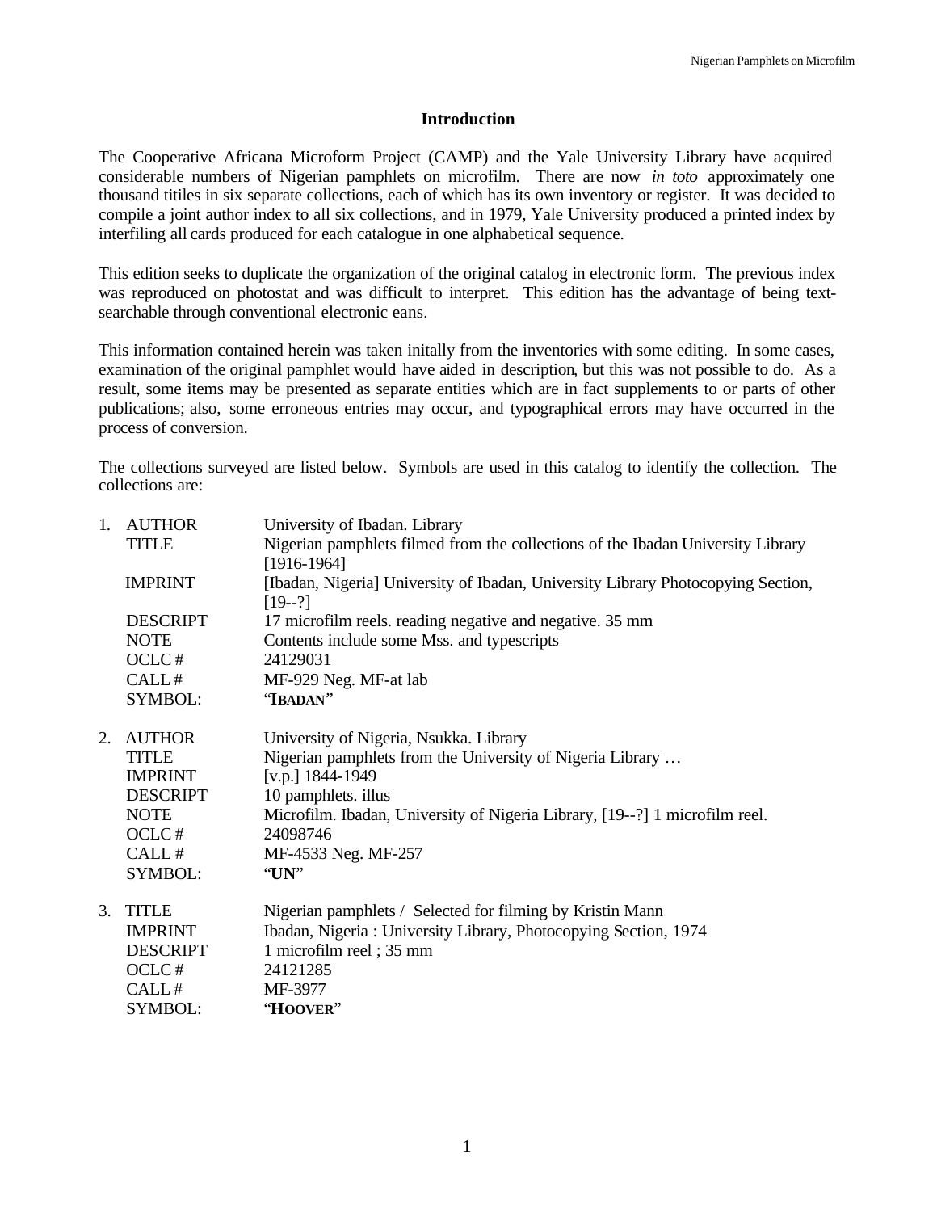## Introduction

The Cooperative Africana Microform Project (CAMP) and the Yale University Library have acquired considerable numbers of Nigerian pamphlets on microfilm. There are now *in toto* approximately one thousand titiles in six separate collections, each of which has its own inventory or register. It was decided to compile a joint author index to all six collections, and in 1979, Yale University produced a printed index by interfiling all cards produced for each catalogue in one alphabetical sequence.

This edition seeks to duplicate the organization of the original catalog in electronic form. The previous index was reproduced on photostat and was difficult to interpret. This edition has the advantage of being text-searchable through conventional electronic eans.

This information contained herein was taken initally from the inventories with some editing. In some cases, examination of the original pamphlet would have aided in description, but this was not possible to do. As a result, some items may be presented as separate entities which are in fact supplements to or parts of other publications; also, some erroneous entries may occur, and typographical errors may have occurred in the process of conversion.

The collections surveyed are listed below. Symbols are used in this catalog to identify the collection. The collections are:

1. AUTHOR — University of Ibadan. Library  
   TITLE — Nigerian pamphlets filmed from the collections of the Ibadan University Library [1916-1964]  
   IMPRINT — [Ibadan, Nigeria] University of Ibadan, University Library Photocopying Section, [19--?]  
   DESCRIPT — 17 microfilm reels. reading negative and negative. 35 mm  
   NOTE — Contents include some Mss. and typescripts  
   OCLC # — 24129031  
   CALL # — MF-929 Neg. MF-at lab  
   SYMBOL: — "**IBADAN**"

2. AUTHOR — University of Nigeria, Nsukka. Library  
   TITLE — Nigerian pamphlets from the University of Nigeria Library …  
   IMPRINT — [v.p.] 1844-1949  
   DESCRIPT — 10 pamphlets. illus  
   NOTE — Microfilm. Ibadan, University of Nigeria Library, [19--?] 1 microfilm reel.  
   OCLC # — 24098746  
   CALL # — MF-4533 Neg. MF-257  
   SYMBOL: — "**UN**"

3. TITLE — Nigerian pamphlets / Selected for filming by Kristin Mann  
   IMPRINT — Ibadan, Nigeria : University Library, Photocopying Section, 1974  
   DESCRIPT — 1 microfilm reel ; 35 mm  
   OCLC # — 24121285  
   CALL # — MF-3977  
   SYMBOL: — "**HOOVER**"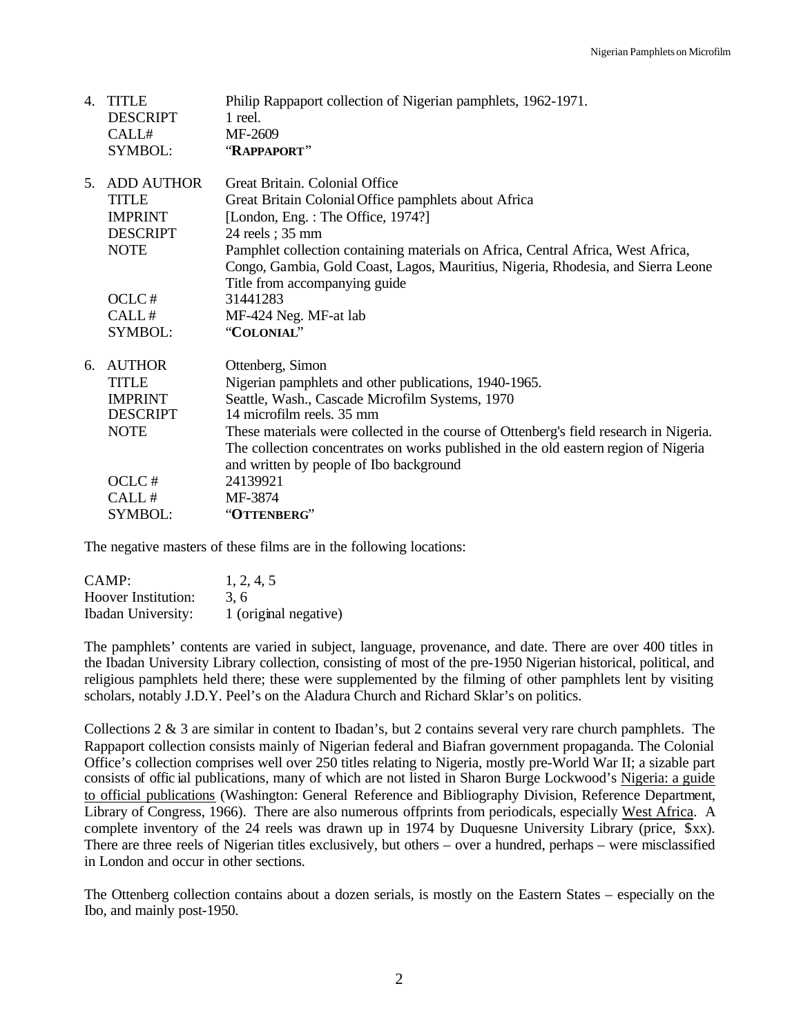4. TITLE — Philip Rappaport collection of Nigerian pamphlets, 1962-1971.
   DESCRIPT — 1 reel.
   CALL# — MF-2609
   SYMBOL: — "**RAPPAPORT**"

5. ADD AUTHOR — Great Britain. Colonial Office
   TITLE — Great Britain Colonial Office pamphlets about Africa
   IMPRINT — [London, Eng. : The Office, 1974?]
   DESCRIPT — 24 reels ; 35 mm
   NOTE — Pamphlet collection containing materials on Africa, Central Africa, West Africa, Congo, Gambia, Gold Coast, Lagos, Mauritius, Nigeria, Rhodesia, and Sierra Leone Title from accompanying guide
   OCLC # — 31441283
   CALL # — MF-424 Neg. MF-at lab
   SYMBOL: — "**COLONIAL**"

6. AUTHOR — Ottenberg, Simon
   TITLE — Nigerian pamphlets and other publications, 1940-1965.
   IMPRINT — Seattle, Wash., Cascade Microfilm Systems, 1970
   DESCRIPT — 14 microfilm reels. 35 mm
   NOTE — These materials were collected in the course of Ottenberg's field research in Nigeria. The collection concentrates on works published in the old eastern region of Nigeria and written by people of Ibo background
   OCLC # — 24139921
   CALL # — MF-3874
   SYMBOL: — "**OTTENBERG**"

The negative masters of these films are in the following locations:

| | |
|---|---|
| CAMP: | 1, 2, 4, 5 |
| Hoover Institution: | 3, 6 |
| Ibadan University: | 1 (original negative) |

The pamphlets' contents are varied in subject, language, provenance, and date. There are over 400 titles in the Ibadan University Library collection, consisting of most of the pre-1950 Nigerian historical, political, and religious pamphlets held there; these were supplemented by the filming of other pamphlets lent by visiting scholars, notably J.D.Y. Peel's on the Aladura Church and Richard Sklar's on politics.

Collections 2 & 3 are similar in content to Ibadan's, but 2 contains several very rare church pamphlets. The Rappaport collection consists mainly of Nigerian federal and Biafran government propaganda. The Colonial Office's collection comprises well over 250 titles relating to Nigeria, mostly pre-World War II; a sizable part consists of official publications, many of which are not listed in Sharon Burge Lockwood's Nigeria: a guide to official publications (Washington: General Reference and Bibliography Division, Reference Department, Library of Congress, 1966). There are also numerous offprints from periodicals, especially West Africa. A complete inventory of the 24 reels was drawn up in 1974 by Duquesne University Library (price, $xx). There are three reels of Nigerian titles exclusively, but others – over a hundred, perhaps – were misclassified in London and occur in other sections.

The Ottenberg collection contains about a dozen serials, is mostly on the Eastern States – especially on the Ibo, and mainly post-1950.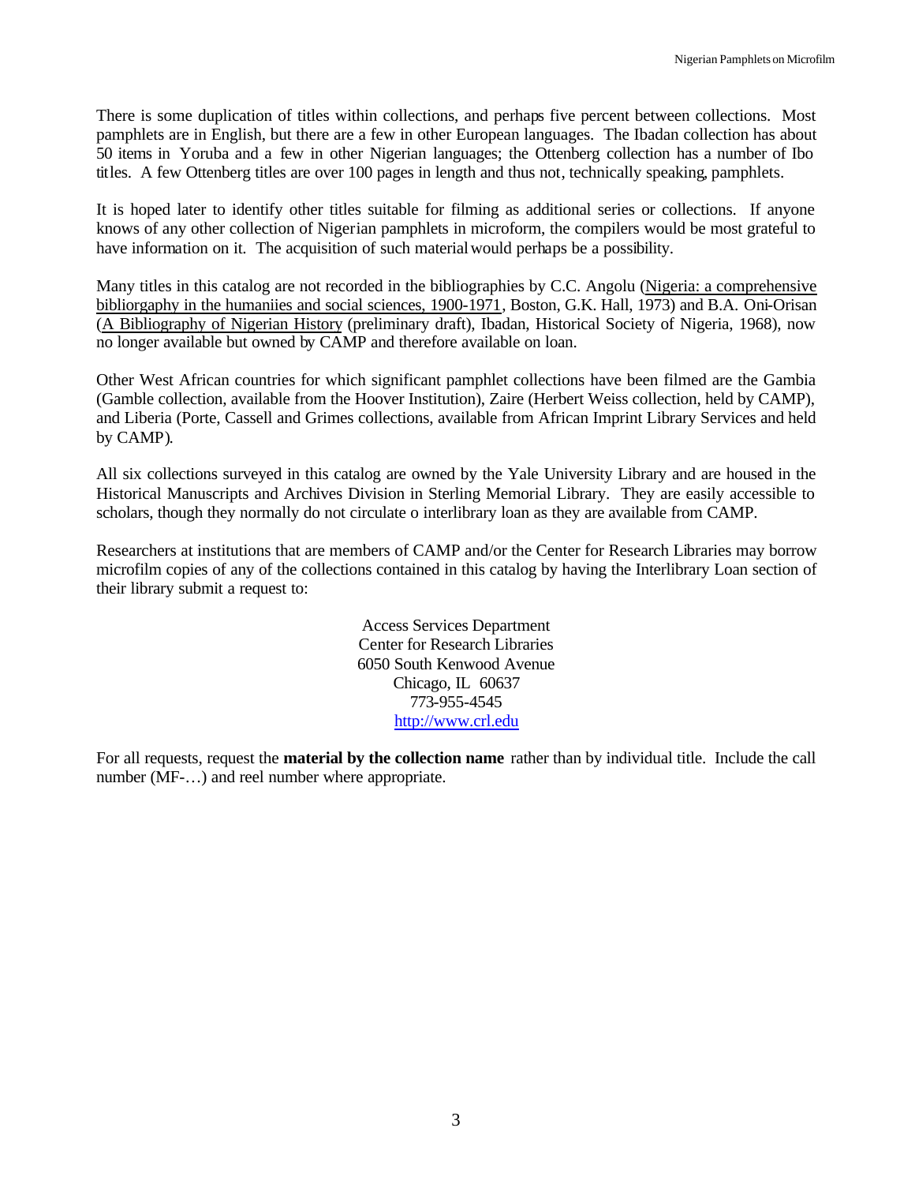There is some duplication of titles within collections, and perhaps five percent between collections. Most pamphlets are in English, but there are a few in other European languages. The Ibadan collection has about 50 items in Yoruba and a few in other Nigerian languages; the Ottenberg collection has a number of Ibo titles. A few Ottenberg titles are over 100 pages in length and thus not, technically speaking, pamphlets.

It is hoped later to identify other titles suitable for filming as additional series or collections. If anyone knows of any other collection of Nigerian pamphlets in microform, the compilers would be most grateful to have information on it. The acquisition of such material would perhaps be a possibility.

Many titles in this catalog are not recorded in the bibliographies by C.C. Angolu (Nigeria: a comprehensive bibliorgaphy in the humaniies and social sciences, 1900-1971, Boston, G.K. Hall, 1973) and B.A. Oni-Orisan (A Bibliography of Nigerian History (preliminary draft), Ibadan, Historical Society of Nigeria, 1968), now no longer available but owned by CAMP and therefore available on loan.

Other West African countries for which significant pamphlet collections have been filmed are the Gambia (Gamble collection, available from the Hoover Institution), Zaire (Herbert Weiss collection, held by CAMP), and Liberia (Porte, Cassell and Grimes collections, available from African Imprint Library Services and held by CAMP).

All six collections surveyed in this catalog are owned by the Yale University Library and are housed in the Historical Manuscripts and Archives Division in Sterling Memorial Library. They are easily accessible to scholars, though they normally do not circulate o interlibrary loan as they are available from CAMP.

Researchers at institutions that are members of CAMP and/or the Center for Research Libraries may borrow microfilm copies of any of the collections contained in this catalog by having the Interlibrary Loan section of their library submit a request to:

Access Services Department
Center for Research Libraries
6050 South Kenwood Avenue
Chicago, IL 60637
773-955-4545
http://www.crl.edu

For all requests, request the **material by the collection name** rather than by individual title. Include the call number (MF-…) and reel number where appropriate.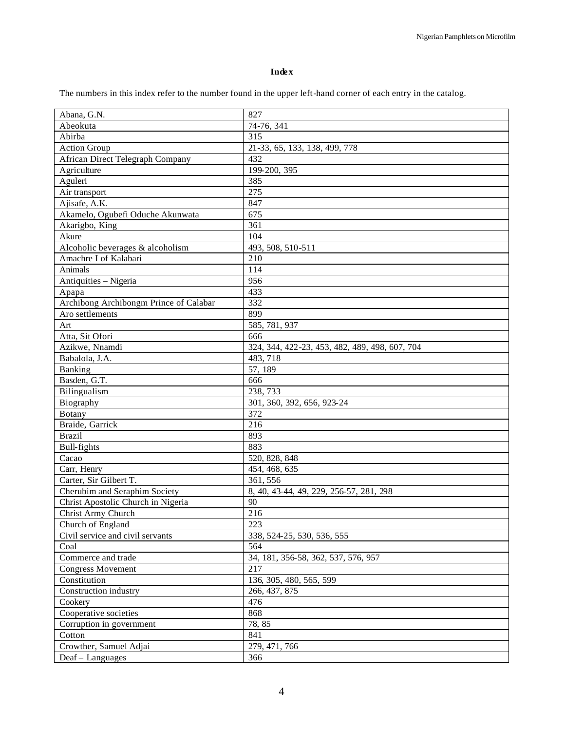# Index

The numbers in this index refer to the number found in the upper left-hand corner of each entry in the catalog.

| | |
|---|---|
| Abana, G.N. | 827 |
| Abeokuta | 74-76, 341 |
| Abirba | 315 |
| Action Group | 21-33, 65, 133, 138, 499, 778 |
| African Direct Telegraph Company | 432 |
| Agriculture | 199-200, 395 |
| Aguleri | 385 |
| Air transport | 275 |
| Ajisafe, A.K. | 847 |
| Akamelo, Ogubefi Oduche Akunwata | 675 |
| Akarigbo, King | 361 |
| Akure | 104 |
| Alcoholic beverages & alcoholism | 493, 508, 510-511 |
| Amachre I of Kalabari | 210 |
| Animals | 114 |
| Antiquities – Nigeria | 956 |
| Apapa | 433 |
| Archibong Archibongm Prince of Calabar | 332 |
| Aro settlements | 899 |
| Art | 585, 781, 937 |
| Atta, Sit Ofori | 666 |
| Azikwe, Nnamdi | 324, 344, 422-23, 453, 482, 489, 498, 607, 704 |
| Babalola, J.A. | 483, 718 |
| Banking | 57, 189 |
| Basden, G.T. | 666 |
| Bilingualism | 238, 733 |
| Biography | 301, 360, 392, 656, 923-24 |
| Botany | 372 |
| Braide, Garrick | 216 |
| Brazil | 893 |
| Bull-fights | 883 |
| Cacao | 520, 828, 848 |
| Carr, Henry | 454, 468, 635 |
| Carter, Sir Gilbert T. | 361, 556 |
| Cherubim and Seraphim Society | 8, 40, 43-44, 49, 229, 256-57, 281, 298 |
| Christ Apostolic Church in Nigeria | 90 |
| Christ Army Church | 216 |
| Church of England | 223 |
| Civil service and civil servants | 338, 524-25, 530, 536, 555 |
| Coal | 564 |
| Commerce and trade | 34, 181, 356-58, 362, 537, 576, 957 |
| Congress Movement | 217 |
| Constitution | 136, 305, 480, 565, 599 |
| Construction industry | 266, 437, 875 |
| Cookery | 476 |
| Cooperative societies | 868 |
| Corruption in government | 78, 85 |
| Cotton | 841 |
| Crowther, Samuel Adjai | 279, 471, 766 |
| Deaf – Languages | 366 |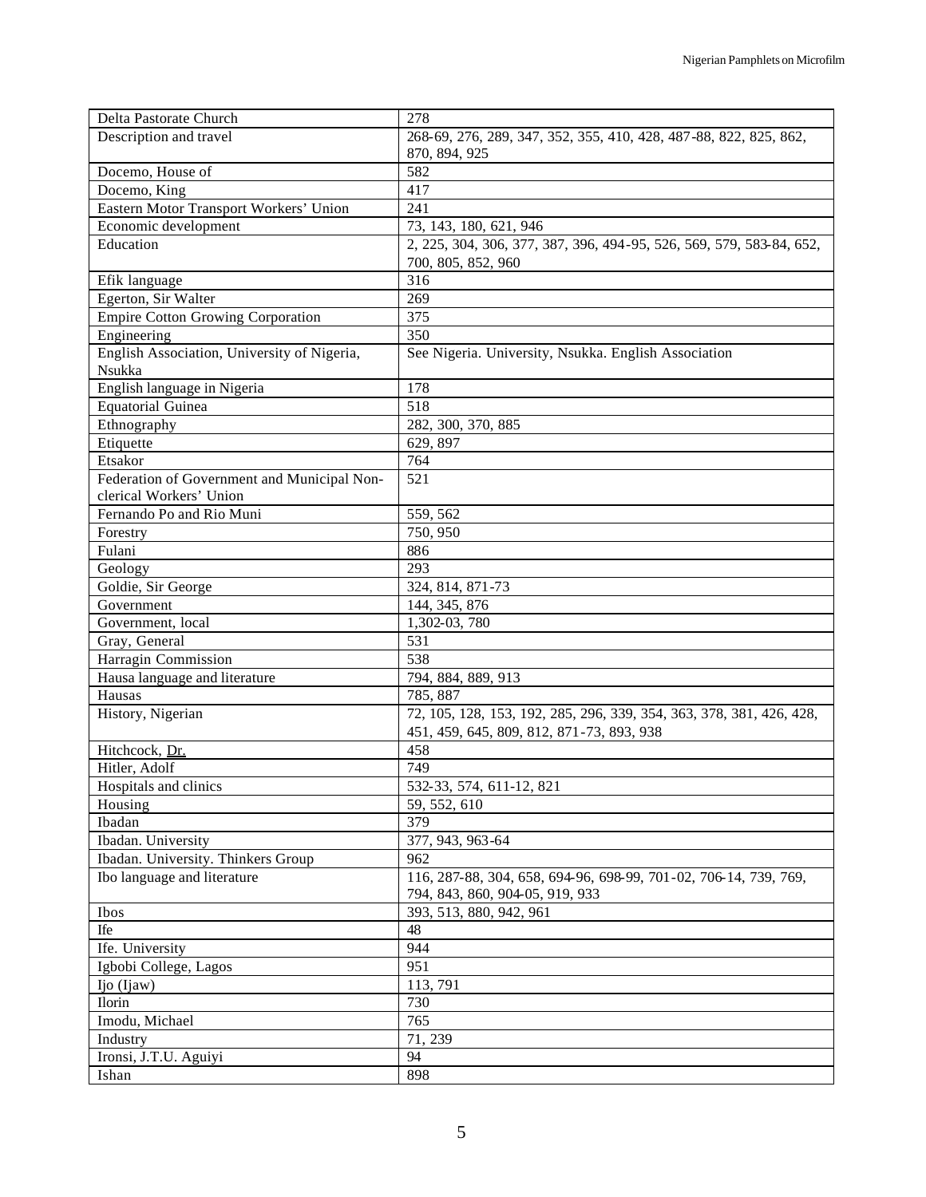| Delta Pastorate Church | 278 |
|---|---|
| Description and travel | 268-69, 276, 289, 347, 352, 355, 410, 428, 487-88, 822, 825, 862, 870, 894, 925 |
| Docemo, House of | 582 |
| Docemo, King | 417 |
| Eastern Motor Transport Workers' Union | 241 |
| Economic development | 73, 143, 180, 621, 946 |
| Education | 2, 225, 304, 306, 377, 387, 396, 494-95, 526, 569, 579, 583-84, 652, 700, 805, 852, 960 |
| Efik language | 316 |
| Egerton, Sir Walter | 269 |
| Empire Cotton Growing Corporation | 375 |
| Engineering | 350 |
| English Association, University of Nigeria, Nsukka | See Nigeria. University, Nsukka. English Association |
| English language in Nigeria | 178 |
| Equatorial Guinea | 518 |
| Ethnography | 282, 300, 370, 885 |
| Etiquette | 629, 897 |
| Etsakor | 764 |
| Federation of Government and Municipal Non-clerical Workers' Union | 521 |
| Fernando Po and Rio Muni | 559, 562 |
| Forestry | 750, 950 |
| Fulani | 886 |
| Geology | 293 |
| Goldie, Sir George | 324, 814, 871-73 |
| Government | 144, 345, 876 |
| Government, local | 1,302-03, 780 |
| Gray, General | 531 |
| Harragin Commission | 538 |
| Hausa language and literature | 794, 884, 889, 913 |
| Hausas | 785, 887 |
| History, Nigerian | 72, 105, 128, 153, 192, 285, 296, 339, 354, 363, 378, 381, 426, 428, 451, 459, 645, 809, 812, 871-73, 893, 938 |
| Hitchcock, Dr. | 458 |
| Hitler, Adolf | 749 |
| Hospitals and clinics | 532-33, 574, 611-12, 821 |
| Housing | 59, 552, 610 |
| Ibadan | 379 |
| Ibadan. University | 377, 943, 963-64 |
| Ibadan. University. Thinkers Group | 962 |
| Ibo language and literature | 116, 287-88, 304, 658, 694-96, 698-99, 701-02, 706-14, 739, 769, 794, 843, 860, 904-05, 919, 933 |
| Ibos | 393, 513, 880, 942, 961 |
| Ife | 48 |
| Ife. University | 944 |
| Igbobi College, Lagos | 951 |
| Ijo (Ijaw) | 113, 791 |
| Ilorin | 730 |
| Imodu, Michael | 765 |
| Industry | 71, 239 |
| Ironsi, J.T.U. Aguiyi | 94 |
| Ishan | 898 |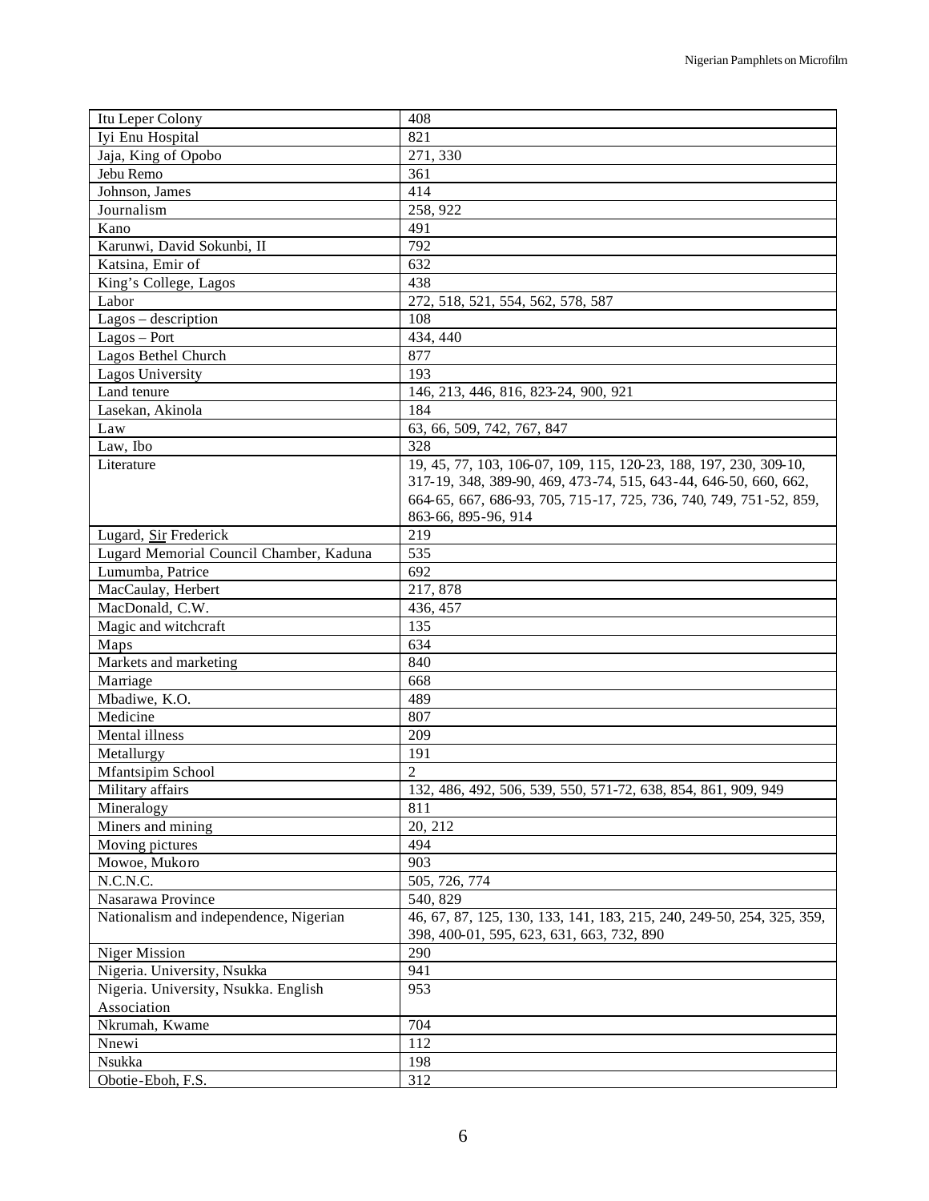| Itu Leper Colony | 408 |
|---|---|
| Iyi Enu Hospital | 821 |
| Jaja, King of Opobo | 271, 330 |
| Jebu Remo | 361 |
| Johnson, James | 414 |
| Journalism | 258, 922 |
| Kano | 491 |
| Karunwi, David Sokunbi, II | 792 |
| Katsina, Emir of | 632 |
| King's College, Lagos | 438 |
| Labor | 272, 518, 521, 554, 562, 578, 587 |
| Lagos – description | 108 |
| Lagos – Port | 434, 440 |
| Lagos Bethel Church | 877 |
| Lagos University | 193 |
| Land tenure | 146, 213, 446, 816, 823-24, 900, 921 |
| Lasekan, Akinola | 184 |
| Law | 63, 66, 509, 742, 767, 847 |
| Law, Ibo | 328 |
| Literature | 19, 45, 77, 103, 106-07, 109, 115, 120-23, 188, 197, 230, 309-10, 317-19, 348, 389-90, 469, 473-74, 515, 643-44, 646-50, 660, 662, 664-65, 667, 686-93, 705, 715-17, 725, 736, 740, 749, 751-52, 859, 863-66, 895-96, 914 |
| Lugard, Sir Frederick | 219 |
| Lugard Memorial Council Chamber, Kaduna | 535 |
| Lumumba, Patrice | 692 |
| MacCaulay, Herbert | 217, 878 |
| MacDonald, C.W. | 436, 457 |
| Magic and witchcraft | 135 |
| Maps | 634 |
| Markets and marketing | 840 |
| Marriage | 668 |
| Mbadiwe, K.O. | 489 |
| Medicine | 807 |
| Mental illness | 209 |
| Metallurgy | 191 |
| Mfantsipim School | 2 |
| Military affairs | 132, 486, 492, 506, 539, 550, 571-72, 638, 854, 861, 909, 949 |
| Mineralogy | 811 |
| Miners and mining | 20, 212 |
| Moving pictures | 494 |
| Mowoe, Mukoro | 903 |
| N.C.N.C. | 505, 726, 774 |
| Nasarawa Province | 540, 829 |
| Nationalism and independence, Nigerian | 46, 67, 87, 125, 130, 133, 141, 183, 215, 240, 249-50, 254, 325, 359, 398, 400-01, 595, 623, 631, 663, 732, 890 |
| Niger Mission | 290 |
| Nigeria. University, Nsukka | 941 |
| Nigeria. University, Nsukka. English Association | 953 |
| Nkrumah, Kwame | 704 |
| Nnewi | 112 |
| Nsukka | 198 |
| Obotie-Eboh, F.S. | 312 |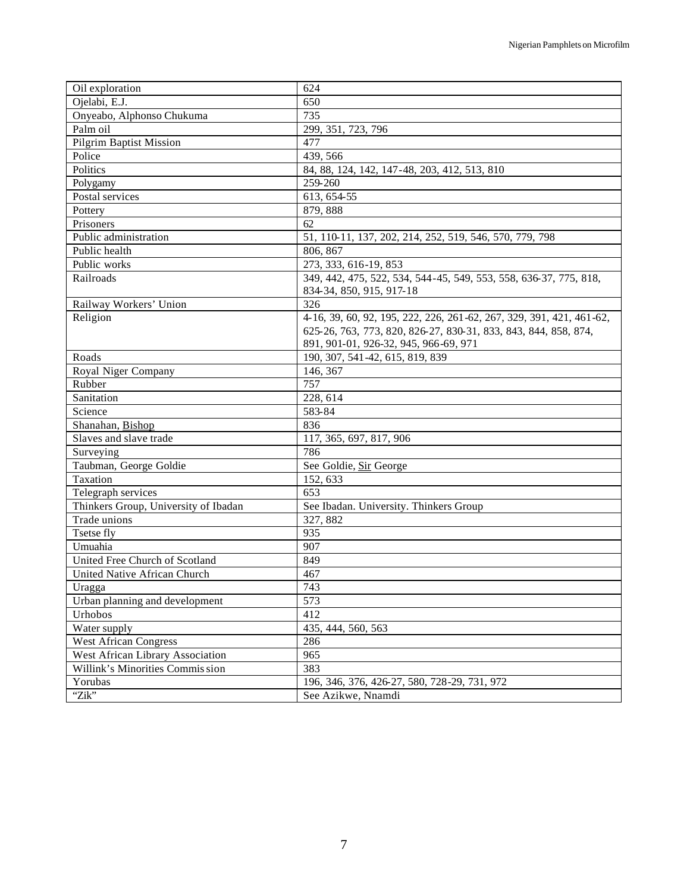| | |
|---|---|
| Oil exploration | 624 |
| Ojelabi, E.J. | 650 |
| Onyeabo, Alphonso Chukuma | 735 |
| Palm oil | 299, 351, 723, 796 |
| Pilgrim Baptist Mission | 477 |
| Police | 439, 566 |
| Politics | 84, 88, 124, 142, 147-48, 203, 412, 513, 810 |
| Polygamy | 259-260 |
| Postal services | 613, 654-55 |
| Pottery | 879, 888 |
| Prisoners | 62 |
| Public administration | 51, 110-11, 137, 202, 214, 252, 519, 546, 570, 779, 798 |
| Public health | 806, 867 |
| Public works | 273, 333, 616-19, 853 |
| Railroads | 349, 442, 475, 522, 534, 544-45, 549, 553, 558, 636-37, 775, 818, 834-34, 850, 915, 917-18 |
| Railway Workers' Union | 326 |
| Religion | 4-16, 39, 60, 92, 195, 222, 226, 261-62, 267, 329, 391, 421, 461-62, 625-26, 763, 773, 820, 826-27, 830-31, 833, 843, 844, 858, 874, 891, 901-01, 926-32, 945, 966-69, 971 |
| Roads | 190, 307, 541-42, 615, 819, 839 |
| Royal Niger Company | 146, 367 |
| Rubber | 757 |
| Sanitation | 228, 614 |
| Science | 583-84 |
| Shanahan, Bishop | 836 |
| Slaves and slave trade | 117, 365, 697, 817, 906 |
| Surveying | 786 |
| Taubman, George Goldie | See Goldie, Sir George |
| Taxation | 152, 633 |
| Telegraph services | 653 |
| Thinkers Group, University of Ibadan | See Ibadan. University. Thinkers Group |
| Trade unions | 327, 882 |
| Tsetse fly | 935 |
| Umuahia | 907 |
| United Free Church of Scotland | 849 |
| United Native African Church | 467 |
| Uragga | 743 |
| Urban planning and development | 573 |
| Urhobos | 412 |
| Water supply | 435, 444, 560, 563 |
| West African Congress | 286 |
| West African Library Association | 965 |
| Willink's Minorities Commission | 383 |
| Yorubas | 196, 346, 376, 426-27, 580, 728-29, 731, 972 |
| "Zik" | See Azikwe, Nnamdi |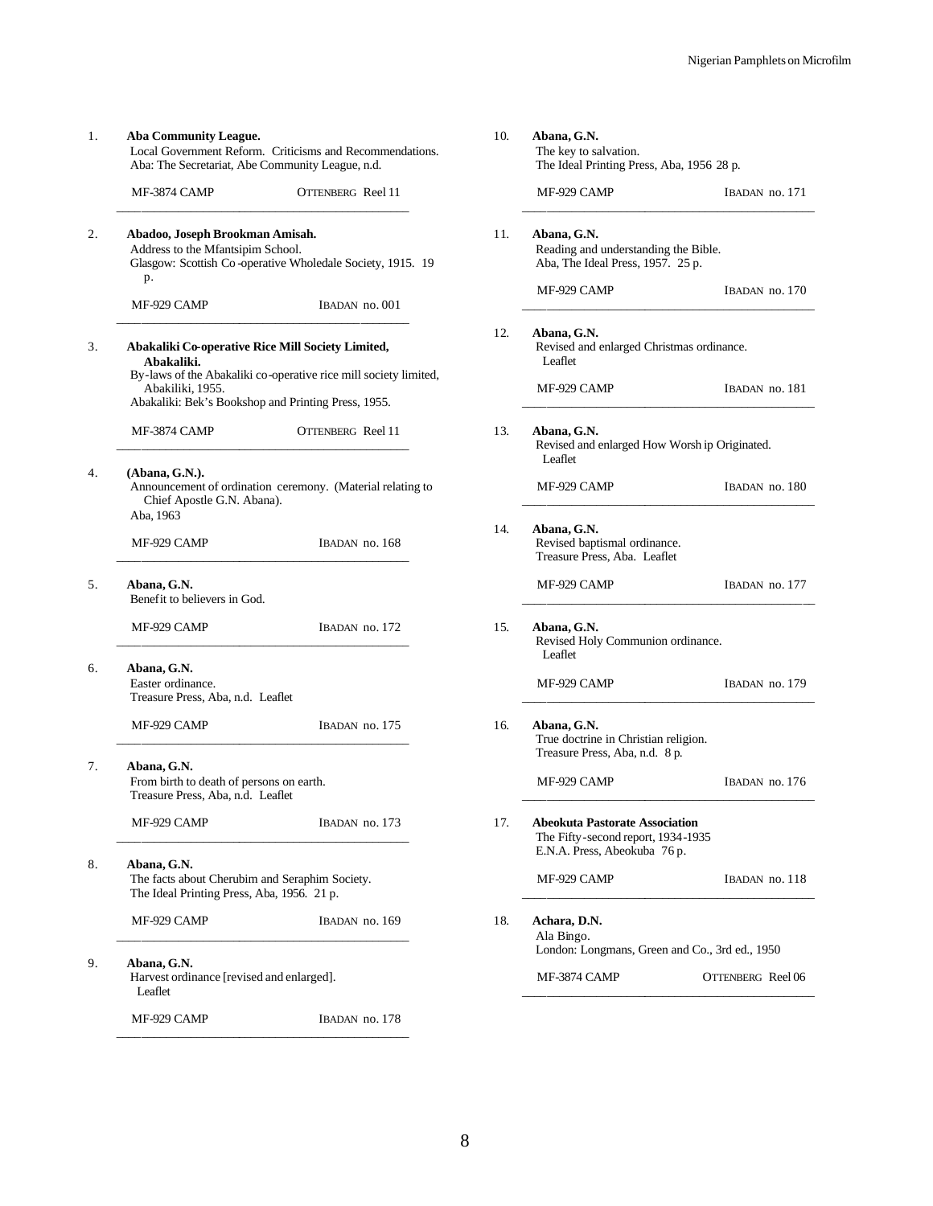1. **Aba Community League.**
   Local Government Reform. Criticisms and Recommendations.
   Aba: The Secretariat, Abe Community League, n.d.

   MF-3874 CAMP OTTENBERG Reel 11

---

2. **Abadoo, Joseph Brookman Amisah.**
   Address to the Mfantsipim School.
   Glasgow: Scottish Co-operative Wholedale Society, 1915. 19 p.

   MF-929 CAMP IBADAN no. 001

---

3. **Abakaliki Co-operative Rice Mill Society Limited, Abakaliki.**
   By-laws of the Abakaliki co-operative rice mill society limited, Abakiliki, 1955.
   Abakaliki: Bek's Bookshop and Printing Press, 1955.

   MF-3874 CAMP OTTENBERG Reel 11

---

4. **(Abana, G.N.).**
   Announcement of ordination ceremony. (Material relating to Chief Apostle G.N. Abana).
   Aba, 1963

   MF-929 CAMP IBADAN no. 168

---

5. **Abana, G.N.**
   Benefit to believers in God.

   MF-929 CAMP IBADAN no. 172

---

6. **Abana, G.N.**
   Easter ordinance.
   Treasure Press, Aba, n.d. Leaflet

   MF-929 CAMP IBADAN no. 175

---

7. **Abana, G.N.**
   From birth to death of persons on earth.
   Treasure Press, Aba, n.d. Leaflet

   MF-929 CAMP IBADAN no. 173

---

8. **Abana, G.N.**
   The facts about Cherubim and Seraphim Society.
   The Ideal Printing Press, Aba, 1956. 21 p.

   MF-929 CAMP IBADAN no. 169

---

9. **Abana, G.N.**
   Harvest ordinance [revised and enlarged].
   Leaflet

   MF-929 CAMP IBADAN no. 178

---

10. **Abana, G.N.**
    The key to salvation.
    The Ideal Printing Press, Aba, 1956 28 p.

    MF-929 CAMP IBADAN no. 171

---

11. **Abana, G.N.**
    Reading and understanding the Bible.
    Aba, The Ideal Press, 1957. 25 p.

    MF-929 CAMP IBADAN no. 170

---

12. **Abana, G.N.**
    Revised and enlarged Christmas ordinance.
    Leaflet

    MF-929 CAMP IBADAN no. 181

---

13. **Abana, G.N.**
    Revised and enlarged How Worsh ip Originated.
    Leaflet

    MF-929 CAMP IBADAN no. 180

---

14. **Abana, G.N.**
    Revised baptismal ordinance.
    Treasure Press, Aba. Leaflet

    MF-929 CAMP IBADAN no. 177

---

15. **Abana, G.N.**
    Revised Holy Communion ordinance.
    Leaflet

    MF-929 CAMP IBADAN no. 179

---

16. **Abana, G.N.**
    True doctrine in Christian religion.
    Treasure Press, Aba, n.d. 8 p.

    MF-929 CAMP IBADAN no. 176

---

17. **Abeokuta Pastorate Association**
    The Fifty-second report, 1934-1935
    E.N.A. Press, Abeokuba 76 p.

    MF-929 CAMP IBADAN no. 118

---

18. **Achara, D.N.**
    Ala Bingo.
    London: Longmans, Green and Co., 3rd ed., 1950

    MF-3874 CAMP OTTENBERG Reel 06

---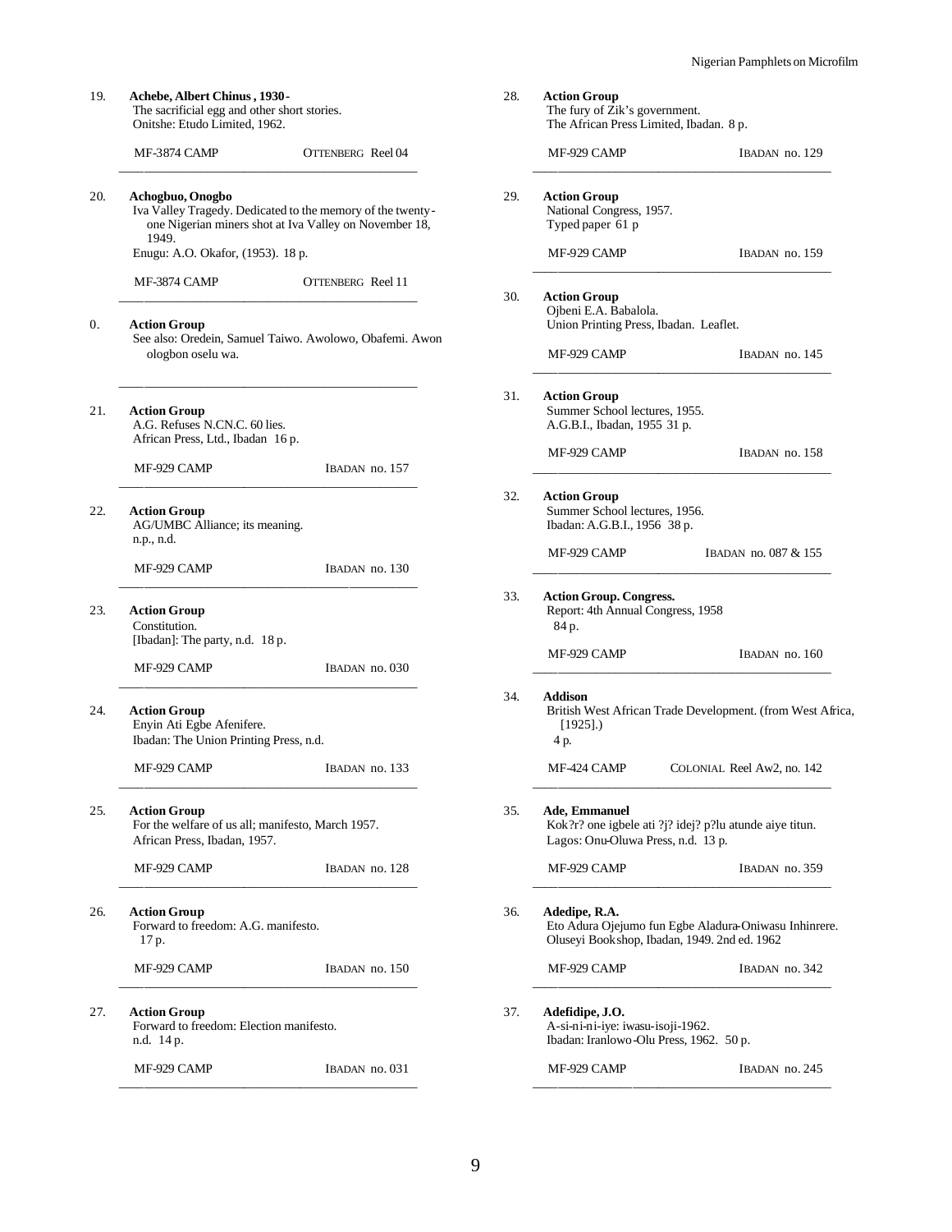19. **Achebe, Albert Chinus, 1930-**
The sacrificial egg and other short stories.
Onitshe: Etudo Limited, 1962.

MF-3874 CAMP OTTENBERG Reel 04

20. **Achogbuo, Onogbo**
Iva Valley Tragedy. Dedicated to the memory of the twenty-one Nigerian miners shot at Iva Valley on November 18, 1949.
Enugu: A.O. Okafor, (1953). 18 p.

MF-3874 CAMP OTTENBERG Reel 11

0. **Action Group**
See also: Oredein, Samuel Taiwo. Awolowo, Obafemi. Awon ologbon oselu wa.

21. **Action Group**
A.G. Refuses N.CN.C. 60 lies.
African Press, Ltd., Ibadan 16 p.

MF-929 CAMP IBADAN no. 157

22. **Action Group**
AG/UMBC Alliance; its meaning.
n.p., n.d.

MF-929 CAMP IBADAN no. 130

23. **Action Group**
Constitution.
[Ibadan]: The party, n.d. 18 p.

MF-929 CAMP IBADAN no. 030

24. **Action Group**
Enyin Ati Egbe Afenifere.
Ibadan: The Union Printing Press, n.d.

MF-929 CAMP IBADAN no. 133

25. **Action Group**
For the welfare of us all; manifesto, March 1957.
African Press, Ibadan, 1957.

MF-929 CAMP IBADAN no. 128

26. **Action Group**
Forward to freedom: A.G. manifesto.
17 p.

MF-929 CAMP IBADAN no. 150

27. **Action Group**
Forward to freedom: Election manifesto.
n.d. 14 p.

MF-929 CAMP IBADAN no. 031

28. **Action Group**
The fury of Zik's government.
The African Press Limited, Ibadan. 8 p.

MF-929 CAMP IBADAN no. 129

29. **Action Group**
National Congress, 1957.
Typed paper 61 p

MF-929 CAMP IBADAN no. 159

30. **Action Group**
Ojbeni E.A. Babalola.
Union Printing Press, Ibadan. Leaflet.

MF-929 CAMP IBADAN no. 145

31. **Action Group**
Summer School lectures, 1955.
A.G.B.I., Ibadan, 1955 31 p.

MF-929 CAMP IBADAN no. 158

32. **Action Group**
Summer School lectures, 1956.
Ibadan: A.G.B.I., 1956 38 p.

MF-929 CAMP IBADAN no. 087 & 155

33. **Action Group. Congress.**
Report: 4th Annual Congress, 1958
84 p.

MF-929 CAMP IBADAN no. 160

34. **Addison**
British West African Trade Development. (from West Africa, [1925].)
4 p.

MF-424 CAMP COLONIAL Reel Aw2, no. 142

35. **Ade, Emmanuel**
Kok?r? one igbele ati ?j? idej? p?lu atunde aiye titun.
Lagos: Onu-Oluwa Press, n.d. 13 p.

MF-929 CAMP IBADAN no. 359

36. **Adedipe, R.A.**
Eto Adura Ojejumo fun Egbe Aladura-Oniwasu Inhinrere.
Oluseyi Bookshop, Ibadan, 1949. 2nd ed. 1962

MF-929 CAMP IBADAN no. 342

37. **Adefidipe, J.O.**
A-si-ni-ni-iye: iwasu-isoji-1962.
Ibadan: Iranlowo-Olu Press, 1962. 50 p.

MF-929 CAMP IBADAN no. 245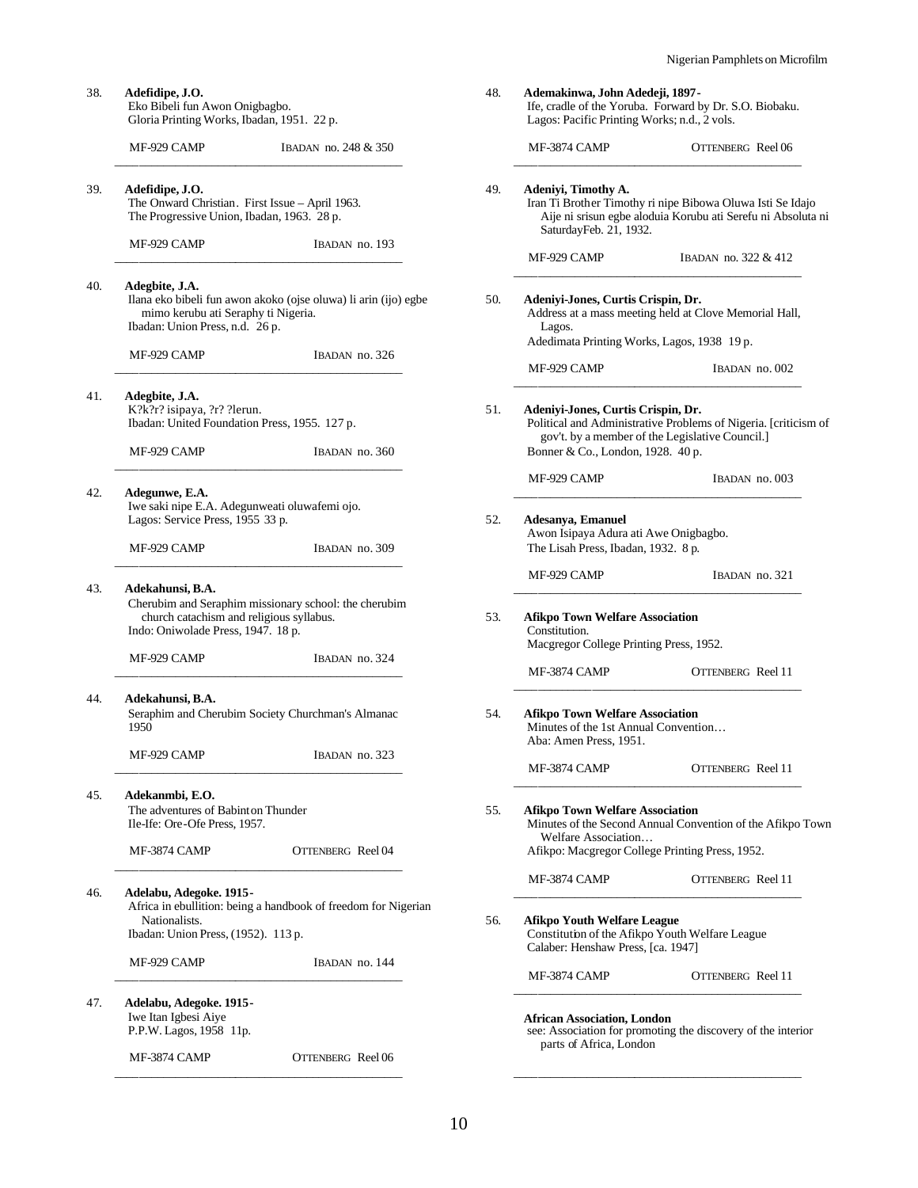38. **Adefidipe, J.O.**
Eko Bibeli fun Awon Onigbagbo.
Gloria Printing Works, Ibadan, 1951. 22 p.

MF-929 CAMP — IBADAN no. 248 & 350

---

39. **Adefidipe, J.O.**
The Onward Christian. First Issue – April 1963.
The Progressive Union, Ibadan, 1963. 28 p.

MF-929 CAMP — IBADAN no. 193

---

40. **Adegbite, J.A.**
Ilana eko bibeli fun awon akoko (ojse oluwa) li arin (ijo) egbe mimo kerubu ati Seraphy ti Nigeria.
Ibadan: Union Press, n.d. 26 p.

MF-929 CAMP — IBADAN no. 326

---

41. **Adegbite, J.A.**
K?k?r? isipaya, ?r? ?lerun.
Ibadan: United Foundation Press, 1955. 127 p.

MF-929 CAMP — IBADAN no. 360

---

42. **Adegunwe, E.A.**
Iwe saki nipe E.A. Adegunweati oluwafemi ojo.
Lagos: Service Press, 1955 33 p.

MF-929 CAMP — IBADAN no. 309

---

43. **Adekahunsi, B.A.**
Cherubim and Seraphim missionary school: the cherubim church catachism and religious syllabus.
Indo: Oniwolade Press, 1947. 18 p.

MF-929 CAMP — IBADAN no. 324

---

44. **Adekahunsi, B.A.**
Seraphim and Cherubim Society Churchman's Almanac 1950

MF-929 CAMP — IBADAN no. 323

---

45. **Adekanmbi, E.O.**
The adventures of Babinton Thunder
Ile-Ife: Ore-Ofe Press, 1957.

MF-3874 CAMP — OTTENBERG Reel 04

---

46. **Adelabu, Adegoke. 1915-**
Africa in ebullition: being a handbook of freedom for Nigerian Nationalists.
Ibadan: Union Press, (1952). 113 p.

MF-929 CAMP — IBADAN no. 144

---

47. **Adelabu, Adegoke. 1915-**
Iwe Itan Igbesi Aiye
P.P.W. Lagos, 1958 11p.

MF-3874 CAMP — OTTENBERG Reel 06

---

48. **Ademakinwa, John Adedeji, 1897-**
Ife, cradle of the Yoruba. Forward by Dr. S.O. Biobaku.
Lagos: Pacific Printing Works; n.d., 2 vols.

MF-3874 CAMP — OTTENBERG Reel 06

---

49. **Adeniyi, Timothy A.**
Iran Ti Brother Timothy ri nipe Bibowa Oluwa Isti Se Idajo Aije ni srisun egbe aloduia Korubu ati Serefu ni Absoluta ni SaturdayFeb. 21, 1932.

MF-929 CAMP — IBADAN no. 322 & 412

---

50. **Adeniyi-Jones, Curtis Crispin, Dr.**
Address at a mass meeting held at Clove Memorial Hall, Lagos.
Adedimata Printing Works, Lagos, 1938 19 p.

MF-929 CAMP — IBADAN no. 002

---

51. **Adeniyi-Jones, Curtis Crispin, Dr.**
Political and Administrative Problems of Nigeria. [criticism of gov't. by a member of the Legislative Council.]
Bonner & Co., London, 1928. 40 p.

MF-929 CAMP — IBADAN no. 003

---

52. **Adesanya, Emanuel**
Awon Isipaya Adura ati Awe Onigbagbo.
The Lisah Press, Ibadan, 1932. 8 p.

MF-929 CAMP — IBADAN no. 321

---

53. **Afikpo Town Welfare Association**
Constitution.
Macgregor College Printing Press, 1952.

MF-3874 CAMP — OTTENBERG Reel 11

---

54. **Afikpo Town Welfare Association**
Minutes of the 1st Annual Convention…
Aba: Amen Press, 1951.

MF-3874 CAMP — OTTENBERG Reel 11

---

55. **Afikpo Town Welfare Association**
Minutes of the Second Annual Convention of the Afikpo Town Welfare Association…
Afikpo: Macgregor College Printing Press, 1952.

MF-3874 CAMP — OTTENBERG Reel 11

---

56. **Afikpo Youth Welfare League**
Constitution of the Afikpo Youth Welfare League
Calaber: Henshaw Press, [ca. 1947]

MF-3874 CAMP — OTTENBERG Reel 11

---

**African Association, London**
see: Association for promoting the discovery of the interior parts of Africa, London

---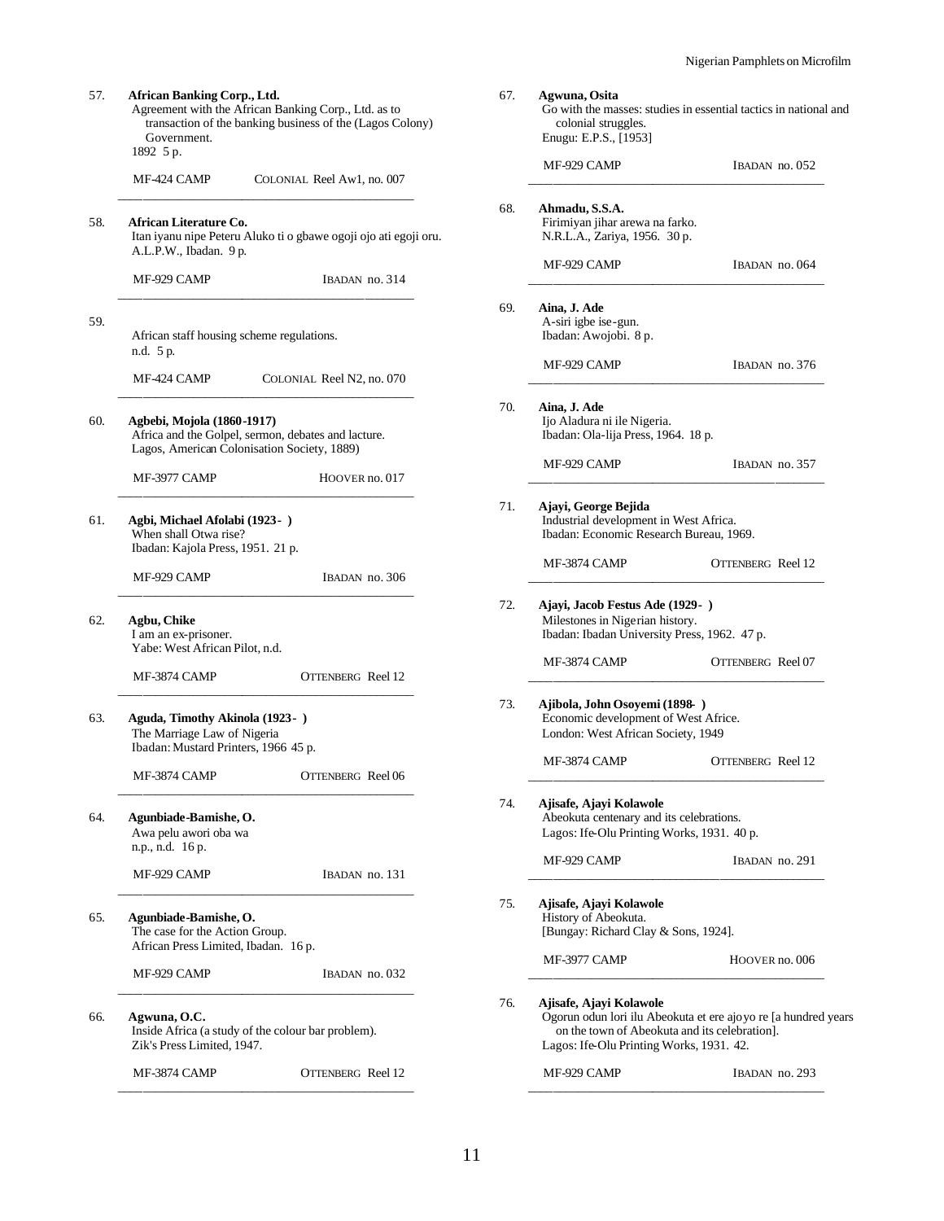57. **African Banking Corp., Ltd.**
Agreement with the African Banking Corp., Ltd. as to transaction of the banking business of the (Lagos Colony) Government.
1892 5 p.

MF-424 CAMP COLONIAL Reel Aw1, no. 007

---

58. **African Literature Co.**
Itan iyanu nipe Peteru Aluko ti o gbawe ogoji ojo ati egoji oru.
A.L.P.W., Ibadan. 9 p.

MF-929 CAMP IBADAN no. 314

---

59.
African staff housing scheme regulations.
n.d. 5 p.

MF-424 CAMP COLONIAL Reel N2, no. 070

---

60. **Agbebi, Mojola (1860-1917)**
Africa and the Golpel, sermon, debates and lacture.
Lagos, American Colonisation Society, 1889)

MF-3977 CAMP HOOVER no. 017

---

61. **Agbi, Michael Afolabi (1923- )**
When shall Otwa rise?
Ibadan: Kajola Press, 1951. 21 p.

MF-929 CAMP IBADAN no. 306

---

62. **Agbu, Chike**
I am an ex-prisoner.
Yabe: West African Pilot, n.d.

MF-3874 CAMP OTTENBERG Reel 12

---

63. **Aguda, Timothy Akinola (1923- )**
The Marriage Law of Nigeria
Ibadan: Mustard Printers, 1966 45 p.

MF-3874 CAMP OTTENBERG Reel 06

---

64. **Agunbiade-Bamishe, O.**
Awa pelu awori oba wa
n.p., n.d. 16 p.

MF-929 CAMP IBADAN no. 131

---

65. **Agunbiade-Bamishe, O.**
The case for the Action Group.
African Press Limited, Ibadan. 16 p.

MF-929 CAMP IBADAN no. 032

---

66. **Agwuna, O.C.**
Inside Africa (a study of the colour bar problem).
Zik's Press Limited, 1947.

MF-3874 CAMP OTTENBERG Reel 12

---

67. **Agwuna, Osita**
Go with the masses: studies in essential tactics in national and colonial struggles.
Enugu: E.P.S., [1953]

MF-929 CAMP IBADAN no. 052

---

68. **Ahmadu, S.S.A.**
Firimiyan jihar arewa na farko.
N.R.L.A., Zariya, 1956. 30 p.

MF-929 CAMP IBADAN no. 064

---

69. **Aina, J. Ade**
A-siri igbe ise-gun.
Ibadan: Awojobi. 8 p.

MF-929 CAMP IBADAN no. 376

---

70. **Aina, J. Ade**
Ijo Aladura ni ile Nigeria.
Ibadan: Ola-lija Press, 1964. 18 p.

MF-929 CAMP IBADAN no. 357

---

71. **Ajayi, George Bejida**
Industrial development in West Africa.
Ibadan: Economic Research Bureau, 1969.

MF-3874 CAMP OTTENBERG Reel 12

---

72. **Ajayi, Jacob Festus Ade (1929- )**
Milestones in Nigerian history.
Ibadan: Ibadan University Press, 1962. 47 p.

MF-3874 CAMP OTTENBERG Reel 07

---

73. **Ajibola, John Osoyemi (1898- )**
Economic development of West Africe.
London: West African Society, 1949

MF-3874 CAMP OTTENBERG Reel 12

---

74. **Ajisafe, Ajayi Kolawole**
Abeokuta centenary and its celebrations.
Lagos: Ife-Olu Printing Works, 1931. 40 p.

MF-929 CAMP IBADAN no. 291

---

75. **Ajisafe, Ajayi Kolawole**
History of Abeokuta.
[Bungay: Richard Clay & Sons, 1924].

MF-3977 CAMP HOOVER no. 006

---

76. **Ajisafe, Ajayi Kolawole**
Ogorun odun lori ilu Abeokuta et ere ajoyo re [a hundred years on the town of Abeokuta and its celebration].
Lagos: Ife-Olu Printing Works, 1931. 42.

MF-929 CAMP IBADAN no. 293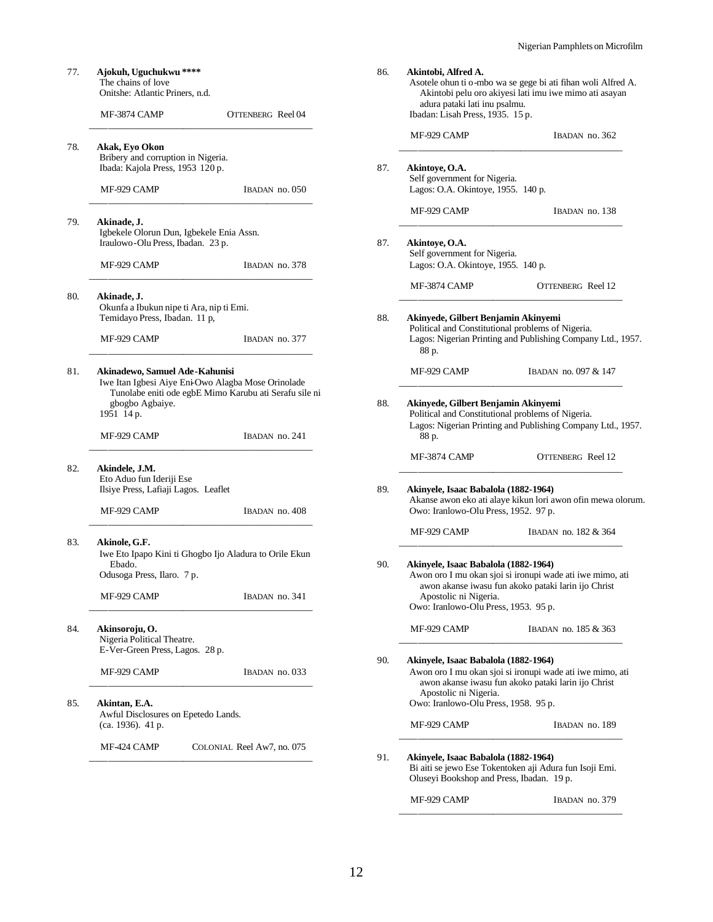77. **Ajokuh, Uguchukwu ****
The chains of love
Onitshe: Atlantic Priners, n.d.

MF-3874 CAMP OTTENBERG Reel 04

---

78. **Akak, Eyo Okon**
Bribery and corruption in Nigeria.
Ibada: Kajola Press, 1953 120 p.

MF-929 CAMP IBADAN no. 050

---

79. **Akinade, J.**
Igbekele Olorun Dun, Igbekele Enia Assn.
Iraulowo-Olu Press, Ibadan. 23 p.

MF-929 CAMP IBADAN no. 378

---

80. **Akinade, J.**
Okunfa a Ibukun nipe ti Ara, nip ti Emi.
Temidayo Press, Ibadan. 11 p,

MF-929 CAMP IBADAN no. 377

---

81. **Akinadewo, Samuel Ade-Kahunisi**
Iwe Itan Igbesi Aiye Eni-Owo Alagba Mose Orinolade Tunolabe eniti ode egbE Mimo Karubu ati Serafu sile ni gbogbo Agbaiye.
1951 14 p.

MF-929 CAMP IBADAN no. 241

---

82. **Akindele, J.M.**
Eto Aduo fun Ideriji Ese
Ilsiye Press, Lafiaji Lagos. Leaflet

MF-929 CAMP IBADAN no. 408

---

83. **Akinole, G.F.**
Iwe Eto Ipapo Kini ti Ghogbo Ijo Aladura to Orile Ekun Ebado.
Odusoga Press, Ilaro. 7 p.

MF-929 CAMP IBADAN no. 341

---

84. **Akinsoroju, O.**
Nigeria Political Theatre.
E-Ver-Green Press, Lagos. 28 p.

MF-929 CAMP IBADAN no. 033

---

85. **Akintan, E.A.**
Awful Disclosures on Epetedo Lands.
(ca. 1936). 41 p.

MF-424 CAMP COLONIAL Reel Aw7, no. 075

---

86. **Akintobi, Alfred A.**
Asotele ohun ti o-mbo wa se gege bi ati fihan woli Alfred A. Akintobi pelu oro akiyesi lati imu iwe mimo ati asayan adura pataki lati inu psalmu.
Ibadan: Lisah Press, 1935. 15 p.

MF-929 CAMP IBADAN no. 362

---

87. **Akintoye, O.A.**
Self government for Nigeria.
Lagos: O.A. Okintoye, 1955. 140 p.

MF-929 CAMP IBADAN no. 138

---

87. **Akintoye, O.A.**
Self government for Nigeria.
Lagos: O.A. Okintoye, 1955. 140 p.

MF-3874 CAMP OTTENBERG Reel 12

---

88. **Akinyede, Gilbert Benjamin Akinyemi**
Political and Constitutional problems of Nigeria.
Lagos: Nigerian Printing and Publishing Company Ltd., 1957. 88 p.

MF-929 CAMP IBADAN no. 097 & 147

---

88. **Akinyede, Gilbert Benjamin Akinyemi**
Political and Constitutional problems of Nigeria.
Lagos: Nigerian Printing and Publishing Company Ltd., 1957. 88 p.

MF-3874 CAMP OTTENBERG Reel 12

---

89. **Akinyele, Isaac Babalola (1882-1964)**
Akanse awon eko ati alaye kikun lori awon ofin mewa olorum.
Owo: Iranlowo-Olu Press, 1952. 97 p.

MF-929 CAMP IBADAN no. 182 & 364

---

90. **Akinyele, Isaac Babalola (1882-1964)**
Awon oro I mu okan sjoi si ironupi wade ati iwe mimo, ati awon akanse iwasu fun akoko pataki larin ijo Christ Apostolic ni Nigeria.
Owo: Iranlowo-Olu Press, 1953. 95 p.

MF-929 CAMP IBADAN no. 185 & 363

---

90. **Akinyele, Isaac Babalola (1882-1964)**
Awon oro I mu okan sjoi si ironupi wade ati iwe mimo, ati awon akanse iwasu fun akoko pataki larin ijo Christ Apostolic ni Nigeria.
Owo: Iranlowo-Olu Press, 1958. 95 p.

MF-929 CAMP IBADAN no. 189

---

91. **Akinyele, Isaac Babalola (1882-1964)**
Bi aiti se jewo Ese Tokentoken aji Adura fun Isoji Emi.
Oluseyi Bookshop and Press, Ibadan. 19 p.

MF-929 CAMP IBADAN no. 379

---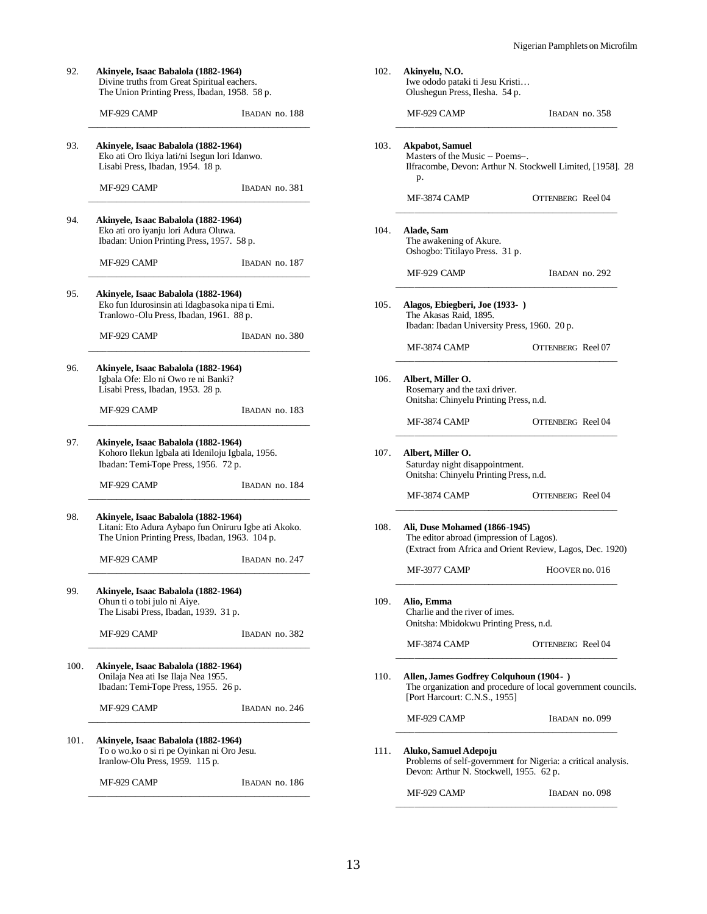92. **Akinyele, Isaac Babalola (1882-1964)**
Divine truths from Great Spiritual eachers.
The Union Printing Press, Ibadan, 1958. 58 p.

MF-929 CAMP — IBADAN no. 188

---

93. **Akinyele, Isaac Babalola (1882-1964)**
Eko ati Oro Ikiya lati/ni Isegun lori Idanwo.
Lisabi Press, Ibadan, 1954. 18 p.

MF-929 CAMP — IBADAN no. 381

---

94. **Akinyele, Isaac Babalola (1882-1964)**
Eko ati oro iyanju lori Adura Oluwa.
Ibadan: Union Printing Press, 1957. 58 p.

MF-929 CAMP — IBADAN no. 187

---

95. **Akinyele, Isaac Babalola (1882-1964)**
Eko fun Idurosinsin ati Idagbasoka nipa ti Emi.
Tranlowo-Olu Press, Ibadan, 1961. 88 p.

MF-929 CAMP — IBADAN no. 380

---

96. **Akinyele, Isaac Babalola (1882-1964)**
Igbala Ofe: Elo ni Owo re ni Banki?
Lisabi Press, Ibadan, 1953. 28 p.

MF-929 CAMP — IBADAN no. 183

---

97. **Akinyele, Isaac Babalola (1882-1964)**
Kohoro Ilekun Igbala ati Ideniloju Igbala, 1956.
Ibadan: Temi-Tope Press, 1956. 72 p.

MF-929 CAMP — IBADAN no. 184

---

98. **Akinyele, Isaac Babalola (1882-1964)**
Litani: Eto Adura Aybapo fun Oniruru Igbe ati Akoko.
The Union Printing Press, Ibadan, 1963. 104 p.

MF-929 CAMP — IBADAN no. 247

---

99. **Akinyele, Isaac Babalola (1882-1964)**
Ohun ti o tobi julo ni Aiye.
The Lisabi Press, Ibadan, 1939. 31 p.

MF-929 CAMP — IBADAN no. 382

---

100. **Akinyele, Isaac Babalola (1882-1964)**
Onilaja Nea ati Ise Ilaja Nea 1955.
Ibadan: Temi-Tope Press, 1955. 26 p.

MF-929 CAMP — IBADAN no. 246

---

101. **Akinyele, Isaac Babalola (1882-1964)**
To o wo.ko o si ri pe Oyinkan ni Oro Jesu.
Iranlow-Olu Press, 1959. 115 p.

MF-929 CAMP — IBADAN no. 186

---

102. **Akinyelu, N.O.**
Iwe ododo pataki ti Jesu Kristi…
Olushegun Press, Ilesha. 54 p.

MF-929 CAMP — IBADAN no. 358

---

103. **Akpabot, Samuel**
Masters of the Music – Poems–.
Ilfracombe, Devon: Arthur N. Stockwell Limited, [1958]. 28 p.

MF-3874 CAMP — OTTENBERG Reel 04

---

104. **Alade, Sam**
The awakening of Akure.
Oshogbo: Titilayo Press. 31 p.

MF-929 CAMP — IBADAN no. 292

---

105. **Alagos, Ebiegberi, Joe (1933- )**
The Akasas Raid, 1895.
Ibadan: Ibadan University Press, 1960. 20 p.

MF-3874 CAMP — OTTENBERG Reel 07

---

106. **Albert, Miller O.**
Rosemary and the taxi driver.
Onitsha: Chinyelu Printing Press, n.d.

MF-3874 CAMP — OTTENBERG Reel 04

---

107. **Albert, Miller O.**
Saturday night disappointment.
Onitsha: Chinyelu Printing Press, n.d.

MF-3874 CAMP — OTTENBERG Reel 04

---

108. **Ali, Duse Mohamed (1866-1945)**
The editor abroad (impression of Lagos).
(Extract from Africa and Orient Review, Lagos, Dec. 1920)

MF-3977 CAMP — HOOVER no. 016

---

109. **Alio, Emma**
Charlie and the river of imes.
Onitsha: Mbidokwu Printing Press, n.d.

MF-3874 CAMP — OTTENBERG Reel 04

---

110. **Allen, James Godfrey Colquhoun (1904- )**
The organization and procedure of local government councils.
[Port Harcourt: C.N.S., 1955]

MF-929 CAMP — IBADAN no. 099

---

111. **Aluko, Samuel Adepoju**
Problems of self-government for Nigeria: a critical analysis.
Devon: Arthur N. Stockwell, 1955. 62 p.

MF-929 CAMP — IBADAN no. 098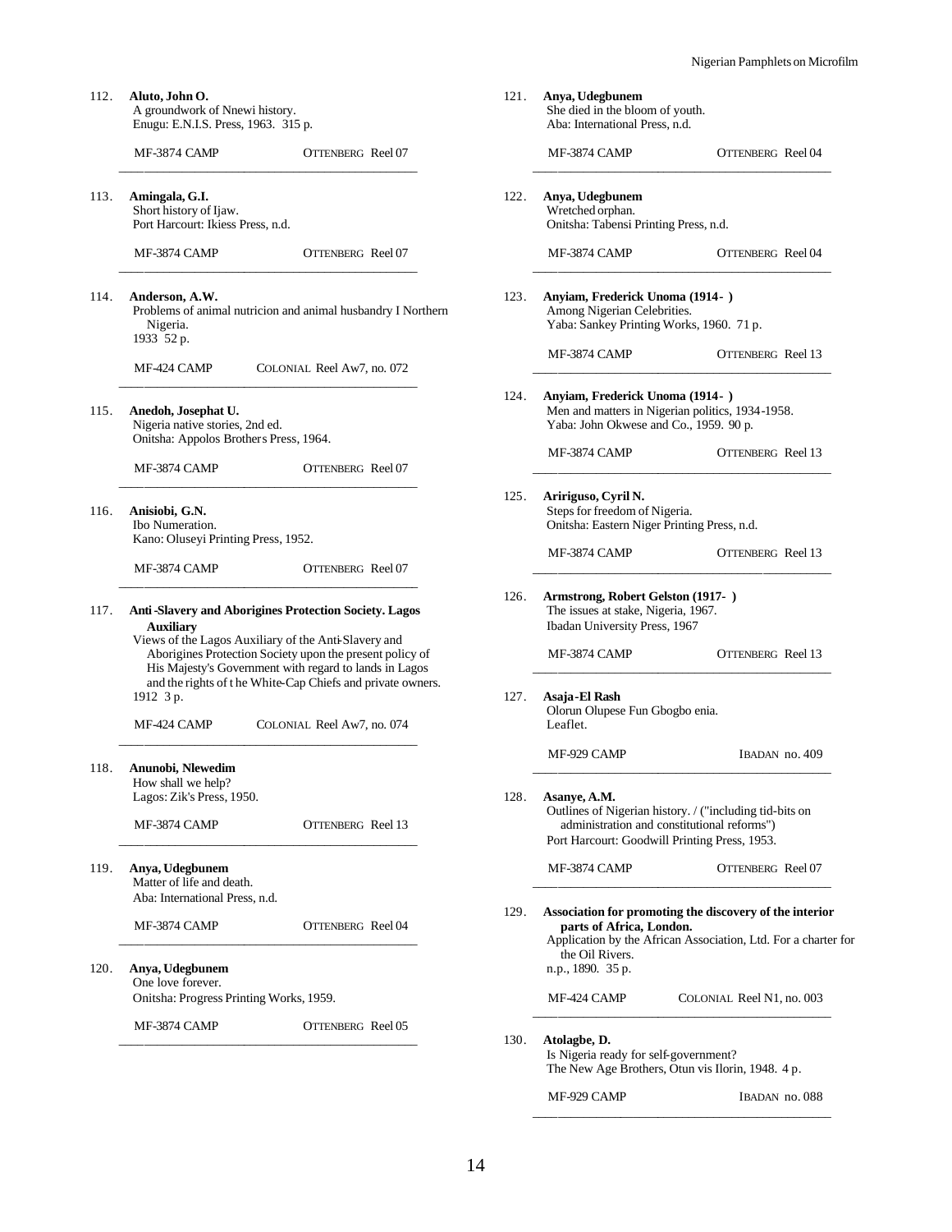112. **Aluto, John O.**
A groundwork of Nnewi history.
Enugu: E.N.I.S. Press, 1963. 315 p.

MF-3874 CAMP OTTENBERG Reel 07

---

113. **Amingala, G.I.**
Short history of Ijaw.
Port Harcourt: Ikiess Press, n.d.

MF-3874 CAMP OTTENBERG Reel 07

---

114. **Anderson, A.W.**
Problems of animal nutricion and animal husbandry I Northern Nigeria.
1933 52 p.

MF-424 CAMP COLONIAL Reel Aw7, no. 072

---

115. **Anedoh, Josephat U.**
Nigeria native stories, 2nd ed.
Onitsha: Appolos Brothers Press, 1964.

MF-3874 CAMP OTTENBERG Reel 07

---

116. **Anisiobi, G.N.**
Ibo Numeration.
Kano: Oluseyi Printing Press, 1952.

MF-3874 CAMP OTTENBERG Reel 07

---

117. **Anti-Slavery and Aborigines Protection Society. Lagos Auxiliary**
Views of the Lagos Auxiliary of the Anti-Slavery and Aborigines Protection Society upon the present policy of His Majesty's Government with regard to lands in Lagos and the rights of t he White-Cap Chiefs and private owners.
1912 3 p.

MF-424 CAMP COLONIAL Reel Aw7, no. 074

---

118. **Anunobi, Nlewedim**
How shall we help?
Lagos: Zik's Press, 1950.

MF-3874 CAMP OTTENBERG Reel 13

---

119. **Anya, Udegbunem**
Matter of life and death.
Aba: International Press, n.d.

MF-3874 CAMP OTTENBERG Reel 04

---

120. **Anya, Udegbunem**
One love forever.
Onitsha: Progress Printing Works, 1959.

MF-3874 CAMP OTTENBERG Reel 05

---

121. **Anya, Udegbunem**
She died in the bloom of youth.
Aba: International Press, n.d.

MF-3874 CAMP OTTENBERG Reel 04

---

122. **Anya, Udegbunem**
Wretched orphan.
Onitsha: Tabensi Printing Press, n.d.

MF-3874 CAMP OTTENBERG Reel 04

---

123. **Anyiam, Frederick Unoma (1914- )**
Among Nigerian Celebrities.
Yaba: Sankey Printing Works, 1960. 71 p.

MF-3874 CAMP OTTENBERG Reel 13

---

124. **Anyiam, Frederick Unoma (1914- )**
Men and matters in Nigerian politics, 1934-1958.
Yaba: John Okwese and Co., 1959. 90 p.

MF-3874 CAMP OTTENBERG Reel 13

---

125. **Aririguso, Cyril N.**
Steps for freedom of Nigeria.
Onitsha: Eastern Niger Printing Press, n.d.

MF-3874 CAMP OTTENBERG Reel 13

---

126. **Armstrong, Robert Gelston (1917- )**
The issues at stake, Nigeria, 1967.
Ibadan University Press, 1967

MF-3874 CAMP OTTENBERG Reel 13

---

127. **Asaja-El Rash**
Olorun Olupese Fun Gbogbo enia.
Leaflet.

MF-929 CAMP IBADAN no. 409

---

128. **Asanye, A.M.**
Outlines of Nigerian history. / ("including tid-bits on administration and constitutional reforms")
Port Harcourt: Goodwill Printing Press, 1953.

MF-3874 CAMP OTTENBERG Reel 07

---

129. **Association for promoting the discovery of the interior parts of Africa, London.**
Application by the African Association, Ltd. For a charter for the Oil Rivers.
n.p., 1890. 35 p.

MF-424 CAMP COLONIAL Reel N1, no. 003

---

130. **Atolagbe, D.**
Is Nigeria ready for self-government?
The New Age Brothers, Otun vis Ilorin, 1948. 4 p.

MF-929 CAMP IBADAN no. 088

---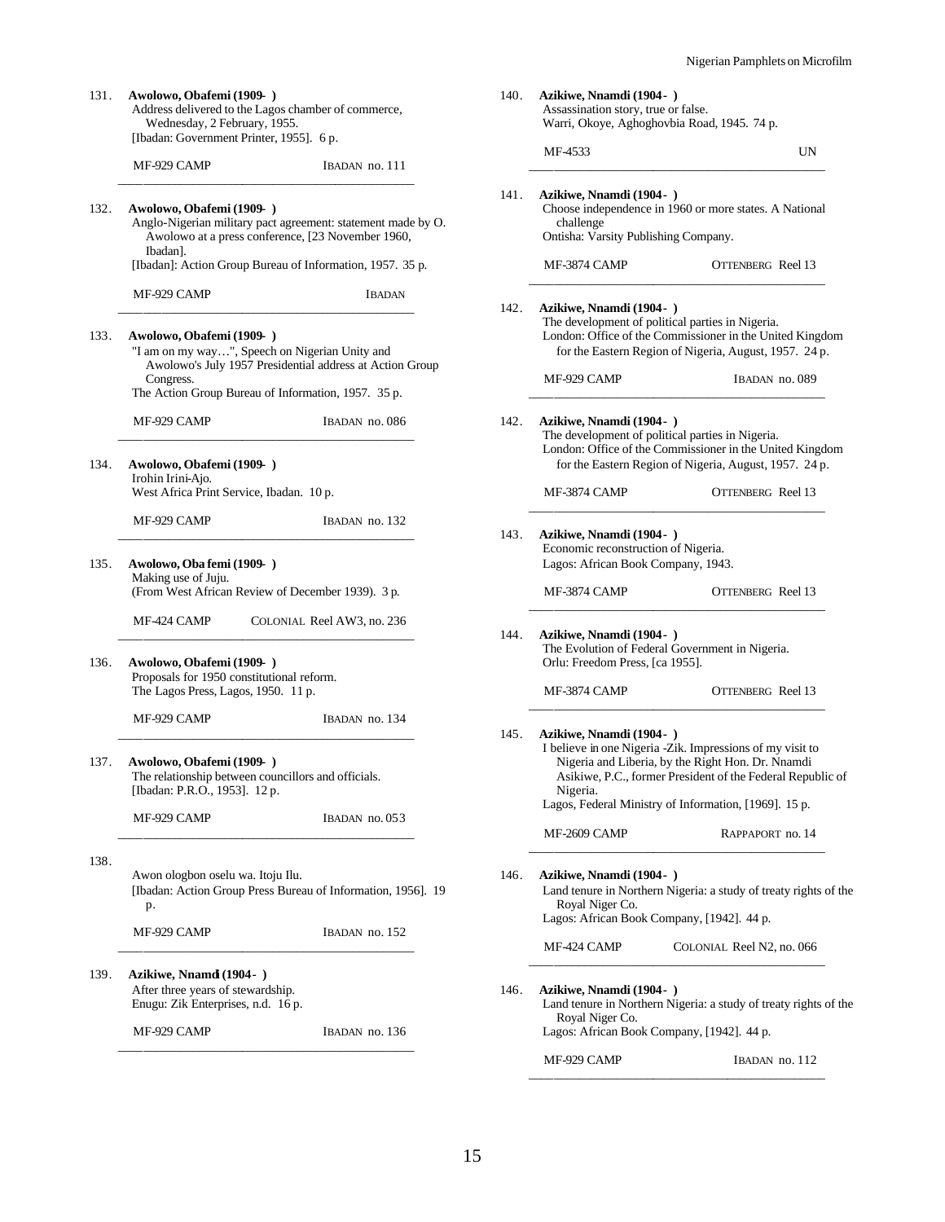131. **Awolowo, Obafemi (1909- )**
Address delivered to the Lagos chamber of commerce, Wednesday, 2 February, 1955.
[Ibadan: Government Printer, 1955]. 6 p.

MF-929 CAMP IBADAN no. 111

---

132. **Awolowo, Obafemi (1909- )**
Anglo-Nigerian military pact agreement: statement made by O. Awolowo at a press conference, [23 November 1960, Ibadan].
[Ibadan]: Action Group Bureau of Information, 1957. 35 p.

MF-929 CAMP IBADAN

---

133. **Awolowo, Obafemi (1909- )**
"I am on my way…", Speech on Nigerian Unity and Awolowo's July 1957 Presidential address at Action Group Congress.
The Action Group Bureau of Information, 1957. 35 p.

MF-929 CAMP IBADAN no. 086

---

134. **Awolowo, Obafemi (1909- )**
Irohin Irini-Ajo.
West Africa Print Service, Ibadan. 10 p.

MF-929 CAMP IBADAN no. 132

---

135. **Awolowo, Obafemi (1909- )**
Making use of Juju.
(From West African Review of December 1939). 3 p.

MF-424 CAMP COLONIAL Reel AW3, no. 236

---

136. **Awolowo, Obafemi (1909- )**
Proposals for 1950 constitutional reform.
The Lagos Press, Lagos, 1950. 11 p.

MF-929 CAMP IBADAN no. 134

---

137. **Awolowo, Obafemi (1909- )**
The relationship between councillors and officials.
[Ibadan: P.R.O., 1953]. 12 p.

MF-929 CAMP IBADAN no. 053

---

138.
Awon ologbon oselu wa. Itoju Ilu.
[Ibadan: Action Group Press Bureau of Information, 1956]. 19 p.

MF-929 CAMP IBADAN no. 152

---

139. **Azikiwe, Nnamdi (1904- )**
After three years of stewardship.
Enugu: Zik Enterprises, n.d. 16 p.

MF-929 CAMP IBADAN no. 136

---

140. **Azikiwe, Nnamdi (1904- )**
Assassination story, true or false.
Warri, Okoye, Aghoghovbia Road, 1945. 74 p.

MF-4533 UN

---

141. **Azikiwe, Nnamdi (1904- )**
Choose independence in 1960 or more states. A National challenge
Ontisha: Varsity Publishing Company.

MF-3874 CAMP OTTENBERG Reel 13

---

142. **Azikiwe, Nnamdi (1904- )**
The development of political parties in Nigeria.
London: Office of the Commissioner in the United Kingdom for the Eastern Region of Nigeria, August, 1957. 24 p.

MF-929 CAMP IBADAN no. 089

---

142. **Azikiwe, Nnamdi (1904- )**
The development of political parties in Nigeria.
London: Office of the Commissioner in the United Kingdom for the Eastern Region of Nigeria, August, 1957. 24 p.

MF-3874 CAMP OTTENBERG Reel 13

---

143. **Azikiwe, Nnamdi (1904- )**
Economic reconstruction of Nigeria.
Lagos: African Book Company, 1943.

MF-3874 CAMP OTTENBERG Reel 13

---

144. **Azikiwe, Nnamdi (1904- )**
The Evolution of Federal Government in Nigeria.
Orlu: Freedom Press, [ca 1955].

MF-3874 CAMP OTTENBERG Reel 13

---

145. **Azikiwe, Nnamdi (1904- )**
I believe in one Nigeria -Zik. Impressions of my visit to Nigeria and Liberia, by the Right Hon. Dr. Nnamdi Asikiwe, P.C., former President of the Federal Republic of Nigeria.
Lagos, Federal Ministry of Information, [1969]. 15 p.

MF-2609 CAMP RAPPAPORT no. 14

---

146. **Azikiwe, Nnamdi (1904- )**
Land tenure in Northern Nigeria: a study of treaty rights of the Royal Niger Co.
Lagos: African Book Company, [1942]. 44 p.

MF-424 CAMP COLONIAL Reel N2, no. 066

---

146. **Azikiwe, Nnamdi (1904- )**
Land tenure in Northern Nigeria: a study of treaty rights of the Royal Niger Co.
Lagos: African Book Company, [1942]. 44 p.

MF-929 CAMP IBADAN no. 112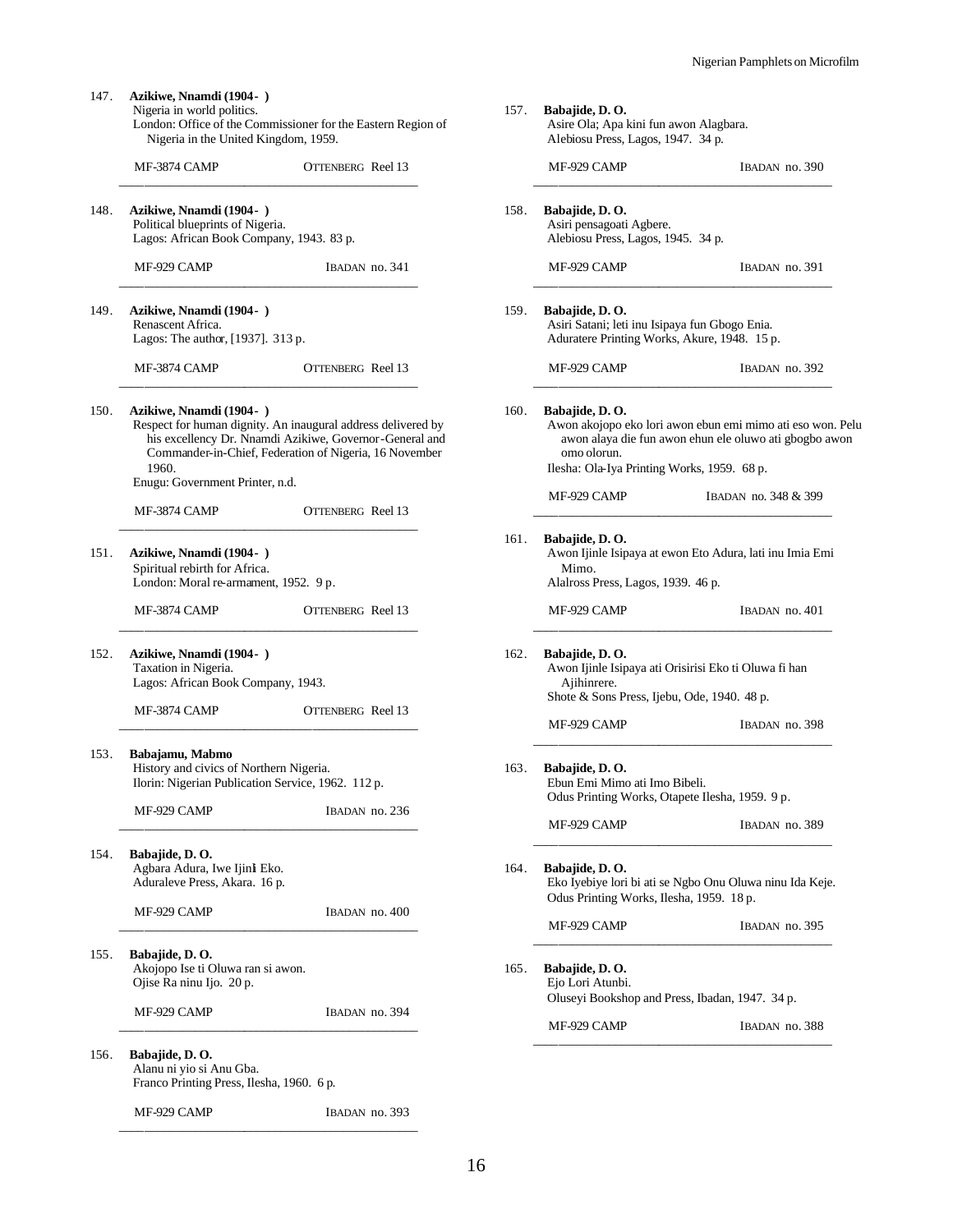147. **Azikiwe, Nnamdi (1904- )**
Nigeria in world politics.
London: Office of the Commissioner for the Eastern Region of Nigeria in the United Kingdom, 1959.

MF-3874 CAMP — OTTENBERG Reel 13

---

148. **Azikiwe, Nnamdi (1904- )**
Political blueprints of Nigeria.
Lagos: African Book Company, 1943. 83 p.

MF-929 CAMP — IBADAN no. 341

---

149. **Azikiwe, Nnamdi (1904- )**
Renascent Africa.
Lagos: The author, [1937]. 313 p.

MF-3874 CAMP — OTTENBERG Reel 13

---

150. **Azikiwe, Nnamdi (1904- )**
Respect for human dignity. An inaugural address delivered by his excellency Dr. Nnamdi Azikiwe, Governor-General and Commander-in-Chief, Federation of Nigeria, 16 November 1960.
Enugu: Government Printer, n.d.

MF-3874 CAMP — OTTENBERG Reel 13

---

151. **Azikiwe, Nnamdi (1904- )**
Spiritual rebirth for Africa.
London: Moral re-armament, 1952. 9 p.

MF-3874 CAMP — OTTENBERG Reel 13

---

152. **Azikiwe, Nnamdi (1904- )**
Taxation in Nigeria.
Lagos: African Book Company, 1943.

MF-3874 CAMP — OTTENBERG Reel 13

---

153. **Babajamu, Mabmo**
History and civics of Northern Nigeria.
Ilorin: Nigerian Publication Service, 1962. 112 p.

MF-929 CAMP — IBADAN no. 236

---

154. **Babajide, D. O.**
Agbara Adura, Iwe Ijinl Eko.
Aduraleve Press, Akara. 16 p.

MF-929 CAMP — IBADAN no. 400

---

155. **Babajide, D. O.**
Akojopo Ise ti Oluwa ran si awon.
Ojise Ra ninu Ijo. 20 p.

MF-929 CAMP — IBADAN no. 394

---

156. **Babajide, D. O.**
Alanu ni yio si Anu Gba.
Franco Printing Press, Ilesha, 1960. 6 p.

MF-929 CAMP — IBADAN no. 393

---

157. **Babajide, D. O.**
Asire Ola; Apa kini fun awon Alagbara.
Alebiosu Press, Lagos, 1947. 34 p.

MF-929 CAMP — IBADAN no. 390

---

158. **Babajide, D. O.**
Asiri pensagoati Agbere.
Alebiosu Press, Lagos, 1945. 34 p.

MF-929 CAMP — IBADAN no. 391

---

159. **Babajide, D. O.**
Asiri Satani; leti inu Isipaya fun Gbogo Enia.
Aduratere Printing Works, Akure, 1948. 15 p.

MF-929 CAMP — IBADAN no. 392

---

160. **Babajide, D. O.**
Awon akojopo eko lori awon ebun emi mimo ati eso won. Pelu awon alaya die fun awon ehun ele oluwo ati gbogbo awon omo olorun.
Ilesha: Ola-Iya Printing Works, 1959. 68 p.

MF-929 CAMP — IBADAN no. 348 & 399

---

161. **Babajide, D. O.**
Awon Ijinle Isipaya at ewon Eto Adura, lati inu Imia Emi Mimo.
Alalross Press, Lagos, 1939. 46 p.

MF-929 CAMP — IBADAN no. 401

---

162. **Babajide, D. O.**
Awon Ijinle Isipaya ati Orisirisi Eko ti Oluwa fi han Ajihinrere.
Shote & Sons Press, Ijebu, Ode, 1940. 48 p.

MF-929 CAMP — IBADAN no. 398

---

163. **Babajide, D. O.**
Ebun Emi Mimo ati Imo Bibeli.
Odus Printing Works, Otapete Ilesha, 1959. 9 p.

MF-929 CAMP — IBADAN no. 389

---

164. **Babajide, D. O.**
Eko Iyebiye lori bi ati se Ngbo Onu Oluwa ninu Ida Keje.
Odus Printing Works, Ilesha, 1959. 18 p.

MF-929 CAMP — IBADAN no. 395

---

165. **Babajide, D. O.**
Ejo Lori Atunbi.
Oluseyi Bookshop and Press, Ibadan, 1947. 34 p.

MF-929 CAMP — IBADAN no. 388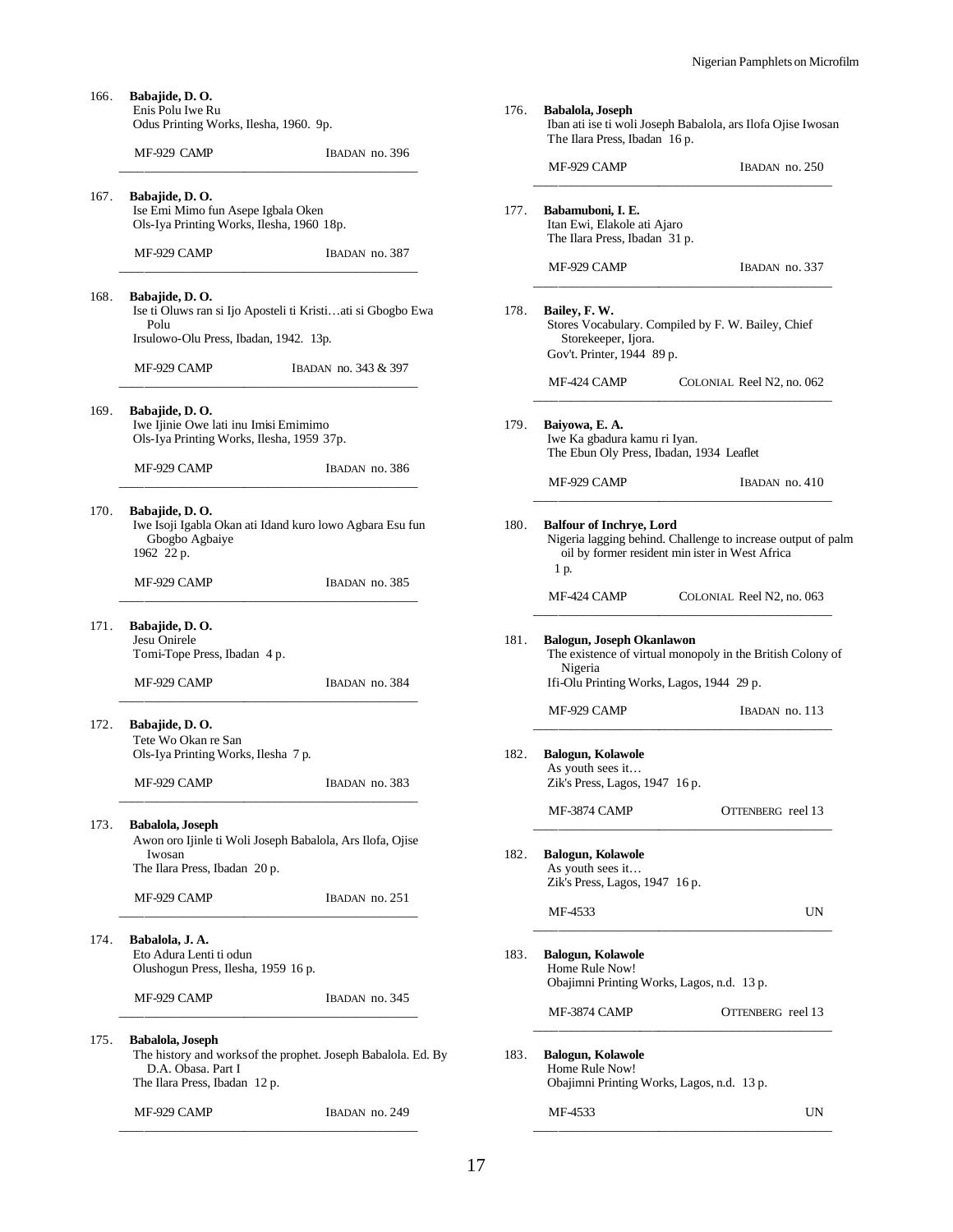166. **Babajide, D. O.**
Enis Polu Iwe Ru
Odus Printing Works, Ilesha, 1960. 9p.

MF-929 CAMP IBADAN no. 396

---

167. **Babajide, D. O.**
Ise Emi Mimo fun Asepe Igbala Oken
Ols-Iya Printing Works, Ilesha, 1960 18p.

MF-929 CAMP IBADAN no. 387

---

168. **Babajide, D. O.**
Ise ti Oluws ran si Ijo Aposteli ti Kristi…ati si Gbogbo Ewa Polu
Irsulowo-Olu Press, Ibadan, 1942. 13p.

MF-929 CAMP IBADAN no. 343 & 397

---

169. **Babajide, D. O.**
Iwe Ijinie Owe lati inu Imisi Emimimo
Ols-Iya Printing Works, Ilesha, 1959 37p.

MF-929 CAMP IBADAN no. 386

---

170. **Babajide, D. O.**
Iwe Isoji Igabla Okan ati Idand kuro lowo Agbara Esu fun Gbogbo Agbaiye
1962 22 p.

MF-929 CAMP IBADAN no. 385

---

171. **Babajide, D. O.**
Jesu Onirele
Tomi-Tope Press, Ibadan 4 p.

MF-929 CAMP IBADAN no. 384

---

172. **Babajide, D. O.**
Tete Wo Okan re San
Ols-Iya Printing Works, Ilesha 7 p.

MF-929 CAMP IBADAN no. 383

---

173. **Babalola, Joseph**
Awon oro Ijinle ti Woli Joseph Babalola, Ars Ilofa, Ojise Iwosan
The Ilara Press, Ibadan 20 p.

MF-929 CAMP IBADAN no. 251

---

174. **Babalola, J. A.**
Eto Adura Lenti ti odun
Olushogun Press, Ilesha, 1959 16 p.

MF-929 CAMP IBADAN no. 345

---

175. **Babalola, Joseph**
The history and works of the prophet. Joseph Babalola. Ed. By D.A. Obasa. Part I
The Ilara Press, Ibadan 12 p.

MF-929 CAMP IBADAN no. 249

---

176. **Babalola, Joseph**
Iban ati ise ti woli Joseph Babalola, ars Ilofa Ojise Iwosan
The Ilara Press, Ibadan 16 p.

MF-929 CAMP IBADAN no. 250

---

177. **Babamuboni, I. E.**
Itan Ewi, Elakole ati Ajaro
The Ilara Press, Ibadan 31 p.

MF-929 CAMP IBADAN no. 337

---

178. **Bailey, F. W.**
Stores Vocabulary. Compiled by F. W. Bailey, Chief Storekeeper, Ijora.
Gov't. Printer, 1944 89 p.

MF-424 CAMP COLONIAL Reel N2, no. 062

---

179. **Baiyowa, E. A.**
Iwe Ka gbadura kamu ri Iyan.
The Ebun Oly Press, Ibadan, 1934 Leaflet

MF-929 CAMP IBADAN no. 410

---

180. **Balfour of Inchrye, Lord**
Nigeria lagging behind. Challenge to increase output of palm oil by former resident minister in West Africa
1 p.

MF-424 CAMP COLONIAL Reel N2, no. 063

---

181. **Balogun, Joseph Okanlawon**
The existence of virtual monopoly in the British Colony of Nigeria
Ifi-Olu Printing Works, Lagos, 1944 29 p.

MF-929 CAMP IBADAN no. 113

---

182. **Balogun, Kolawole**
As youth sees it…
Zik's Press, Lagos, 1947 16 p.

MF-3874 CAMP OTTENBERG reel 13

---

182. **Balogun, Kolawole**
As youth sees it…
Zik's Press, Lagos, 1947 16 p.

MF-4533 UN

---

183. **Balogun, Kolawole**
Home Rule Now!
Obajimni Printing Works, Lagos, n.d. 13 p.

MF-3874 CAMP OTTENBERG reel 13

---

183. **Balogun, Kolawole**
Home Rule Now!
Obajimni Printing Works, Lagos, n.d. 13 p.

MF-4533 UN

---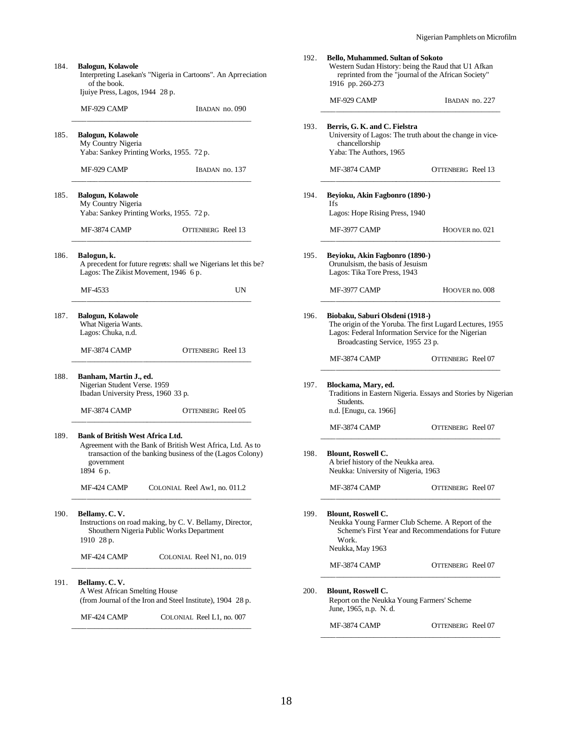184. **Balogun, Kolawole**
Interpreting Lasekan's "Nigeria in Cartoons". An Aprreciation of the book.
Ijuiye Press, Lagos, 1944 28 p.

MF-929 CAMP IBADAN no. 090

---

185. **Balogun, Kolawole**
My Country Nigeria
Yaba: Sankey Printing Works, 1955. 72 p.

MF-929 CAMP IBADAN no. 137

---

185. **Balogun, Kolawole**
My Country Nigeria
Yaba: Sankey Printing Works, 1955. 72 p.

MF-3874 CAMP OTTENBERG Reel 13

---

186. **Balogun, k.**
A precedent for future regrets: shall we Nigerians let this be?
Lagos: The Zikist Movement, 1946 6 p.

MF-4533 UN

---

187. **Balogun, Kolawole**
What Nigeria Wants.
Lagos: Chuka, n.d.

MF-3874 CAMP OTTENBERG Reel 13

---

188. **Banham, Martin J., ed.**
Nigerian Student Verse. 1959
Ibadan University Press, 1960 33 p.

MF-3874 CAMP OTTENBERG Reel 05

---

189. **Bank of British West Africa Ltd.**
Agreement with the Bank of British West Africa, Ltd. As to transaction of the banking business of the (Lagos Colony) government
1894 6 p.

MF-424 CAMP COLONIAL Reel Aw1, no. 011.2

---

190. **Bellamy. C. V.**
Instructions on road making, by C. V. Bellamy, Director, Shouthern Nigeria Public Works Department
1910 28 p.

MF-424 CAMP COLONIAL Reel N1, no. 019

---

191. **Bellamy. C. V.**
A West African Smelting House
(from Journal of the Iron and Steel Institute), 1904 28 p.

MF-424 CAMP COLONIAL Reel L1, no. 007

---

192. **Bello, Muhammed. Sultan of Sokoto**
Western Sudan History: being the Raud that U1 Afkan reprinted from the "journal of the African Society"
1916 pp. 260-273

MF-929 CAMP IBADAN no. 227

---

193. **Berris, G. K. and C. Fielstra**
University of Lagos: The truth about the change in vice-chancellorship
Yaba: The Authors, 1965

MF-3874 CAMP OTTENBERG Reel 13

---

194. **Beyioku, Akin Fagbonro (1890-)**
Ifs
Lagos: Hope Rising Press, 1940

MF-3977 CAMP HOOVER no. 021

---

195. **Beyioku, Akin Fagbonro (1890-)**
Orunulsism, the basis of Jesuism
Lagos: Tika Tore Press, 1943

MF-3977 CAMP HOOVER no. 008

---

196. **Biobaku, Saburi Olsdeni (1918-)**
The origin of the Yoruba. The first Lugard Lectures, 1955
Lagos: Federal Information Service for the Nigerian Broadcasting Service, 1955 23 p.

MF-3874 CAMP OTTENBERG Reel 07

---

197. **Blockama, Mary, ed.**
Traditions in Eastern Nigeria. Essays and Stories by Nigerian Students.
n.d. [Enugu, ca. 1966]

MF-3874 CAMP OTTENBERG Reel 07

---

198. **Blount, Roswell C.**
A brief history of the Neukka area.
Neukka: University of Nigeria, 1963

MF-3874 CAMP OTTENBERG Reel 07

---

199. **Blount, Roswell C.**
Neukka Young Farmer Club Scheme. A Report of the Scheme's First Year and Recommendations for Future Work.
Neukka, May 1963

MF-3874 CAMP OTTENBERG Reel 07

---

200. **Blount, Roswell C.**
Report on the Neukka Young Farmers' Scheme
June, 1965, n.p. N. d.

MF-3874 CAMP OTTENBERG Reel 07

---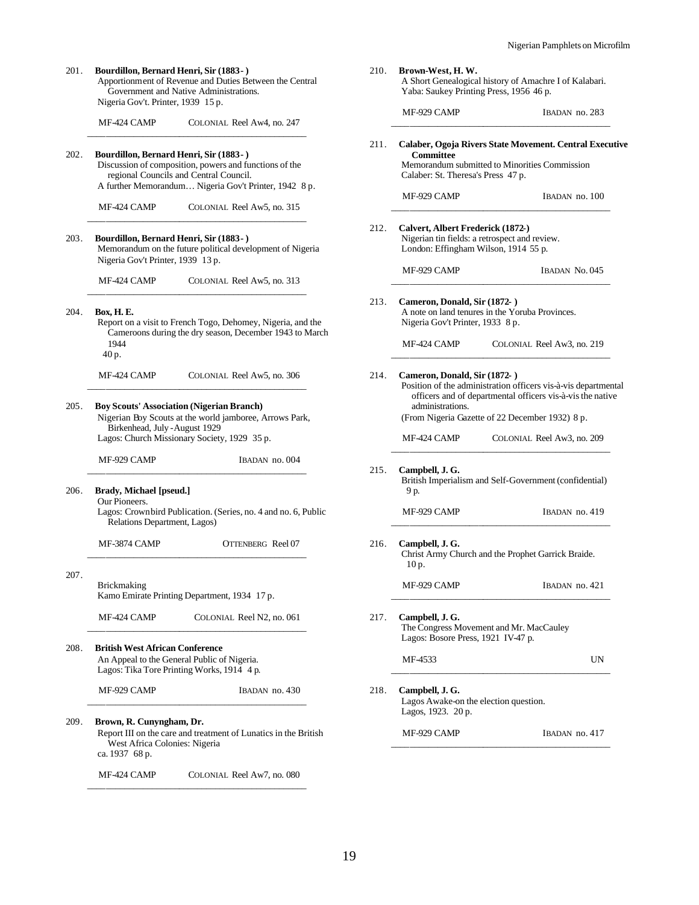201. **Bourdillon, Bernard Henri, Sir (1883- )**
Apportionment of Revenue and Duties Between the Central Government and Native Administrations.
Nigeria Gov't. Printer, 1939 15 p.

MF-424 CAMP COLONIAL Reel Aw4, no. 247

---

202. **Bourdillon, Bernard Henri, Sir (1883- )**
Discussion of composition, powers and functions of the regional Councils and Central Council.
A further Memorandum… Nigeria Gov't Printer, 1942 8 p.

MF-424 CAMP COLONIAL Reel Aw5, no. 315

---

203. **Bourdillon, Bernard Henri, Sir (1883- )**
Memorandum on the future political development of Nigeria
Nigeria Gov't Printer, 1939 13 p.

MF-424 CAMP COLONIAL Reel Aw5, no. 313

---

204. **Box, H. E.**
Report on a visit to French Togo, Dehomey, Nigeria, and the Cameroons during the dry season, December 1943 to March 1944
40 p.

MF-424 CAMP COLONIAL Reel Aw5, no. 306

---

205. **Boy Scouts' Association (Nigerian Branch)**
Nigerian Boy Scouts at the world jamboree, Arrows Park, Birkenhead, July-August 1929
Lagos: Church Missionary Society, 1929 35 p.

MF-929 CAMP IBADAN no. 004

---

206. **Brady, Michael [pseud.]**
Our Pioneers.
Lagos: Crownbird Publication. (Series, no. 4 and no. 6, Public Relations Department, Lagos)

MF-3874 CAMP OTTENBERG Reel 07

---

207.
Brickmaking
Kamo Emirate Printing Department, 1934 17 p.

MF-424 CAMP COLONIAL Reel N2, no. 061

---

208. **British West African Conference**
An Appeal to the General Public of Nigeria.
Lagos: Tika Tore Printing Works, 1914 4 p.

MF-929 CAMP IBADAN no. 430

---

209. **Brown, R. Cunyngham, Dr.**
Report III on the care and treatment of Lunatics in the British West Africa Colonies: Nigeria
ca. 1937 68 p.

MF-424 CAMP COLONIAL Reel Aw7, no. 080

---

210. **Brown-West, H. W.**
A Short Genealogical history of Amachre I of Kalabari.
Yaba: Saukey Printing Press, 1956 46 p.

MF-929 CAMP IBADAN no. 283

---

211. **Calaber, Ogoja Rivers State Movement. Central Executive Committee**
Memorandum submitted to Minorities Commission
Calaber: St. Theresa's Press 47 p.

MF-929 CAMP IBADAN no. 100

---

212. **Calvert, Albert Frederick (1872-)**
Nigerian tin fields: a retrospect and review.
London: Effingham Wilson, 1914 55 p.

MF-929 CAMP IBADAN No. 045

---

213. **Cameron, Donald, Sir (1872- )**
A note on land tenures in the Yoruba Provinces.
Nigeria Gov't Printer, 1933 8 p.

MF-424 CAMP COLONIAL Reel Aw3, no. 219

---

214. **Cameron, Donald, Sir (1872- )**
Position of the administration officers vis-à-vis departmental officers and of departmental officers vis-à-vis the native administrations.
(From Nigeria Gazette of 22 December 1932) 8 p.

MF-424 CAMP COLONIAL Reel Aw3, no. 209

---

215. **Campbell, J. G.**
British Imperialism and Self-Government (confidential)
9 p.

MF-929 CAMP IBADAN no. 419

---

216. **Campbell, J. G.**
Christ Army Church and the Prophet Garrick Braide.
10 p.

MF-929 CAMP IBADAN no. 421

---

217. **Campbell, J. G.**
The Congress Movement and Mr. MacCauley
Lagos: Bosore Press, 1921 IV-47 p.

MF-4533 UN

---

218. **Campbell, J. G.**
Lagos Awake-on the election question.
Lagos, 1923. 20 p.

MF-929 CAMP IBADAN no. 417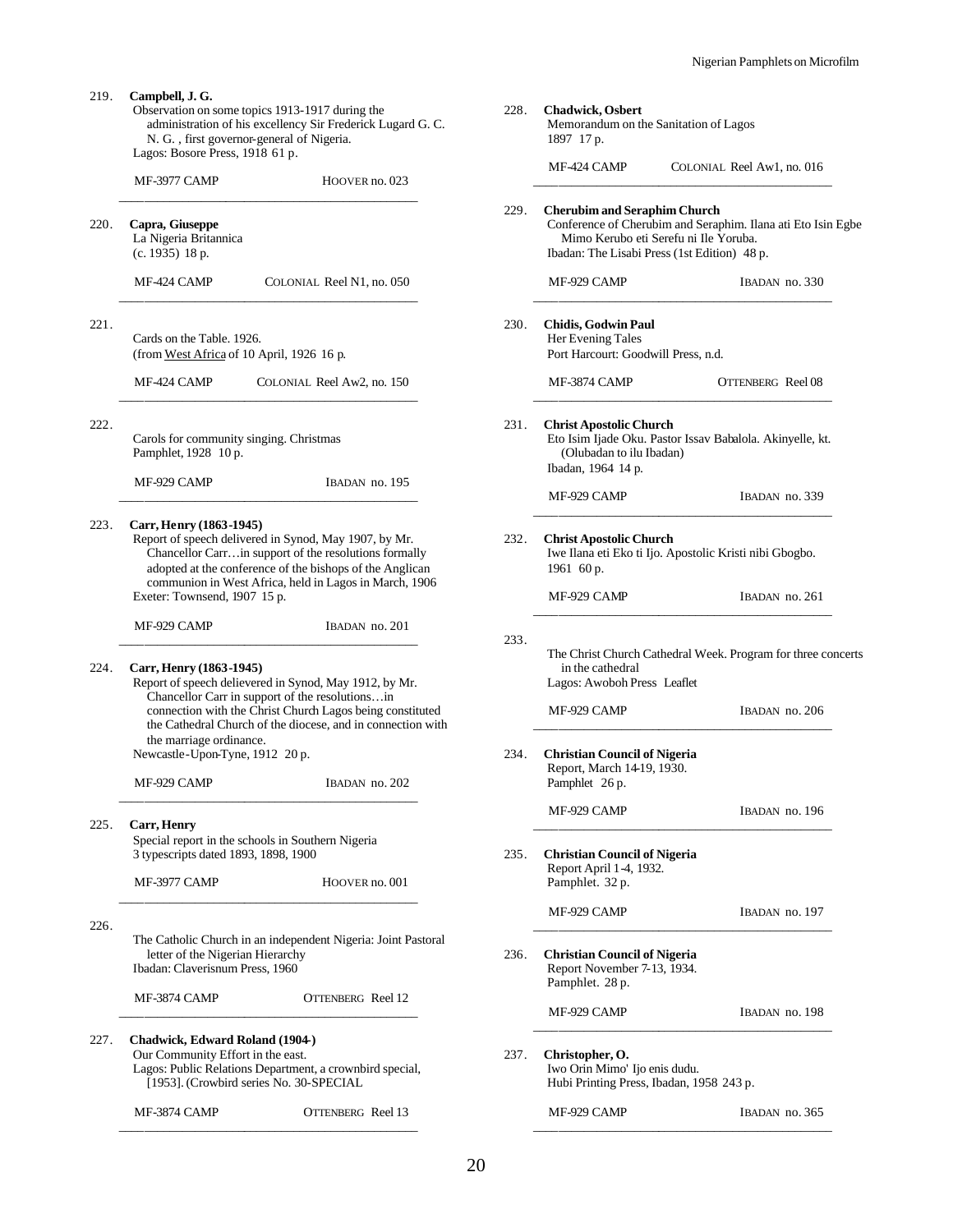219. **Campbell, J. G.**
Observation on some topics 1913-1917 during the administration of his excellency Sir Frederick Lugard G. C. N. G. , first governor-general of Nigeria.
Lagos: Bosore Press, 1918 61 p.

MF-3977 CAMP HOOVER no. 023

---

220. **Capra, Giuseppe**
La Nigeria Britannica
(c. 1935) 18 p.

MF-424 CAMP COLONIAL Reel N1, no. 050

---

221.
Cards on the Table. 1926.
(from West Africa of 10 April, 1926 16 p.

MF-424 CAMP COLONIAL Reel Aw2, no. 150

---

222.
Carols for community singing. Christmas
Pamphlet, 1928 10 p.

MF-929 CAMP IBADAN no. 195

---

223. **Carr, Henry (1863-1945)**
Report of speech delivered in Synod, May 1907, by Mr. Chancellor Carr…in support of the resolutions formally adopted at the conference of the bishops of the Anglican communion in West Africa, held in Lagos in March, 1906
Exeter: Townsend, 1907 15 p.

MF-929 CAMP IBADAN no. 201

---

224. **Carr, Henry (1863-1945)**
Report of speech delievered in Synod, May 1912, by Mr. Chancellor Carr in support of the resolutions…in connection with the Christ Church Lagos being constituted the Cathedral Church of the diocese, and in connection with the marriage ordinance.
Newcastle-Upon-Tyne, 1912 20 p.

MF-929 CAMP IBADAN no. 202

---

225. **Carr, Henry**
Special report in the schools in Southern Nigeria
3 typescripts dated 1893, 1898, 1900

MF-3977 CAMP HOOVER no. 001

---

226.
The Catholic Church in an independent Nigeria: Joint Pastoral letter of the Nigerian Hierarchy
Ibadan: Claverisnum Press, 1960

MF-3874 CAMP OTTENBERG Reel 12

---

227. **Chadwick, Edward Roland (1904-)**
Our Community Effort in the east.
Lagos: Public Relations Department, a crownbird special, [1953]. (Crowbird series No. 30-SPECIAL

MF-3874 CAMP OTTENBERG Reel 13

---

228. **Chadwick, Osbert**
Memorandum on the Sanitation of Lagos
1897 17 p.

MF-424 CAMP COLONIAL Reel Aw1, no. 016

---

229. **Cherubim and Seraphim Church**
Conference of Cherubim and Seraphim. Ilana ati Eto Isin Egbe Mimo Kerubo eti Serefu ni Ile Yoruba.
Ibadan: The Lisabi Press (1st Edition) 48 p.

MF-929 CAMP IBADAN no. 330

---

230. **Chidis, Godwin Paul**
Her Evening Tales
Port Harcourt: Goodwill Press, n.d.

MF-3874 CAMP OTTENBERG Reel 08

---

231. **Christ Apostolic Church**
Eto Isim Ijade Oku. Pastor Issav Babalola. Akinyelle, kt. (Olubadan to ilu Ibadan)
Ibadan, 1964 14 p.

MF-929 CAMP IBADAN no. 339

---

232. **Christ Apostolic Church**
Iwe Ilana eti Eko ti Ijo. Apostolic Kristi nibi Gbogbo.
1961 60 p.

MF-929 CAMP IBADAN no. 261

---

233.
The Christ Church Cathedral Week. Program for three concerts in the cathedral
Lagos: Awoboh Press Leaflet

MF-929 CAMP IBADAN no. 206

---

234. **Christian Council of Nigeria**
Report, March 14-19, 1930.
Pamphlet 26 p.

MF-929 CAMP IBADAN no. 196

---

235. **Christian Council of Nigeria**
Report April 1-4, 1932.
Pamphlet. 32 p.

MF-929 CAMP IBADAN no. 197

---

236. **Christian Council of Nigeria**
Report November 7-13, 1934.
Pamphlet. 28 p.

MF-929 CAMP IBADAN no. 198

---

237. **Christopher, O.**
Iwo Orin Mimo' Ijo enis dudu.
Hubi Printing Press, Ibadan, 1958 243 p.

MF-929 CAMP IBADAN no. 365

---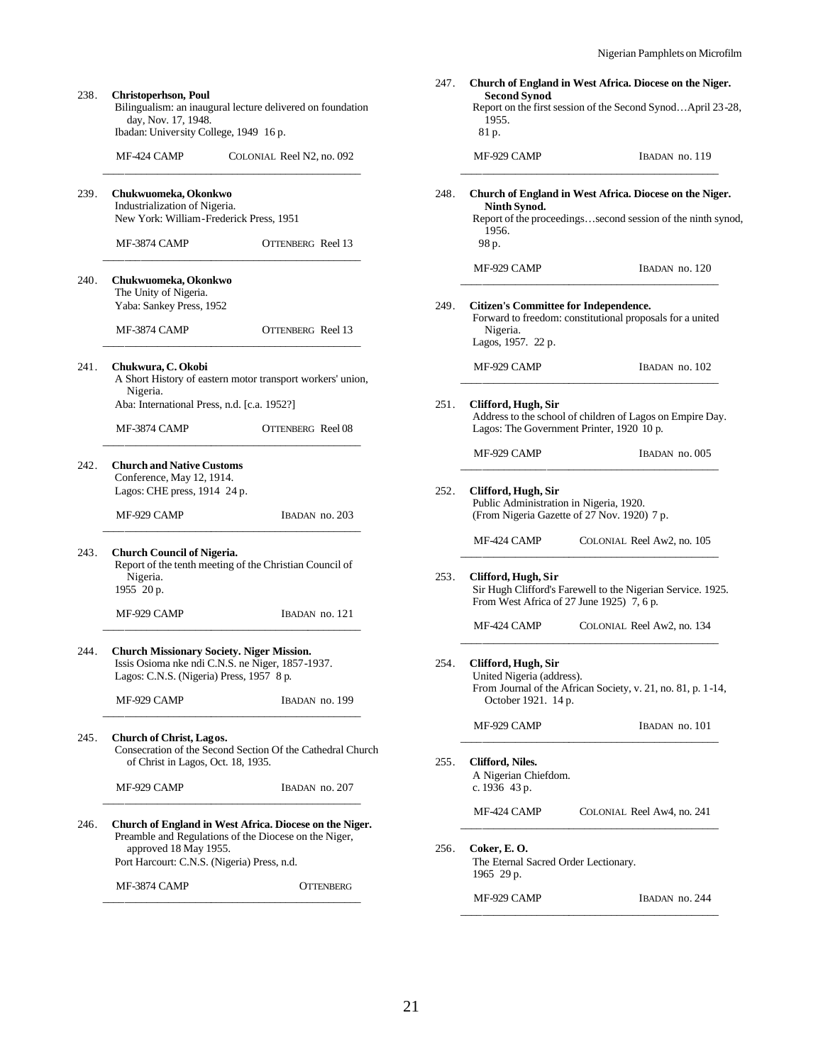238. **Christopherson, Poul**
Bilingualism: an inaugural lecture delivered on foundation day, Nov. 17, 1948.
Ibadan: University College, 1949 16 p.

MF-424 CAMP — COLONIAL Reel N2, no. 092

---

239. **Chukwuomeka, Okonkwo**
Industrialization of Nigeria.
New York: William-Frederick Press, 1951

MF-3874 CAMP — OTTENBERG Reel 13

---

240. **Chukwuomeka, Okonkwo**
The Unity of Nigeria.
Yaba: Sankey Press, 1952

MF-3874 CAMP — OTTENBERG Reel 13

---

241. **Chukwura, C. Okobi**
A Short History of eastern motor transport workers' union, Nigeria.
Aba: International Press, n.d. [c.a. 1952?]

MF-3874 CAMP — OTTENBERG Reel 08

---

242. **Church and Native Customs**
Conference, May 12, 1914.
Lagos: CHE press, 1914 24 p.

MF-929 CAMP — IBADAN no. 203

---

243. **Church Council of Nigeria.**
Report of the tenth meeting of the Christian Council of Nigeria.
1955 20 p.

MF-929 CAMP — IBADAN no. 121

---

244. **Church Missionary Society. Niger Mission.**
Issis Osioma nke ndi C.N.S. ne Niger, 1857-1937.
Lagos: C.N.S. (Nigeria) Press, 1957 8 p.

MF-929 CAMP — IBADAN no. 199

---

245. **Church of Christ, Lagos.**
Consecration of the Second Section Of the Cathedral Church of Christ in Lagos, Oct. 18, 1935.

MF-929 CAMP — IBADAN no. 207

---

246. **Church of England in West Africa. Diocese on the Niger.**
Preamble and Regulations of the Diocese on the Niger, approved 18 May 1955.
Port Harcourt: C.N.S. (Nigeria) Press, n.d.

MF-3874 CAMP — OTTENBERG

---

247. **Church of England in West Africa. Diocese on the Niger. Second Synod.**
Report on the first session of the Second Synod…April 23-28, 1955.
81 p.

MF-929 CAMP — IBADAN no. 119

---

248. **Church of England in West Africa. Diocese on the Niger. Ninth Synod.**
Report of the proceedings…second session of the ninth synod, 1956.
98 p.

MF-929 CAMP — IBADAN no. 120

---

249. **Citizen's Committee for Independence.**
Forward to freedom: constitutional proposals for a united Nigeria.
Lagos, 1957. 22 p.

MF-929 CAMP — IBADAN no. 102

---

251. **Clifford, Hugh, Sir**
Address to the school of children of Lagos on Empire Day.
Lagos: The Government Printer, 1920 10 p.

MF-929 CAMP — IBADAN no. 005

---

252. **Clifford, Hugh, Sir**
Public Administration in Nigeria, 1920.
(From Nigeria Gazette of 27 Nov. 1920) 7 p.

MF-424 CAMP — COLONIAL Reel Aw2, no. 105

---

253. **Clifford, Hugh, Sir**
Sir Hugh Clifford's Farewell to the Nigerian Service. 1925.
From West Africa of 27 June 1925) 7, 6 p.

MF-424 CAMP — COLONIAL Reel Aw2, no. 134

---

254. **Clifford, Hugh, Sir**
United Nigeria (address).
From Journal of the African Society, v. 21, no. 81, p. 1-14, October 1921. 14 p.

MF-929 CAMP — IBADAN no. 101

---

255. **Clifford, Niles.**
A Nigerian Chiefdom.
c. 1936 43 p.

MF-424 CAMP — COLONIAL Reel Aw4, no. 241

---

256. **Coker, E. O.**
The Eternal Sacred Order Lectionary.
1965 29 p.

MF-929 CAMP — IBADAN no. 244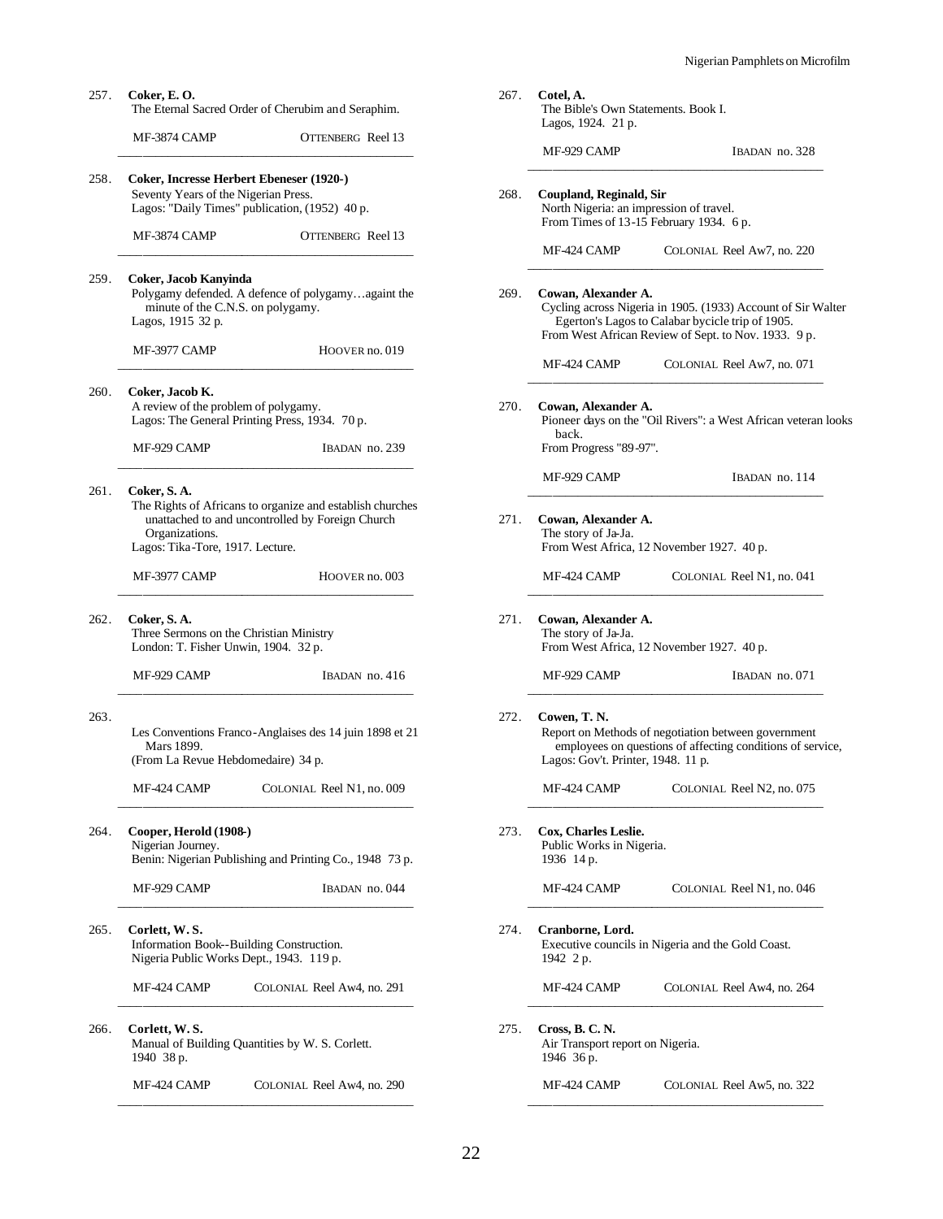257. **Coker, E. O.**
The Eternal Sacred Order of Cherubim and Seraphim.

MF-3874 CAMP — OTTENBERG Reel 13

---

258. **Coker, Incresse Herbert Ebeneser (1920-)**
Seventy Years of the Nigerian Press.
Lagos: "Daily Times" publication, (1952) 40 p.

MF-3874 CAMP — OTTENBERG Reel 13

---

259. **Coker, Jacob Kanyinda**
Polygamy defended. A defence of polygamy…againt the minute of the C.N.S. on polygamy.
Lagos, 1915 32 p.

MF-3977 CAMP — HOOVER no. 019

---

260. **Coker, Jacob K.**
A review of the problem of polygamy.
Lagos: The General Printing Press, 1934. 70 p.

MF-929 CAMP — IBADAN no. 239

---

261. **Coker, S. A.**
The Rights of Africans to organize and establish churches unattached to and uncontrolled by Foreign Church Organizations.
Lagos: Tika-Tore, 1917. Lecture.

MF-3977 CAMP — HOOVER no. 003

---

262. **Coker, S. A.**
Three Sermons on the Christian Ministry
London: T. Fisher Unwin, 1904. 32 p.

MF-929 CAMP — IBADAN no. 416

---

263.
Les Conventions Franco-Anglaises des 14 juin 1898 et 21 Mars 1899.
(From La Revue Hebdomedaire) 34 p.

MF-424 CAMP — COLONIAL Reel N1, no. 009

---

264. **Cooper, Herold (1908-)**
Nigerian Journey.
Benin: Nigerian Publishing and Printing Co., 1948 73 p.

MF-929 CAMP — IBADAN no. 044

---

265. **Corlett, W. S.**
Information Book--Building Construction.
Nigeria Public Works Dept., 1943. 119 p.

MF-424 CAMP — COLONIAL Reel Aw4, no. 291

---

266. **Corlett, W. S.**
Manual of Building Quantities by W. S. Corlett.
1940 38 p.

MF-424 CAMP — COLONIAL Reel Aw4, no. 290

---

267. **Cotel, A.**
The Bible's Own Statements. Book I.
Lagos, 1924. 21 p.

MF-929 CAMP — IBADAN no. 328

---

268. **Coupland, Reginald, Sir**
North Nigeria: an impression of travel.
From Times of 13-15 February 1934. 6 p.

MF-424 CAMP — COLONIAL Reel Aw7, no. 220

---

269. **Cowan, Alexander A.**
Cycling across Nigeria in 1905. (1933) Account of Sir Walter Egerton's Lagos to Calabar bycicle trip of 1905.
From West African Review of Sept. to Nov. 1933. 9 p.

MF-424 CAMP — COLONIAL Reel Aw7, no. 071

---

270. **Cowan, Alexander A.**
Pioneer days on the "Oil Rivers": a West African veteran looks back.
From Progress "89-97".

MF-929 CAMP — IBADAN no. 114

---

271. **Cowan, Alexander A.**
The story of Ja-Ja.
From West Africa, 12 November 1927. 40 p.

MF-424 CAMP — COLONIAL Reel N1, no. 041

---

271. **Cowan, Alexander A.**
The story of Ja-Ja.
From West Africa, 12 November 1927. 40 p.

MF-929 CAMP — IBADAN no. 071

---

272. **Cowen, T. N.**
Report on Methods of negotiation between government employees on questions of affecting conditions of service,
Lagos: Gov't. Printer, 1948. 11 p.

MF-424 CAMP — COLONIAL Reel N2, no. 075

---

273. **Cox, Charles Leslie.**
Public Works in Nigeria.
1936 14 p.

MF-424 CAMP — COLONIAL Reel N1, no. 046

---

274. **Cranborne, Lord.**
Executive councils in Nigeria and the Gold Coast.
1942 2 p.

MF-424 CAMP — COLONIAL Reel Aw4, no. 264

---

275. **Cross, B. C. N.**
Air Transport report on Nigeria.
1946 36 p.

MF-424 CAMP — COLONIAL Reel Aw5, no. 322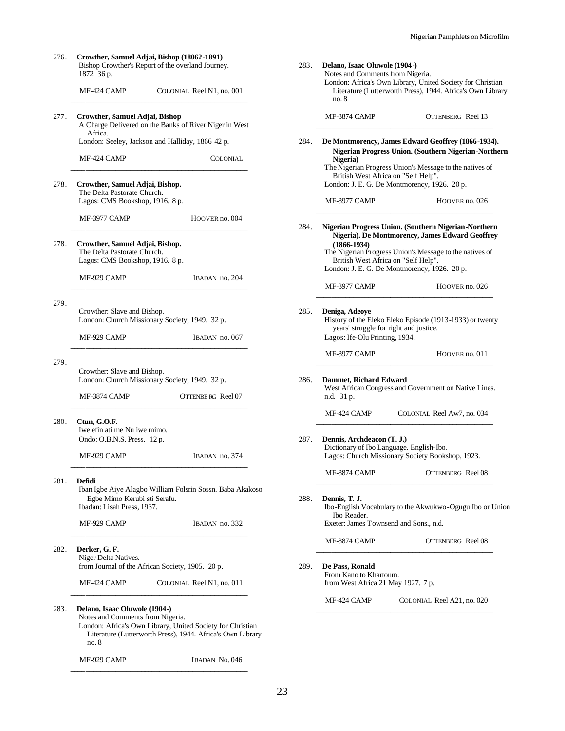276. **Crowther, Samuel Adjai, Bishop (1806?-1891)**
Bishop Crowther's Report of the overland Journey.
1872 36 p.

MF-424 CAMP COLONIAL Reel N1, no. 001

---

277. **Crowther, Samuel Adjai, Bishop**
A Charge Delivered on the Banks of River Niger in West Africa.
London: Seeley, Jackson and Halliday, 1866 42 p.

MF-424 CAMP COLONIAL

---

278. **Crowther, Samuel Adjai, Bishop.**
The Delta Pastorate Church.
Lagos: CMS Bookshop, 1916. 8 p.

MF-3977 CAMP HOOVER no. 004

---

278. **Crowther, Samuel Adjai, Bishop.**
The Delta Pastorate Church.
Lagos: CMS Bookshop, 1916. 8 p.

MF-929 CAMP IBADAN no. 204

---

279.
Crowther: Slave and Bishop.
London: Church Missionary Society, 1949. 32 p.

MF-929 CAMP IBADAN no. 067

---

279.
Crowther: Slave and Bishop.
London: Church Missionary Society, 1949. 32 p.

MF-3874 CAMP OTTENBERG Reel 07

---

280. **Ctun, G.O.F.**
Iwe efin ati me Nu iwe mimo.
Ondo: O.B.N.S. Press. 12 p.

MF-929 CAMP IBADAN no. 374

---

281. **Defidi**
Iban Igbe Aiye Alagbo William Folsrin Sossn. Baba Akakoso Egbe Mimo Kerubi sti Serafu.
Ibadan: Lisah Press, 1937.

MF-929 CAMP IBADAN no. 332

---

282. **Derker, G. F.**
Niger Delta Natives.
from Journal of the African Society, 1905. 20 p.

MF-424 CAMP COLONIAL Reel N1, no. 011

---

283. **Delano, Isaac Oluwole (1904-)**
Notes and Comments from Nigeria.
London: Africa's Own Library, United Society for Christian Literature (Lutterworth Press), 1944. Africa's Own Library no. 8

MF-929 CAMP IBADAN No. 046

---

283. **Delano, Isaac Oluwole (1904-)**
Notes and Comments from Nigeria.
London: Africa's Own Library, United Society for Christian Literature (Lutterworth Press), 1944. Africa's Own Library no. 8

MF-3874 CAMP OTTENBERG Reel 13

---

284. **De Montmorency, James Edward Geoffrey (1866-1934). Nigerian Progress Union. (Southern Nigerian-Northern Nigeria)**
The Nigerian Progress Union's Message to the natives of British West Africa on "Self Help".
London: J. E. G. De Montmorency, 1926. 20 p.

MF-3977 CAMP HOOVER no. 026

---

284. **Nigerian Progress Union. (Southern Nigerian-Northern Nigeria). De Montmorency, James Edward Geoffrey (1866-1934)**
The Nigerian Progress Union's Message to the natives of British West Africa on "Self Help".
London: J. E. G. De Montmorency, 1926. 20 p.

MF-3977 CAMP HOOVER no. 026

---

285. **Deniga, Adeoye**
History of the Eleko Eleko Episode (1913-1933) or twenty years' struggle for right and justice.
Lagos: Ife-Olu Printing, 1934.

MF-3977 CAMP HOOVER no. 011

---

286. **Dammet, Richard Edward**
West African Congress and Government on Native Lines.
n.d. 31 p.

MF-424 CAMP COLONIAL Reel Aw7, no. 034

---

287. **Dennis, Archdeacon (T. J.)**
Dictionary of Ibo Language. English-Ibo.
Lagos: Church Missionary Society Bookshop, 1923.

MF-3874 CAMP OTTENBERG Reel 08

---

288. **Dennis, T. J.**
Ibo-English Vocabulary to the Akwukwo-Ogugu Ibo or Union Ibo Reader.
Exeter: James Townsend and Sons., n.d.

MF-3874 CAMP OTTENBERG Reel 08

---

289. **De Pass, Ronald**
From Kano to Khartoum.
from West Africa 21 May 1927. 7 p.

MF-424 CAMP COLONIAL Reel A21, no. 020

---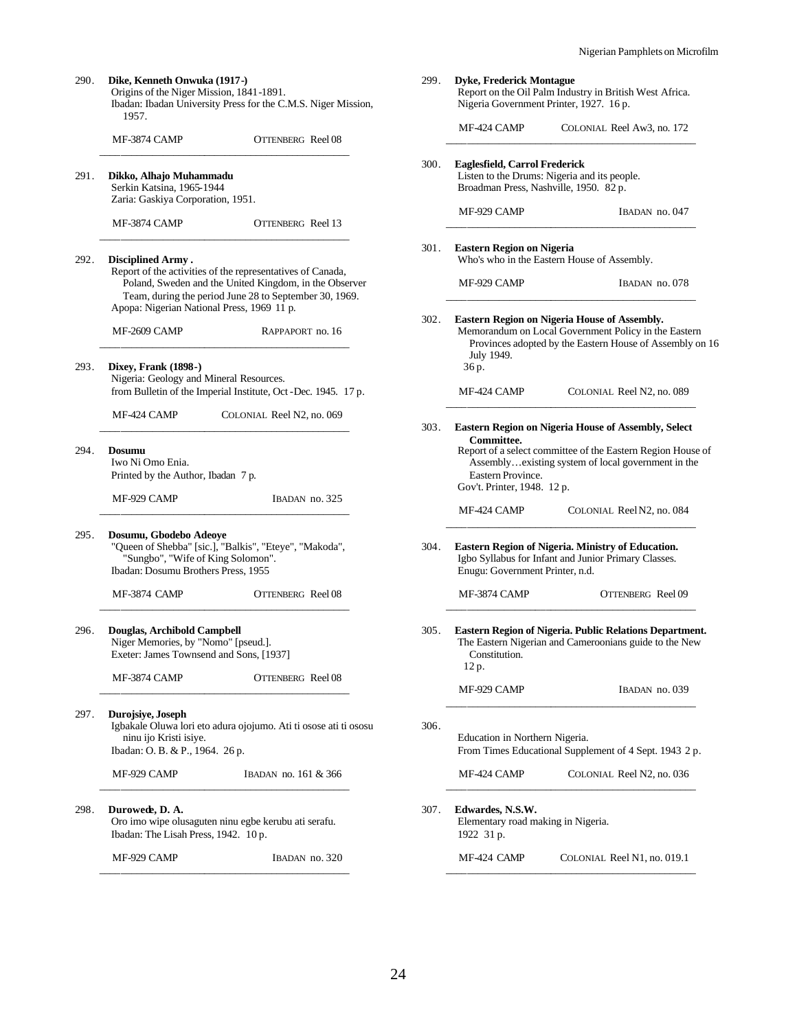290. **Dike, Kenneth Onwuka (1917-)**
Origins of the Niger Mission, 1841-1891.
Ibadan: Ibadan University Press for the C.M.S. Niger Mission, 1957.

MF-3874 CAMP — OTTENBERG Reel 08

---

291. **Dikko, Alhajo Muhammadu**
Serkin Katsina, 1965-1944
Zaria: Gaskiya Corporation, 1951.

MF-3874 CAMP — OTTENBERG Reel 13

---

292. **Disciplined Army .**
Report of the activities of the representatives of Canada, Poland, Sweden and the United Kingdom, in the Observer Team, during the period June 28 to September 30, 1969.
Apopa: Nigerian National Press, 1969 11 p.

MF-2609 CAMP — RAPPAPORT no. 16

---

293. **Dixey, Frank (1898-)**
Nigeria: Geology and Mineral Resources.
from Bulletin of the Imperial Institute, Oct-Dec. 1945. 17 p.

MF-424 CAMP — COLONIAL Reel N2, no. 069

---

294. **Dosumu**
Iwo Ni Omo Enia.
Printed by the Author, Ibadan 7 p.

MF-929 CAMP — IBADAN no. 325

---

295. **Dosumu, Gbodebo Adeoye**
"Queen of Shebba" [sic.], "Balkis", "Eteye", "Makoda", "Sungbo", "Wife of King Solomon".
Ibadan: Dosumu Brothers Press, 1955

MF-3874 CAMP — OTTENBERG Reel 08

---

296. **Douglas, Archibold Campbell**
Niger Memories, by "Nomo" [pseud.].
Exeter: James Townsend and Sons, [1937]

MF-3874 CAMP — OTTENBERG Reel 08

---

297. **Durojsiye, Joseph**
Igbakale Oluwa lori eto adura ojojumo. Ati ti osose ati ti ososu ninu ijo Kristi isiye.
Ibadan: O. B. & P., 1964. 26 p.

MF-929 CAMP — IBADAN no. 161 & 366

---

298. **Durowede, D. A.**
Oro imo wipe olusaguten ninu egbe kerubu ati serafu.
Ibadan: The Lisah Press, 1942. 10 p.

MF-929 CAMP — IBADAN no. 320

---

299. **Dyke, Frederick Montague**
Report on the Oil Palm Industry in British West Africa.
Nigeria Government Printer, 1927. 16 p.

MF-424 CAMP — COLONIAL Reel Aw3, no. 172

---

300. **Eaglesfield, Carrol Frederick**
Listen to the Drums: Nigeria and its people.
Broadman Press, Nashville, 1950. 82 p.

MF-929 CAMP — IBADAN no. 047

---

301. **Eastern Region on Nigeria**
Who's who in the Eastern House of Assembly.

MF-929 CAMP — IBADAN no. 078

---

302. **Eastern Region on Nigeria House of Assembly.**
Memorandum on Local Government Policy in the Eastern Provinces adopted by the Eastern House of Assembly on 16 July 1949.
36 p.

MF-424 CAMP — COLONIAL Reel N2, no. 089

---

303. **Eastern Region on Nigeria House of Assembly, Select Committee.**
Report of a select committee of the Eastern Region House of Assembly…existing system of local government in the Eastern Province.
Gov't. Printer, 1948. 12 p.

MF-424 CAMP — COLONIAL Reel N2, no. 084

---

304. **Eastern Region of Nigeria. Ministry of Education.**
Igbo Syllabus for Infant and Junior Primary Classes.
Enugu: Government Printer, n.d.

MF-3874 CAMP — OTTENBERG Reel 09

---

305. **Eastern Region of Nigeria. Public Relations Department.**
The Eastern Nigerian and Cameroonians guide to the New Constitution.
12 p.

MF-929 CAMP — IBADAN no. 039

---

306.
Education in Northern Nigeria.
From Times Educational Supplement of 4 Sept. 1943 2 p.

MF-424 CAMP — COLONIAL Reel N2, no. 036

---

307. **Edwardes, N.S.W.**
Elementary road making in Nigeria.
1922 31 p.

MF-424 CAMP — COLONIAL Reel N1, no. 019.1

---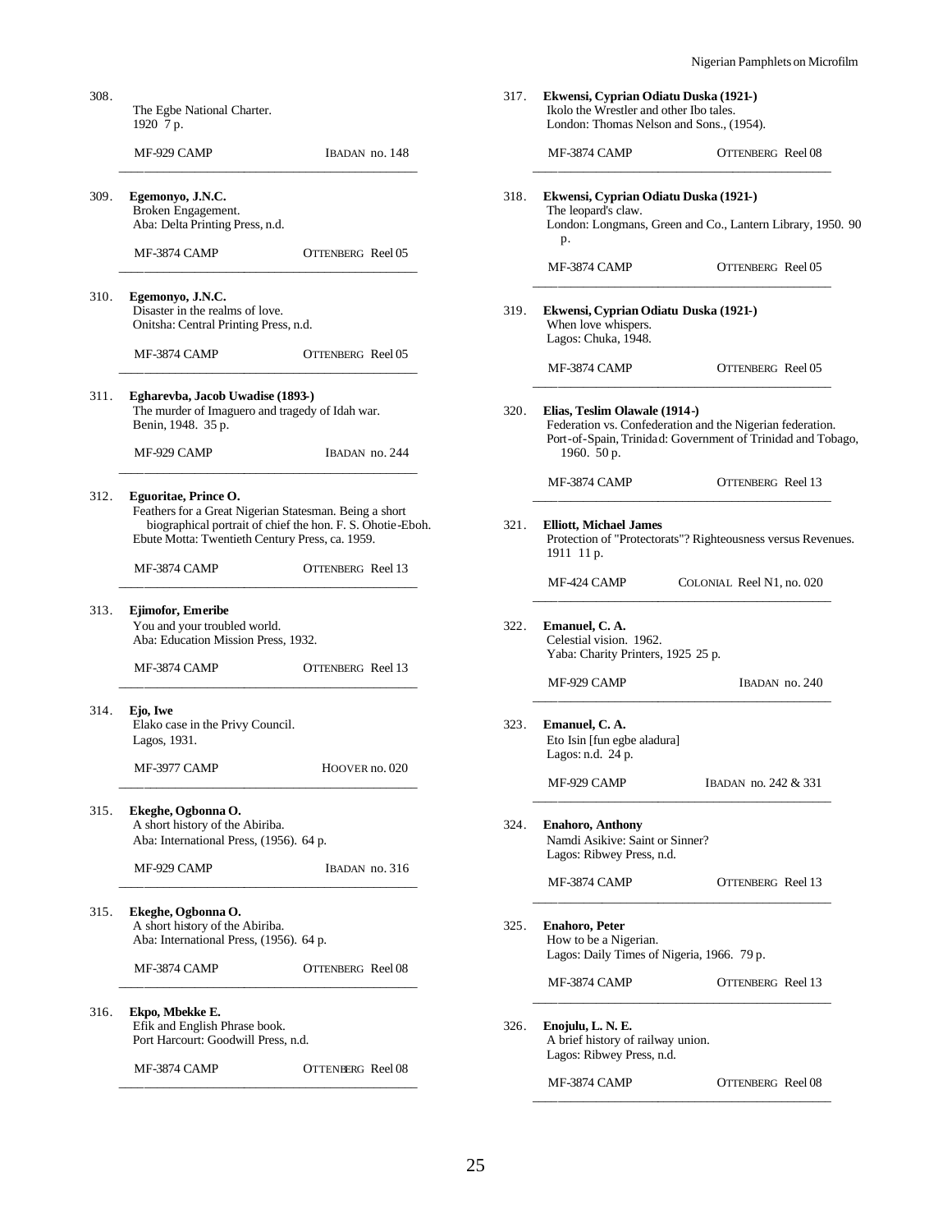308.
The Egbe National Charter.
1920 7 p.

MF-929 CAMP IBADAN no. 148

---

309. **Egemonyo, J.N.C.**
Broken Engagement.
Aba: Delta Printing Press, n.d.

MF-3874 CAMP OTTENBERG Reel 05

---

310. **Egemonyo, J.N.C.**
Disaster in the realms of love.
Onitsha: Central Printing Press, n.d.

MF-3874 CAMP OTTENBERG Reel 05

---

311. **Egharevba, Jacob Uwadise (1893-)**
The murder of Imaguero and tragedy of Idah war.
Benin, 1948. 35 p.

MF-929 CAMP IBADAN no. 244

---

312. **Eguoritae, Prince O.**
Feathers for a Great Nigerian Statesman. Being a short biographical portrait of chief the hon. F. S. Ohotie-Eboh.
Ebute Motta: Twentieth Century Press, ca. 1959.

MF-3874 CAMP OTTENBERG Reel 13

---

313. **Ejimofor, Emeribe**
You and your troubled world.
Aba: Education Mission Press, 1932.

MF-3874 CAMP OTTENBERG Reel 13

---

314. **Ejo, Iwe**
Elako case in the Privy Council.
Lagos, 1931.

MF-3977 CAMP HOOVER no. 020

---

315. **Ekeghe, Ogbonna O.**
A short history of the Abiriba.
Aba: International Press, (1956). 64 p.

MF-929 CAMP IBADAN no. 316

---

315. **Ekeghe, Ogbonna O.**
A short history of the Abiriba.
Aba: International Press, (1956). 64 p.

MF-3874 CAMP OTTENBERG Reel 08

---

316. **Ekpo, Mbekke E.**
Efik and English Phrase book.
Port Harcourt: Goodwill Press, n.d.

MF-3874 CAMP OTTENBERG Reel 08

---

317. **Ekwensi, Cyprian Odiatu Duska (1921-)**
Ikolo the Wrestler and other Ibo tales.
London: Thomas Nelson and Sons., (1954).

MF-3874 CAMP OTTENBERG Reel 08

---

318. **Ekwensi, Cyprian Odiatu Duska (1921-)**
The leopard's claw.
London: Longmans, Green and Co., Lantern Library, 1950. 90 p.

MF-3874 CAMP OTTENBERG Reel 05

---

319. **Ekwensi, Cyprian Odiatu Duska (1921-)**
When love whispers.
Lagos: Chuka, 1948.

MF-3874 CAMP OTTENBERG Reel 05

---

320. **Elias, Teslim Olawale (1914-)**
Federation vs. Confederation and the Nigerian federation.
Port-of-Spain, Trinidad: Government of Trinidad and Tobago, 1960. 50 p.

MF-3874 CAMP OTTENBERG Reel 13

---

321. **Elliott, Michael James**
Protection of "Protectorats"? Righteousness versus Revenues.
1911 11 p.

MF-424 CAMP COLONIAL Reel N1, no. 020

---

322. **Emanuel, C. A.**
Celestial vision. 1962.
Yaba: Charity Printers, 1925 25 p.

MF-929 CAMP IBADAN no. 240

---

323. **Emanuel, C. A.**
Eto Isin [fun egbe aladura]
Lagos: n.d. 24 p.

MF-929 CAMP IBADAN no. 242 & 331

---

324. **Enahoro, Anthony**
Namdi Asikive: Saint or Sinner?
Lagos: Ribwey Press, n.d.

MF-3874 CAMP OTTENBERG Reel 13

---

325. **Enahoro, Peter**
How to be a Nigerian.
Lagos: Daily Times of Nigeria, 1966. 79 p.

MF-3874 CAMP OTTENBERG Reel 13

---

326. **Enojulu, L. N. E.**
A brief history of railway union.
Lagos: Ribwey Press, n.d.

MF-3874 CAMP OTTENBERG Reel 08

---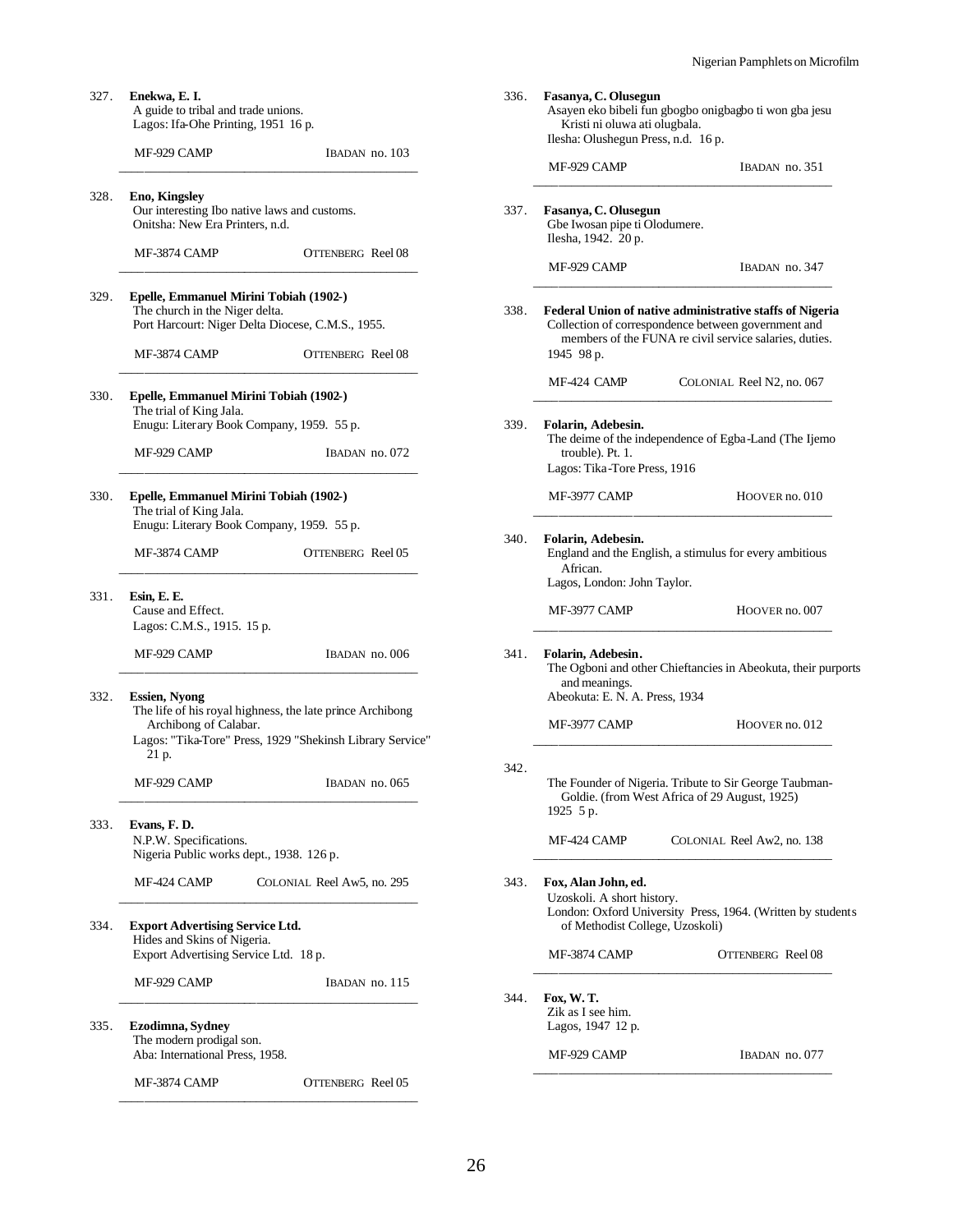327. **Enekwa, E. I.**
A guide to tribal and trade unions.
Lagos: Ifa-Ohe Printing, 1951 16 p.

MF-929 CAMP IBADAN no. 103

---

328. **Eno, Kingsley**
Our interesting Ibo native laws and customs.
Onitsha: New Era Printers, n.d.

MF-3874 CAMP OTTENBERG Reel 08

---

329. **Epelle, Emmanuel Mirini Tobiah (1902-)**
The church in the Niger delta.
Port Harcourt: Niger Delta Diocese, C.M.S., 1955.

MF-3874 CAMP OTTENBERG Reel 08

---

330. **Epelle, Emmanuel Mirini Tobiah (1902-)**
The trial of King Jala.
Enugu: Literary Book Company, 1959. 55 p.

MF-929 CAMP IBADAN no. 072

---

330. **Epelle, Emmanuel Mirini Tobiah (1902-)**
The trial of King Jala.
Enugu: Literary Book Company, 1959. 55 p.

MF-3874 CAMP OTTENBERG Reel 05

---

331. **Esin, E. E.**
Cause and Effect.
Lagos: C.M.S., 1915. 15 p.

MF-929 CAMP IBADAN no. 006

---

332. **Essien, Nyong**
The life of his royal highness, the late prince Archibong Archibong of Calabar.
Lagos: "Tika-Tore" Press, 1929 "Shekinsh Library Service" 21 p.

MF-929 CAMP IBADAN no. 065

---

333. **Evans, F. D.**
N.P.W. Specifications.
Nigeria Public works dept., 1938. 126 p.

MF-424 CAMP COLONIAL Reel Aw5, no. 295

---

334. **Export Advertising Service Ltd.**
Hides and Skins of Nigeria.
Export Advertising Service Ltd. 18 p.

MF-929 CAMP IBADAN no. 115

---

335. **Ezodimna, Sydney**
The modern prodigal son.
Aba: International Press, 1958.

MF-3874 CAMP OTTENBERG Reel 05

---

336. **Fasanya, C. Olusegun**
Asayen eko bibeli fun gbogbo onigbagbo ti won gba jesu Kristi ni oluwa ati olugbala.
Ilesha: Olushegun Press, n.d. 16 p.

MF-929 CAMP IBADAN no. 351

---

337. **Fasanya, C. Olusegun**
Gbe Iwosan pipe ti Olodumere.
Ilesha, 1942. 20 p.

MF-929 CAMP IBADAN no. 347

---

338. **Federal Union of native administrative staffs of Nigeria**
Collection of correspondence between government and members of the FUNA re civil service salaries, duties.
1945 98 p.

MF-424 CAMP COLONIAL Reel N2, no. 067

---

339. **Folarin, Adebesin.**
The deime of the independence of Egba-Land (The Ijemo trouble). Pt. 1.
Lagos: Tika-Tore Press, 1916

MF-3977 CAMP HOOVER no. 010

---

340. **Folarin, Adebesin.**
England and the English, a stimulus for every ambitious African.
Lagos, London: John Taylor.

MF-3977 CAMP HOOVER no. 007

---

341. **Folarin, Adebesin.**
The Ogboni and other Chieftancies in Abeokuta, their purports and meanings.
Abeokuta: E. N. A. Press, 1934

MF-3977 CAMP HOOVER no. 012

---

342.
The Founder of Nigeria. Tribute to Sir George Taubman-Goldie. (from West Africa of 29 August, 1925)
1925 5 p.

MF-424 CAMP COLONIAL Reel Aw2, no. 138

---

343. **Fox, Alan John, ed.**
Uzoskoli. A short history.
London: Oxford University Press, 1964. (Written by students of Methodist College, Uzoskoli)

MF-3874 CAMP OTTENBERG Reel 08

---

344. **Fox, W. T.**
Zik as I see him.
Lagos, 1947 12 p.

MF-929 CAMP IBADAN no. 077

---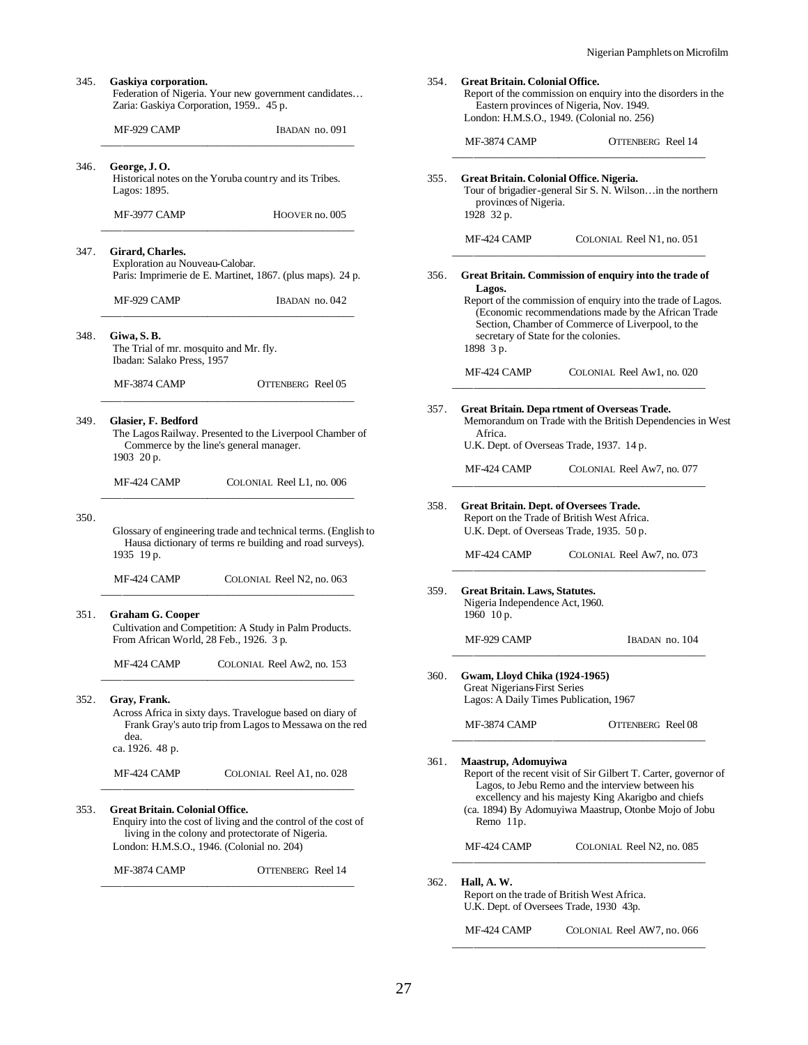345. **Gaskiya corporation.**
Federation of Nigeria. Your new government candidates…
Zaria: Gaskiya Corporation, 1959.. 45 p.

MF-929 CAMP IBADAN no. 091

---

346. **George, J. O.**
Historical notes on the Yoruba country and its Tribes.
Lagos: 1895.

MF-3977 CAMP HOOVER no. 005

---

347. **Girard, Charles.**
Exploration au Nouveau-Calobar.
Paris: Imprimerie de E. Martinet, 1867. (plus maps). 24 p.

MF-929 CAMP IBADAN no. 042

---

348. **Giwa, S. B.**
The Trial of mr. mosquito and Mr. fly.
Ibadan: Salako Press, 1957

MF-3874 CAMP OTTENBERG Reel 05

---

349. **Glasier, F. Bedford**
The Lagos Railway. Presented to the Liverpool Chamber of Commerce by the line's general manager.
1903 20 p.

MF-424 CAMP COLONIAL Reel L1, no. 006

---

350.
Glossary of engineering trade and technical terms. (English to Hausa dictionary of terms re building and road surveys).
1935 19 p.

MF-424 CAMP COLONIAL Reel N2, no. 063

---

351. **Graham G. Cooper**
Cultivation and Competition: A Study in Palm Products.
From African World, 28 Feb., 1926. 3 p.

MF-424 CAMP COLONIAL Reel Aw2, no. 153

---

352. **Gray, Frank.**
Across Africa in sixty days. Travelogue based on diary of Frank Gray's auto trip from Lagos to Messawa on the red dea.
ca. 1926. 48 p.

MF-424 CAMP COLONIAL Reel A1, no. 028

---

353. **Great Britain. Colonial Office.**
Enquiry into the cost of living and the control of the cost of living in the colony and protectorate of Nigeria.
London: H.M.S.O., 1946. (Colonial no. 204)

MF-3874 CAMP OTTENBERG Reel 14

---

354. **Great Britain. Colonial Office.**
Report of the commission on enquiry into the disorders in the Eastern provinces of Nigeria, Nov. 1949.
London: H.M.S.O., 1949. (Colonial no. 256)

MF-3874 CAMP OTTENBERG Reel 14

---

355. **Great Britain. Colonial Office. Nigeria.**
Tour of brigadier-general Sir S. N. Wilson…in the northern provinces of Nigeria.
1928 32 p.

MF-424 CAMP COLONIAL Reel N1, no. 051

---

356. **Great Britain. Commission of enquiry into the trade of Lagos.**
Report of the commission of enquiry into the trade of Lagos. (Economic recommendations made by the African Trade Section, Chamber of Commerce of Liverpool, to the secretary of State for the colonies.
1898 3 p.

MF-424 CAMP COLONIAL Reel Aw1, no. 020

---

357. **Great Britain. Depa rtment of Overseas Trade.**
Memorandum on Trade with the British Dependencies in West Africa.
U.K. Dept. of Overseas Trade, 1937. 14 p.

MF-424 CAMP COLONIAL Reel Aw7, no. 077

---

358. **Great Britain. Dept. of Oversees Trade.**
Report on the Trade of British West Africa.
U.K. Dept. of Overseas Trade, 1935. 50 p.

MF-424 CAMP COLONIAL Reel Aw7, no. 073

---

359. **Great Britain. Laws, Statutes.**
Nigeria Independence Act, 1960.
1960 10 p.

MF-929 CAMP IBADAN no. 104

---

360. **Gwam, Lloyd Chika (1924-1965)**
Great Nigerians-First Series
Lagos: A Daily Times Publication, 1967

MF-3874 CAMP OTTENBERG Reel 08

---

361. **Maastrup, Adomuyiwa**
Report of the recent visit of Sir Gilbert T. Carter, governor of Lagos, to Jebu Remo and the interview between his excellency and his majesty King Akarigbo and chiefs
(ca. 1894) By Adomuyiwa Maastrup, Otonbe Mojo of Jobu Remo 11p.

MF-424 CAMP COLONIAL Reel N2, no. 085

---

362. **Hall, A. W.**
Report on the trade of British West Africa.
U.K. Dept. of Oversees Trade, 1930 43p.

MF-424 CAMP COLONIAL Reel AW7, no. 066

---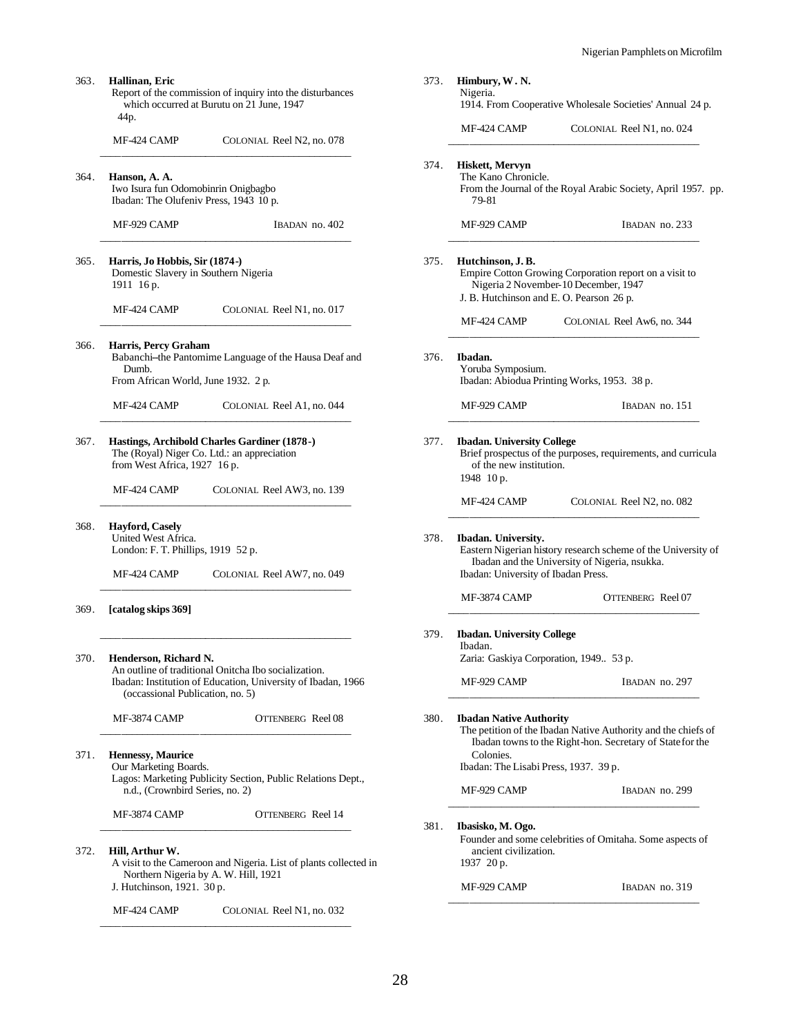363. **Hallinan, Eric**
Report of the commission of inquiry into the disturbances which occurred at Burutu on 21 June, 1947
44p.

MF-424 CAMP COLONIAL Reel N2, no. 078

---

364. **Hanson, A. A.**
Iwo Isura fun Odomobinrin Onigbagbo
Ibadan: The Olufeniv Press, 1943 10 p.

MF-929 CAMP IBADAN no. 402

---

365. **Harris, Jo Hobbis, Sir (1874-)**
Domestic Slavery in Southern Nigeria
1911 16 p.

MF-424 CAMP COLONIAL Reel N1, no. 017

---

366. **Harris, Percy Graham**
Babanchi--the Pantomime Language of the Hausa Deaf and Dumb.
From African World, June 1932. 2 p.

MF-424 CAMP COLONIAL Reel A1, no. 044

---

367. **Hastings, Archibold Charles Gardiner (1878-)**
The (Royal) Niger Co. Ltd.: an appreciation
from West Africa, 1927 16 p.

MF-424 CAMP COLONIAL Reel AW3, no. 139

---

368. **Hayford, Casely**
United West Africa.
London: F. T. Phillips, 1919 52 p.

MF-424 CAMP COLONIAL Reel AW7, no. 049

---

369. **[catalog skips 369]**

---

370. **Henderson, Richard N.**
An outline of traditional Onitcha Ibo socialization.
Ibadan: Institution of Education, University of Ibadan, 1966 (occassional Publication, no. 5)

MF-3874 CAMP OTTENBERG Reel 08

---

371. **Hennessy, Maurice**
Our Marketing Boards.
Lagos: Marketing Publicity Section, Public Relations Dept., n.d., (Crownbird Series, no. 2)

MF-3874 CAMP OTTENBERG Reel 14

---

372. **Hill, Arthur W.**
A visit to the Cameroon and Nigeria. List of plants collected in Northern Nigeria by A. W. Hill, 1921
J. Hutchinson, 1921. 30 p.

MF-424 CAMP COLONIAL Reel N1, no. 032

---

373. **Himbury, W. N.**
Nigeria.
1914. From Cooperative Wholesale Societies' Annual 24 p.

MF-424 CAMP COLONIAL Reel N1, no. 024

---

374. **Hiskett, Mervyn**
The Kano Chronicle.
From the Journal of the Royal Arabic Society, April 1957. pp. 79-81

MF-929 CAMP IBADAN no. 233

---

375. **Hutchinson, J. B.**
Empire Cotton Growing Corporation report on a visit to Nigeria 2 November-10 December, 1947
J. B. Hutchinson and E. O. Pearson 26 p.

MF-424 CAMP COLONIAL Reel Aw6, no. 344

---

376. **Ibadan.**
Yoruba Symposium.
Ibadan: Abiodua Printing Works, 1953. 38 p.

MF-929 CAMP IBADAN no. 151

---

377. **Ibadan. University College**
Brief prospectus of the purposes, requirements, and curricula of the new institution.
1948 10 p.

MF-424 CAMP COLONIAL Reel N2, no. 082

---

378. **Ibadan. University.**
Eastern Nigerian history research scheme of the University of Ibadan and the University of Nigeria, nsukka.
Ibadan: University of Ibadan Press.

MF-3874 CAMP OTTENBERG Reel 07

---

379. **Ibadan. University College**
Ibadan.
Zaria: Gaskiya Corporation, 1949.. 53 p.

MF-929 CAMP IBADAN no. 297

---

380. **Ibadan Native Authority**
The petition of the Ibadan Native Authority and the chiefs of Ibadan towns to the Right-hon. Secretary of State for the Colonies.
Ibadan: The Lisabi Press, 1937. 39 p.

MF-929 CAMP IBADAN no. 299

---

381. **Ibasisko, M. Ogo.**
Founder and some celebrities of Omitaha. Some aspects of ancient civilization.
1937 20 p.

MF-929 CAMP IBADAN no. 319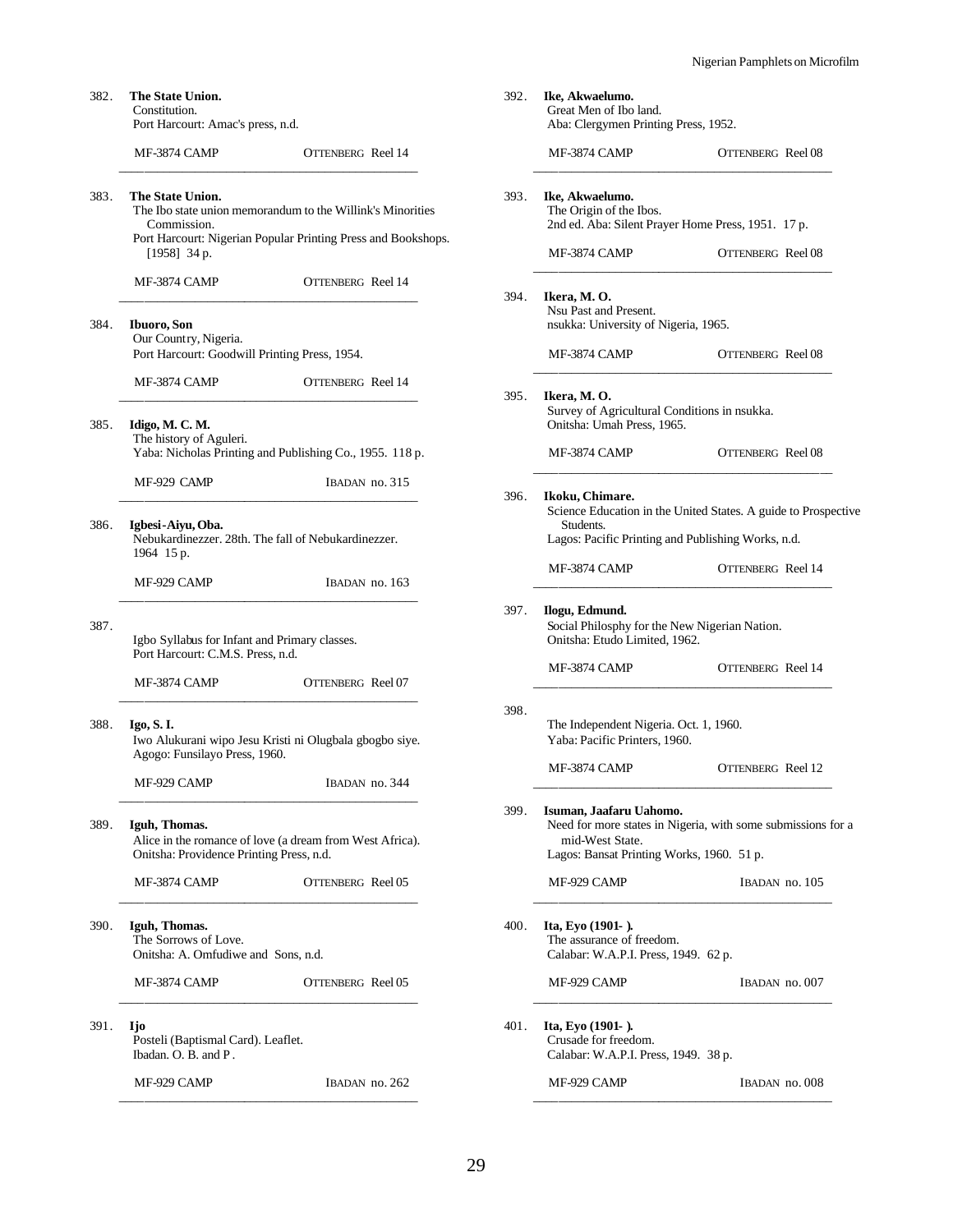382. **The State Union.**
Constitution.
Port Harcourt: Amac's press, n.d.

MF-3874 CAMP — OTTENBERG Reel 14

---

383. **The State Union.**
The Ibo state union memorandum to the Willink's Minorities Commission.
Port Harcourt: Nigerian Popular Printing Press and Bookshops. [1958] 34 p.

MF-3874 CAMP — OTTENBERG Reel 14

---

384. **Ibuoro, Son**
Our Country, Nigeria.
Port Harcourt: Goodwill Printing Press, 1954.

MF-3874 CAMP — OTTENBERG Reel 14

---

385. **Idigo, M. C. M.**
The history of Aguleri.
Yaba: Nicholas Printing and Publishing Co., 1955. 118 p.

MF-929 CAMP — IBADAN no. 315

---

386. **Igbesi-Aiyu, Oba.**
Nebukardinezzer. 28th. The fall of Nebukardinezzer.
1964 15 p.

MF-929 CAMP — IBADAN no. 163

---

387.
Igbo Syllabus for Infant and Primary classes.
Port Harcourt: C.M.S. Press, n.d.

MF-3874 CAMP — OTTENBERG Reel 07

---

388. **Igo, S. I.**
Iwo Alukurani wipo Jesu Kristi ni Olugbala gbogbo siye.
Agogo: Funsilayo Press, 1960.

MF-929 CAMP — IBADAN no. 344

---

389. **Iguh, Thomas.**
Alice in the romance of love (a dream from West Africa).
Onitsha: Providence Printing Press, n.d.

MF-3874 CAMP — OTTENBERG Reel 05

---

390. **Iguh, Thomas.**
The Sorrows of Love.
Onitsha: A. Omfudiwe and Sons, n.d.

MF-3874 CAMP — OTTENBERG Reel 05

---

391. **Ijo**
Posteli (Baptismal Card). Leaflet.
Ibadan. O. B. and P .

MF-929 CAMP — IBADAN no. 262

---

392. **Ike, Akwaelumo.**
Great Men of Ibo land.
Aba: Clergymen Printing Press, 1952.

MF-3874 CAMP — OTTENBERG Reel 08

---

393. **Ike, Akwaelumo.**
The Origin of the Ibos.
2nd ed. Aba: Silent Prayer Home Press, 1951. 17 p.

MF-3874 CAMP — OTTENBERG Reel 08

---

394. **Ikera, M. O.**
Nsu Past and Present.
nsukka: University of Nigeria, 1965.

MF-3874 CAMP — OTTENBERG Reel 08

---

395. **Ikera, M. O.**
Survey of Agricultural Conditions in nsukka.
Onitsha: Umah Press, 1965.

MF-3874 CAMP — OTTENBERG Reel 08

---

396. **Ikoku, Chimare.**
Science Education in the United States. A guide to Prospective Students.
Lagos: Pacific Printing and Publishing Works, n.d.

MF-3874 CAMP — OTTENBERG Reel 14

---

397. **Ilogu, Edmund.**
Social Philosphy for the New Nigerian Nation.
Onitsha: Etudo Limited, 1962.

MF-3874 CAMP — OTTENBERG Reel 14

---

398.
The Independent Nigeria. Oct. 1, 1960.
Yaba: Pacific Printers, 1960.

MF-3874 CAMP — OTTENBERG Reel 12

---

399. **Isuman, Jaafaru Uahomo.**
Need for more states in Nigeria, with some submissions for a mid-West State.
Lagos: Bansat Printing Works, 1960. 51 p.

MF-929 CAMP — IBADAN no. 105

---

400. **Ita, Eyo (1901- ).**
The assurance of freedom.
Calabar: W.A.P.I. Press, 1949. 62 p.

MF-929 CAMP — IBADAN no. 007

---

401. **Ita, Eyo (1901- ).**
Crusade for freedom.
Calabar: W.A.P.I. Press, 1949. 38 p.

MF-929 CAMP — IBADAN no. 008

---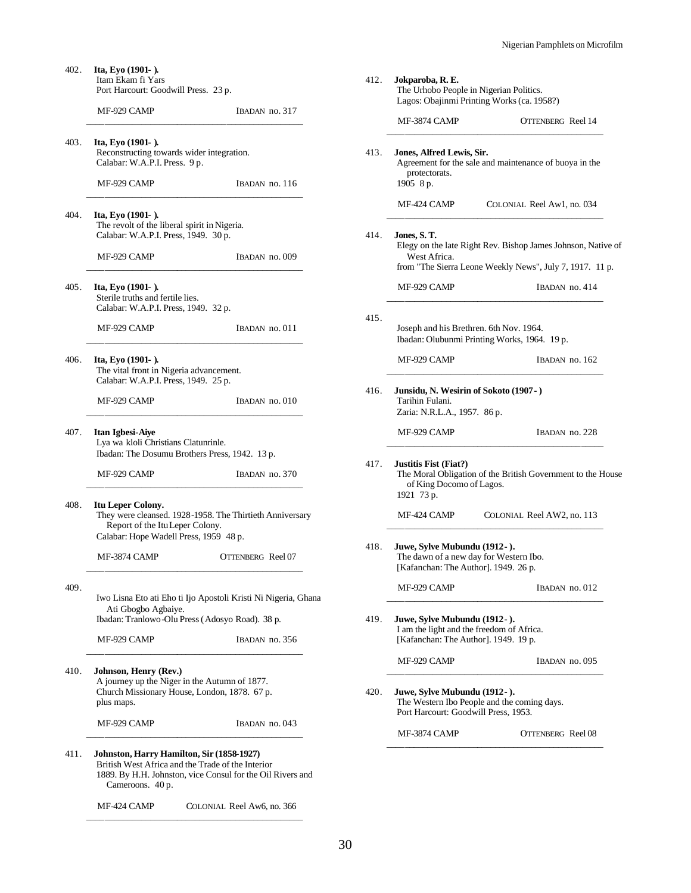402. **Ita, Eyo (1901- ).**
Itam Ekam fi Yars
Port Harcourt: Goodwill Press. 23 p.

MF-929 CAMP IBADAN no. 317

---

403. **Ita, Eyo (1901- ).**
Reconstructing towards wider integration.
Calabar: W.A.P.I. Press. 9 p.

MF-929 CAMP IBADAN no. 116

---

404. **Ita, Eyo (1901- ).**
The revolt of the liberal spirit in Nigeria.
Calabar: W.A.P.I. Press, 1949. 30 p.

MF-929 CAMP IBADAN no. 009

---

405. **Ita, Eyo (1901- ).**
Sterile truths and fertile lies.
Calabar: W.A.P.I. Press, 1949. 32 p.

MF-929 CAMP IBADAN no. 011

---

406. **Ita, Eyo (1901- ).**
The vital front in Nigeria advancement.
Calabar: W.A.P.I. Press, 1949. 25 p.

MF-929 CAMP IBADAN no. 010

---

407. **Itan Igbesi-Aiye**
Lya wa kloli Christians Clatunrinle.
Ibadan: The Dosumu Brothers Press, 1942. 13 p.

MF-929 CAMP IBADAN no. 370

---

408. **Itu Leper Colony.**
They were cleansed. 1928-1958. The Thirtieth Anniversary Report of the Itu Leper Colony.
Calabar: Hope Wadell Press, 1959 48 p.

MF-3874 CAMP OTTENBERG Reel 07

---

409.
Iwo Lisna Eto ati Eho ti Ijo Apostoli Kristi Ni Nigeria, Ghana Ati Gbogbo Agbaiye.
Ibadan: Tranlowo-Olu Press (Adosyo Road). 38 p.

MF-929 CAMP IBADAN no. 356

---

410. **Johnson, Henry (Rev.)**
A journey up the Niger in the Autumn of 1877.
Church Missionary House, London, 1878. 67 p.
plus maps.

MF-929 CAMP IBADAN no. 043

---

411. **Johnston, Harry Hamilton, Sir (1858-1927)**
British West Africa and the Trade of the Interior
1889. By H.H. Johnston, vice Consul for the Oil Rivers and Cameroons. 40 p.

MF-424 CAMP COLONIAL Reel Aw6, no. 366

---

412. **Jokparoba, R. E.**
The Urhobo People in Nigerian Politics.
Lagos: Obajinmi Printing Works (ca. 1958?)

MF-3874 CAMP OTTENBERG Reel 14

---

413. **Jones, Alfred Lewis, Sir.**
Agreement for the sale and maintenance of buoya in the protectorats.
1905 8 p.

MF-424 CAMP COLONIAL Reel Aw1, no. 034

---

414. **Jones, S. T.**
Elegy on the late Right Rev. Bishop James Johnson, Native of West Africa.
from "The Sierra Leone Weekly News", July 7, 1917. 11 p.

MF-929 CAMP IBADAN no. 414

---

415.
Joseph and his Brethren. 6th Nov. 1964.
Ibadan: Olubunmi Printing Works, 1964. 19 p.

MF-929 CAMP IBADAN no. 162

---

416. **Junsidu, N. Wesirin of Sokoto (1907- )**
Tarihin Fulani.
Zaria: N.R.L.A., 1957. 86 p.

MF-929 CAMP IBADAN no. 228

---

417. **Justitis Fist (Fiat?)**
The Moral Obligation of the British Government to the House of King Docomo of Lagos.
1921 73 p.

MF-424 CAMP COLONIAL Reel AW2, no. 113

---

418. **Juwe, Sylve Mubundu (1912- ).**
The dawn of a new day for Western Ibo.
[Kafanchan: The Author]. 1949. 26 p.

MF-929 CAMP IBADAN no. 012

---

419. **Juwe, Sylve Mubundu (1912- ).**
I am the light and the freedom of Africa.
[Kafanchan: The Author]. 1949. 19 p.

MF-929 CAMP IBADAN no. 095

---

420. **Juwe, Sylve Mubundu (1912- ).**
The Western Ibo People and the coming days.
Port Harcourt: Goodwill Press, 1953.

MF-3874 CAMP OTTENBERG Reel 08

---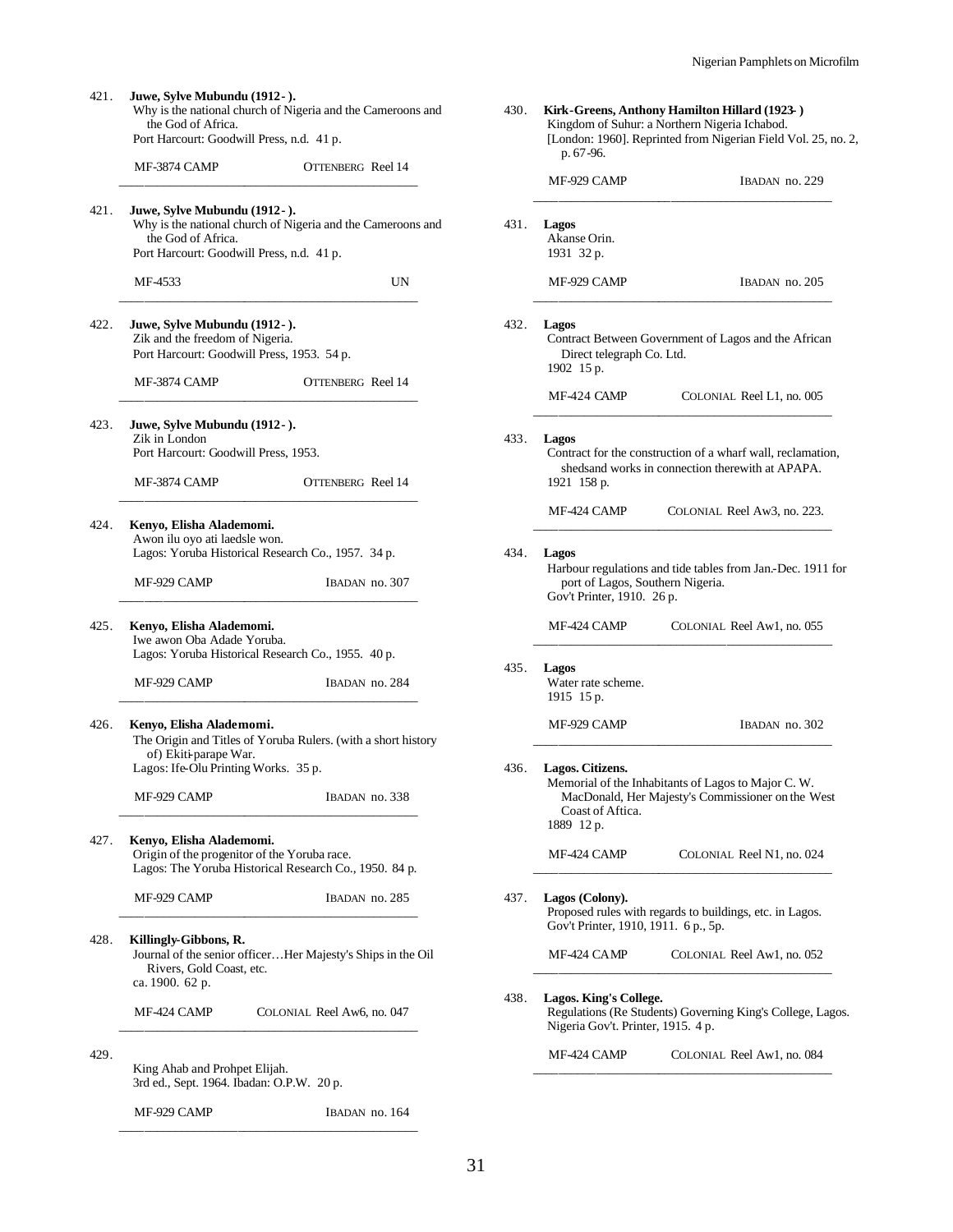421. **Juwe, Sylve Mubundu (1912- ).**
Why is the national church of Nigeria and the Cameroons and the God of Africa.
Port Harcourt: Goodwill Press, n.d. 41 p.

MF-3874 CAMP — OTTENBERG Reel 14

---

421. **Juwe, Sylve Mubundu (1912- ).**
Why is the national church of Nigeria and the Cameroons and the God of Africa.
Port Harcourt: Goodwill Press, n.d. 41 p.

MF-4533 — UN

---

422. **Juwe, Sylve Mubundu (1912- ).**
Zik and the freedom of Nigeria.
Port Harcourt: Goodwill Press, 1953. 54 p.

MF-3874 CAMP — OTTENBERG Reel 14

---

423. **Juwe, Sylve Mubundu (1912- ).**
Zik in London
Port Harcourt: Goodwill Press, 1953.

MF-3874 CAMP — OTTENBERG Reel 14

---

424. **Kenyo, Elisha Alademomi.**
Awon ilu oyo ati laedsle won.
Lagos: Yoruba Historical Research Co., 1957. 34 p.

MF-929 CAMP — IBADAN no. 307

---

425. **Kenyo, Elisha Alademomi.**
Iwe awon Oba Adade Yoruba.
Lagos: Yoruba Historical Research Co., 1955. 40 p.

MF-929 CAMP — IBADAN no. 284

---

426. **Kenyo, Elisha Alademomi.**
The Origin and Titles of Yoruba Rulers. (with a short history of) Ekiti-parape War.
Lagos: Ife-Olu Printing Works. 35 p.

MF-929 CAMP — IBADAN no. 338

---

427. **Kenyo, Elisha Alademomi.**
Origin of the progenitor of the Yoruba race.
Lagos: The Yoruba Historical Research Co., 1950. 84 p.

MF-929 CAMP — IBADAN no. 285

---

428. **Killingly-Gibbons, R.**
Journal of the senior officer…Her Majesty's Ships in the Oil Rivers, Gold Coast, etc.
ca. 1900. 62 p.

MF-424 CAMP — COLONIAL Reel Aw6, no. 047

---

429.
King Ahab and Prohpet Elijah.
3rd ed., Sept. 1964. Ibadan: O.P.W. 20 p.

MF-929 CAMP — IBADAN no. 164

---

430. **Kirk-Greens, Anthony Hamilton Hillard (1923- )**
Kingdom of Suhur: a Northern Nigeria Ichabod.
[London: 1960]. Reprinted from Nigerian Field Vol. 25, no. 2, p. 67-96.

MF-929 CAMP — IBADAN no. 229

---

431. **Lagos**
Akanse Orin.
1931 32 p.

MF-929 CAMP — IBADAN no. 205

---

432. **Lagos**
Contract Between Government of Lagos and the African Direct telegraph Co. Ltd.
1902 15 p.

MF-424 CAMP — COLONIAL Reel L1, no. 005

---

433. **Lagos**
Contract for the construction of a wharf wall, reclamation, shedsand works in connection therewith at APAPA.
1921 158 p.

MF-424 CAMP — COLONIAL Reel Aw3, no. 223.

---

434. **Lagos**
Harbour regulations and tide tables from Jan.-Dec. 1911 for port of Lagos, Southern Nigeria.
Gov't Printer, 1910. 26 p.

MF-424 CAMP — COLONIAL Reel Aw1, no. 055

---

435. **Lagos**
Water rate scheme.
1915 15 p.

MF-929 CAMP — IBADAN no. 302

---

436. **Lagos. Citizens.**
Memorial of the Inhabitants of Lagos to Major C. W. MacDonald, Her Majesty's Commissioner on the West Coast of Aftica.
1889 12 p.

MF-424 CAMP — COLONIAL Reel N1, no. 024

---

437. **Lagos (Colony).**
Proposed rules with regards to buildings, etc. in Lagos.
Gov't Printer, 1910, 1911. 6 p., 5p.

MF-424 CAMP — COLONIAL Reel Aw1, no. 052

---

438. **Lagos. King's College.**
Regulations (Re Students) Governing King's College, Lagos.
Nigeria Gov't. Printer, 1915. 4 p.

MF-424 CAMP — COLONIAL Reel Aw1, no. 084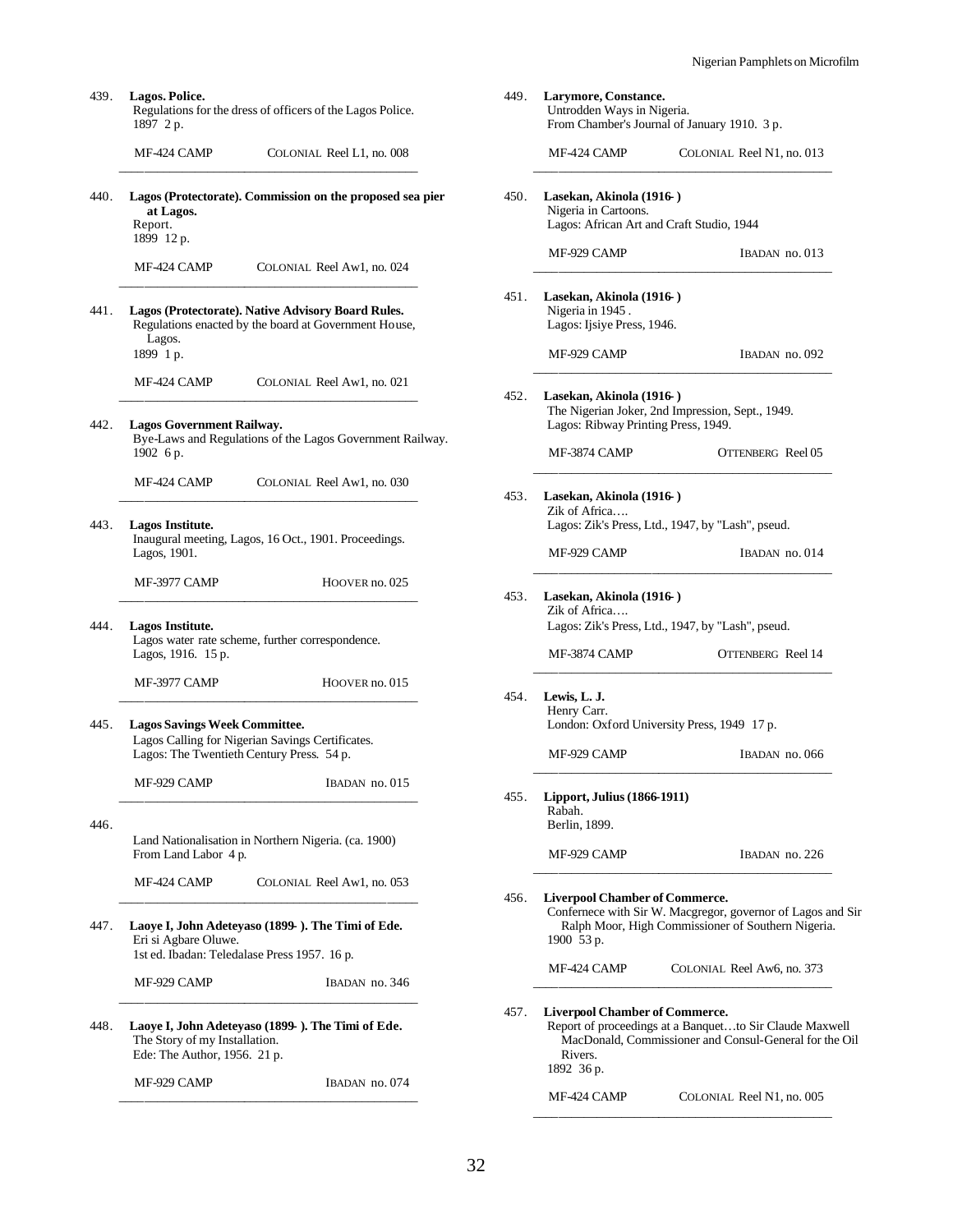439. **Lagos. Police.**
Regulations for the dress of officers of the Lagos Police.
1897 2 p.

MF-424 CAMP COLONIAL Reel L1, no. 008

---

440. **Lagos (Protectorate). Commission on the proposed sea pier at Lagos.**
Report.
1899 12 p.

MF-424 CAMP COLONIAL Reel Aw1, no. 024

---

441. **Lagos (Protectorate). Native Advisory Board Rules.**
Regulations enacted by the board at Government House, Lagos.
1899 1 p.

MF-424 CAMP COLONIAL Reel Aw1, no. 021

---

442. **Lagos Government Railway.**
Bye-Laws and Regulations of the Lagos Government Railway.
1902 6 p.

MF-424 CAMP COLONIAL Reel Aw1, no. 030

---

443. **Lagos Institute.**
Inaugural meeting, Lagos, 16 Oct., 1901. Proceedings.
Lagos, 1901.

MF-3977 CAMP HOOVER no. 025

---

444. **Lagos Institute.**
Lagos water rate scheme, further correspondence.
Lagos, 1916. 15 p.

MF-3977 CAMP HOOVER no. 015

---

445. **Lagos Savings Week Committee.**
Lagos Calling for Nigerian Savings Certificates.
Lagos: The Twentieth Century Press. 54 p.

MF-929 CAMP IBADAN no. 015

---

446.
Land Nationalisation in Northern Nigeria. (ca. 1900)
From Land Labor 4 p.

MF-424 CAMP COLONIAL Reel Aw1, no. 053

---

447. **Laoye I, John Adeteyaso (1899- ). The Timi of Ede.**
Eri si Agbare Oluwe.
1st ed. Ibadan: Teledalase Press 1957. 16 p.

MF-929 CAMP IBADAN no. 346

---

448. **Laoye I, John Adeteyaso (1899- ). The Timi of Ede.**
The Story of my Installation.
Ede: The Author, 1956. 21 p.

MF-929 CAMP IBADAN no. 074

---

449. **Larymore, Constance.**
Untrodden Ways in Nigeria.
From Chamber's Journal of January 1910. 3 p.

MF-424 CAMP COLONIAL Reel N1, no. 013

---

450. **Lasekan, Akinola (1916- )**
Nigeria in Cartoons.
Lagos: African Art and Craft Studio, 1944

MF-929 CAMP IBADAN no. 013

---

451. **Lasekan, Akinola (1916- )**
Nigeria in 1945 .
Lagos: Ijsiye Press, 1946.

MF-929 CAMP IBADAN no. 092

---

452. **Lasekan, Akinola (1916- )**
The Nigerian Joker, 2nd Impression, Sept., 1949.
Lagos: Ribway Printing Press, 1949.

MF-3874 CAMP OTTENBERG Reel 05

---

453. **Lasekan, Akinola (1916- )**
Zik of Africa….
Lagos: Zik's Press, Ltd., 1947, by "Lash", pseud.

MF-929 CAMP IBADAN no. 014

---

453. **Lasekan, Akinola (1916- )**
Zik of Africa….
Lagos: Zik's Press, Ltd., 1947, by "Lash", pseud.

MF-3874 CAMP OTTENBERG Reel 14

---

454. **Lewis, L. J.**
Henry Carr.
London: Oxford University Press, 1949 17 p.

MF-929 CAMP IBADAN no. 066

---

455. **Lipport, Julius (1866-1911)**
Rabah.
Berlin, 1899.

MF-929 CAMP IBADAN no. 226

---

456. **Liverpool Chamber of Commerce.**
Confernece with Sir W. Macgregor, governor of Lagos and Sir Ralph Moor, High Commissioner of Southern Nigeria.
1900 53 p.

MF-424 CAMP COLONIAL Reel Aw6, no. 373

---

457. **Liverpool Chamber of Commerce.**
Report of proceedings at a Banquet…to Sir Claude Maxwell MacDonald, Commissioner and Consul-General for the Oil Rivers.
1892 36 p.

MF-424 CAMP COLONIAL Reel N1, no. 005

---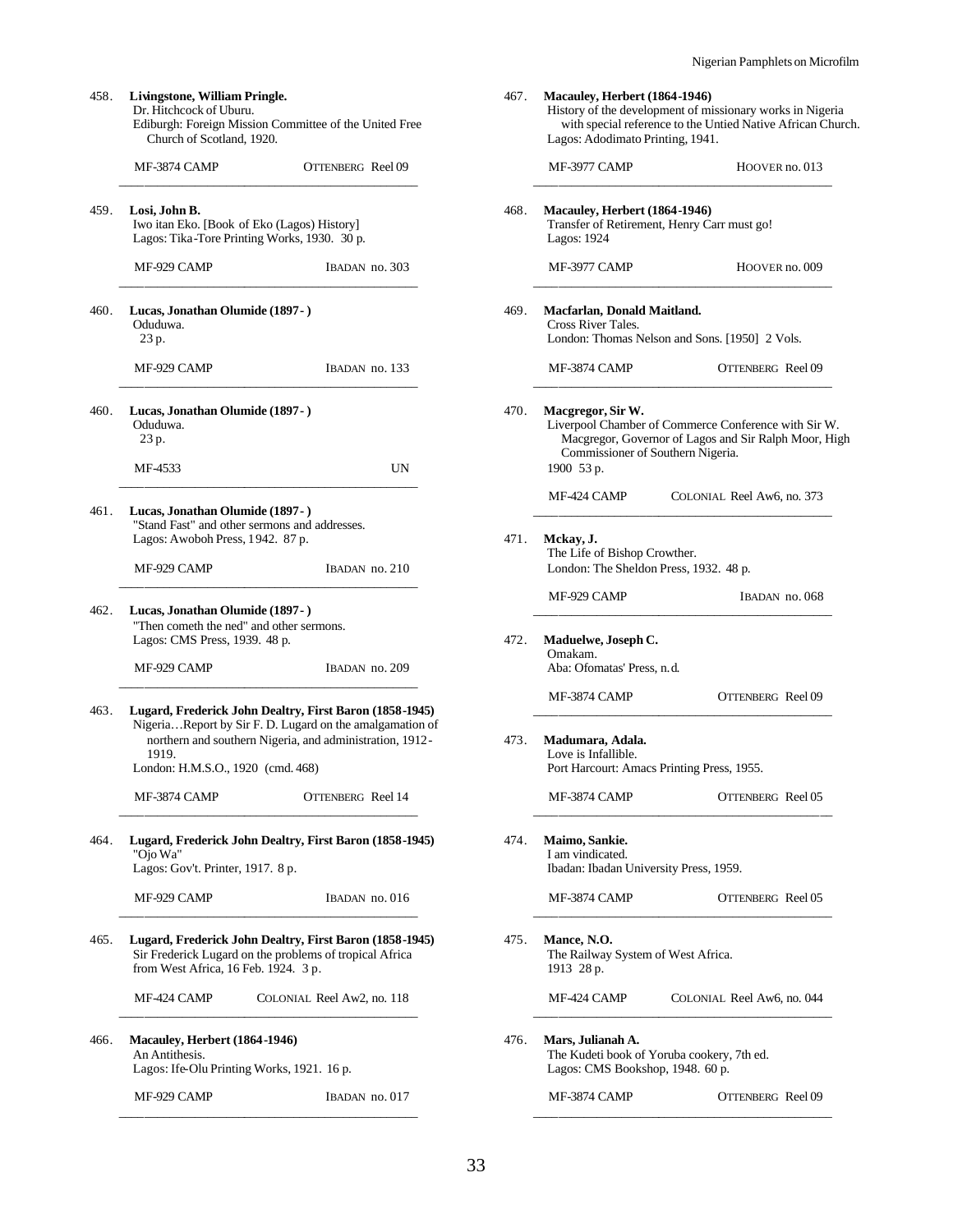458. **Livingstone, William Pringle.**
Dr. Hitchcock of Uburu.
Ediburgh: Foreign Mission Committee of the United Free Church of Scotland, 1920.

MF-3874 CAMP — OTTENBERG Reel 09

---

459. **Losi, John B.**
Iwo itan Eko. [Book of Eko (Lagos) History]
Lagos: Tika-Tore Printing Works, 1930. 30 p.

MF-929 CAMP — IBADAN no. 303

---

460. **Lucas, Jonathan Olumide (1897- )**
Oduduwa.
23 p.

MF-929 CAMP — IBADAN no. 133

---

460. **Lucas, Jonathan Olumide (1897- )**
Oduduwa.
23 p.

MF-4533 — UN

---

461. **Lucas, Jonathan Olumide (1897- )**
"Stand Fast" and other sermons and addresses.
Lagos: Awoboh Press, 1942. 87 p.

MF-929 CAMP — IBADAN no. 210

---

462. **Lucas, Jonathan Olumide (1897- )**
"Then cometh the ned" and other sermons.
Lagos: CMS Press, 1939. 48 p.

MF-929 CAMP — IBADAN no. 209

---

463. **Lugard, Frederick John Dealtry, First Baron (1858-1945)**
Nigeria…Report by Sir F. D. Lugard on the amalgamation of northern and southern Nigeria, and administration, 1912-1919.
London: H.M.S.O., 1920 (cmd. 468)

MF-3874 CAMP — OTTENBERG Reel 14

---

464. **Lugard, Frederick John Dealtry, First Baron (1858-1945)**
"Ojo Wa"
Lagos: Gov't. Printer, 1917. 8 p.

MF-929 CAMP — IBADAN no. 016

---

465. **Lugard, Frederick John Dealtry, First Baron (1858-1945)**
Sir Frederick Lugard on the problems of tropical Africa from West Africa, 16 Feb. 1924. 3 p.

MF-424 CAMP — COLONIAL Reel Aw2, no. 118

---

466. **Macauley, Herbert (1864-1946)**
An Antithesis.
Lagos: Ife-Olu Printing Works, 1921. 16 p.

MF-929 CAMP — IBADAN no. 017

---

467. **Macauley, Herbert (1864-1946)**
History of the development of missionary works in Nigeria with special reference to the Untied Native African Church.
Lagos: Adodimato Printing, 1941.

MF-3977 CAMP — HOOVER no. 013

---

468. **Macauley, Herbert (1864-1946)**
Transfer of Retirement, Henry Carr must go!
Lagos: 1924

MF-3977 CAMP — HOOVER no. 009

---

469. **Macfarlan, Donald Maitland.**
Cross River Tales.
London: Thomas Nelson and Sons. [1950] 2 Vols.

MF-3874 CAMP — OTTENBERG Reel 09

---

470. **Macgregor, Sir W.**
Liverpool Chamber of Commerce Conference with Sir W. Macgregor, Governor of Lagos and Sir Ralph Moor, High Commissioner of Southern Nigeria.
1900 53 p.

MF-424 CAMP — COLONIAL Reel Aw6, no. 373

---

471. **Mckay, J.**
The Life of Bishop Crowther.
London: The Sheldon Press, 1932. 48 p.

MF-929 CAMP — IBADAN no. 068

---

472. **Maduelwe, Joseph C.**
Omakam.
Aba: Ofomatas' Press, n.d.

MF-3874 CAMP — OTTENBERG Reel 09

---

473. **Madumara, Adala.**
Love is Infallible.
Port Harcourt: Amacs Printing Press, 1955.

MF-3874 CAMP — OTTENBERG Reel 05

---

474. **Maimo, Sankie.**
I am vindicated.
Ibadan: Ibadan University Press, 1959.

MF-3874 CAMP — OTTENBERG Reel 05

---

475. **Mance, N.O.**
The Railway System of West Africa.
1913 28 p.

MF-424 CAMP — COLONIAL Reel Aw6, no. 044

---

476. **Mars, Julianah A.**
The Kudeti book of Yoruba cookery, 7th ed.
Lagos: CMS Bookshop, 1948. 60 p.

MF-3874 CAMP — OTTENBERG Reel 09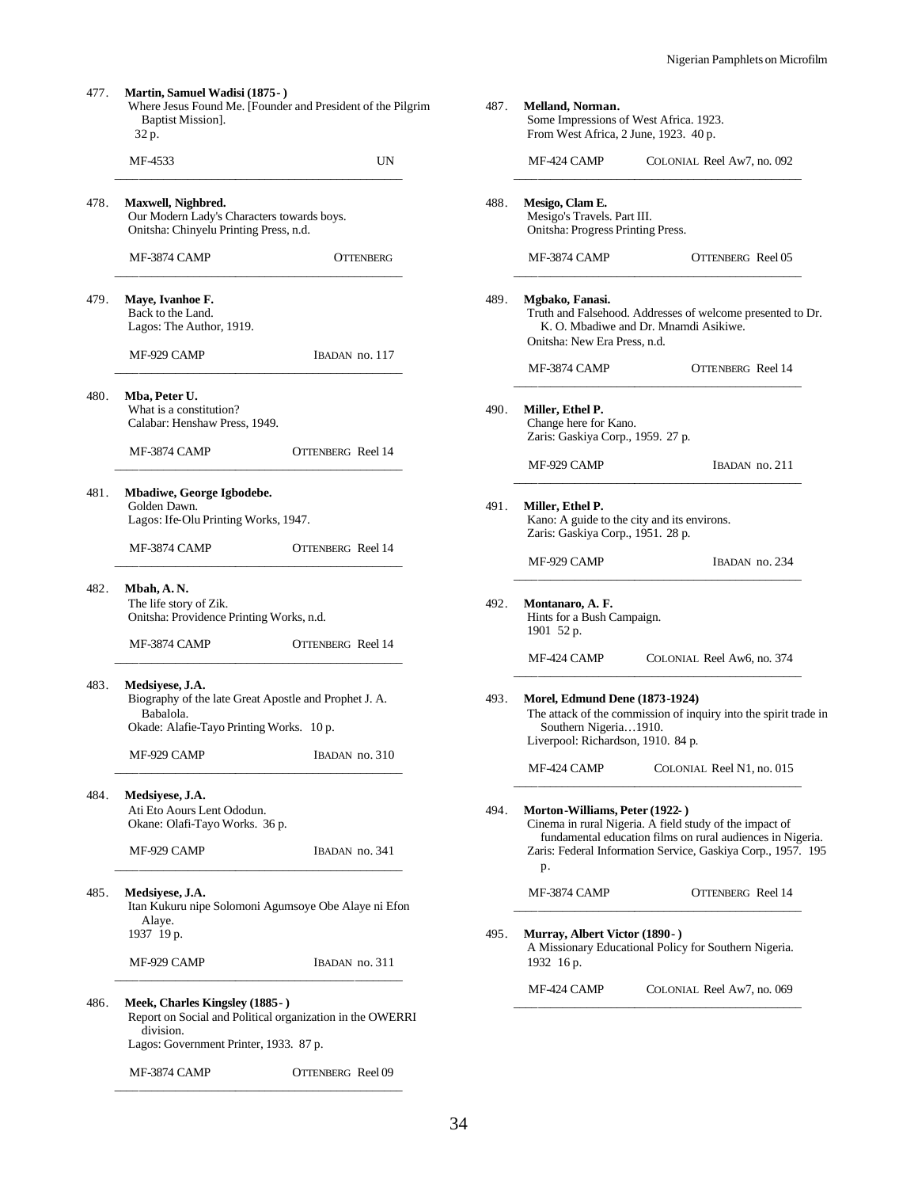477. **Martin, Samuel Wadisi (1875- )**
Where Jesus Found Me. [Founder and President of the Pilgrim Baptist Mission].
32 p.

MF-4533 UN

---

478. **Maxwell, Nighbred.**
Our Modern Lady's Characters towards boys.
Onitsha: Chinyelu Printing Press, n.d.

MF-3874 CAMP OTTENBERG

---

479. **Maye, Ivanhoe F.**
Back to the Land.
Lagos: The Author, 1919.

MF-929 CAMP IBADAN no. 117

---

480. **Mba, Peter U.**
What is a constitution?
Calabar: Henshaw Press, 1949.

MF-3874 CAMP OTTENBERG Reel 14

---

481. **Mbadiwe, George Igbodebe.**
Golden Dawn.
Lagos: Ife-Olu Printing Works, 1947.

MF-3874 CAMP OTTENBERG Reel 14

---

482. **Mbah, A. N.**
The life story of Zik.
Onitsha: Providence Printing Works, n.d.

MF-3874 CAMP OTTENBERG Reel 14

---

483. **Medsiyese, J.A.**
Biography of the late Great Apostle and Prophet J. A. Babalola.
Okade: Alafie-Tayo Printing Works. 10 p.

MF-929 CAMP IBADAN no. 310

---

484. **Medsiyese, J.A.**
Ati Eto Aours Lent Ododun.
Okane: Olafi-Tayo Works. 36 p.

MF-929 CAMP IBADAN no. 341

---

485. **Medsiyese, J.A.**
Itan Kukuru nipe Solomoni Agumsoye Obe Alaye ni Efon Alaye.
1937 19 p.

MF-929 CAMP IBADAN no. 311

---

486. **Meek, Charles Kingsley (1885- )**
Report on Social and Political organization in the OWERRI division.
Lagos: Government Printer, 1933. 87 p.

MF-3874 CAMP OTTENBERG Reel 09

---

487. **Melland, Norman.**
Some Impressions of West Africa. 1923.
From West Africa, 2 June, 1923. 40 p.

MF-424 CAMP COLONIAL Reel Aw7, no. 092

---

488. **Mesigo, Clam E.**
Mesigo's Travels. Part III.
Onitsha: Progress Printing Press.

MF-3874 CAMP OTTENBERG Reel 05

---

489. **Mgbako, Fanasi.**
Truth and Falsehood. Addresses of welcome presented to Dr. K. O. Mbadiwe and Dr. Mnamdi Asikiwe.
Onitsha: New Era Press, n.d.

MF-3874 CAMP OTTENBERG Reel 14

---

490. **Miller, Ethel P.**
Change here for Kano.
Zaris: Gaskiya Corp., 1959. 27 p.

MF-929 CAMP IBADAN no. 211

---

491. **Miller, Ethel P.**
Kano: A guide to the city and its environs.
Zaris: Gaskiya Corp., 1951. 28 p.

MF-929 CAMP IBADAN no. 234

---

492. **Montanaro, A. F.**
Hints for a Bush Campaign.
1901 52 p.

MF-424 CAMP COLONIAL Reel Aw6, no. 374

---

493. **Morel, Edmund Dene (1873-1924)**
The attack of the commission of inquiry into the spirit trade in Southern Nigeria…1910.
Liverpool: Richardson, 1910. 84 p.

MF-424 CAMP COLONIAL Reel N1, no. 015

---

494. **Morton-Williams, Peter (1922- )**
Cinema in rural Nigeria. A field study of the impact of fundamental education films on rural audiences in Nigeria.
Zaris: Federal Information Service, Gaskiya Corp., 1957. 195 p.

MF-3874 CAMP OTTENBERG Reel 14

---

495. **Murray, Albert Victor (1890- )**
A Missionary Educational Policy for Southern Nigeria.
1932 16 p.

MF-424 CAMP COLONIAL Reel Aw7, no. 069

---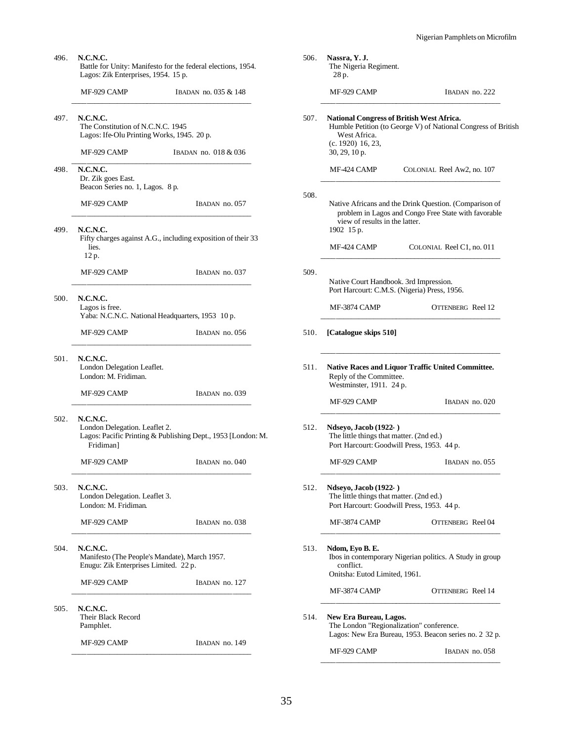496. **N.C.N.C.**
Battle for Unity: Manifesto for the federal elections, 1954.
Lagos: Zik Enterprises, 1954. 15 p.

MF-929 CAMP — IBADAN no. 035 & 148

---

497. **N.C.N.C.**
The Constitution of N.C.N.C. 1945
Lagos: Ife-Olu Printing Works, 1945. 20 p.

MF-929 CAMP — IBADAN no. 018 & 036

---

498. **N.C.N.C.**
Dr. Zik goes East.
Beacon Series no. 1, Lagos. 8 p.

MF-929 CAMP — IBADAN no. 057

---

499. **N.C.N.C.**
Fifty charges against A.G., including exposition of their 33 lies.
12 p.

MF-929 CAMP — IBADAN no. 037

---

500. **N.C.N.C.**
Lagos is free.
Yaba: N.C.N.C. National Headquarters, 1953 10 p.

MF-929 CAMP — IBADAN no. 056

---

501. **N.C.N.C.**
London Delegation Leaflet.
London: M. Fridiman.

MF-929 CAMP — IBADAN no. 039

---

502. **N.C.N.C.**
London Delegation. Leaflet 2.
Lagos: Pacific Printing & Publishing Dept., 1953 [London: M. Fridiman]

MF-929 CAMP — IBADAN no. 040

---

503. **N.C.N.C.**
London Delegation. Leaflet 3.
London: M. Fridiman.

MF-929 CAMP — IBADAN no. 038

---

504. **N.C.N.C.**
Manifesto (The People's Mandate), March 1957.
Enugu: Zik Enterprises Limited. 22 p.

MF-929 CAMP — IBADAN no. 127

---

505. **N.C.N.C.**
Their Black Record
Pamphlet.

MF-929 CAMP — IBADAN no. 149

---

506. **Nassra, Y. J.**
The Nigeria Regiment.
28 p.

MF-929 CAMP — IBADAN no. 222

---

507. **National Congress of British West Africa.**
Humble Petition (to George V) of National Congress of British West Africa.
(c. 1920) 16, 23, 30, 29, 10 p.

MF-424 CAMP — COLONIAL Reel Aw2, no. 107

---

508.
Native Africans and the Drink Question. (Comparison of problem in Lagos and Congo Free State with favorable view of results in the latter.
1902 15 p.

MF-424 CAMP — COLONIAL Reel C1, no. 011

---

509.
Native Court Handbook. 3rd Impression.
Port Harcourt: C.M.S. (Nigeria) Press, 1956.

MF-3874 CAMP — OTTENBERG Reel 12

---

510. **[Catalogue skips 510]**

---

511. **Native Races and Liquor Traffic United Committee.**
Reply of the Committee.
Westminster, 1911. 24 p.

MF-929 CAMP — IBADAN no. 020

---

512. **Ndseyo, Jacob (1922- )**
The little things that matter. (2nd ed.)
Port Harcourt: Goodwill Press, 1953. 44 p.

MF-929 CAMP — IBADAN no. 055

---

512. **Ndseyo, Jacob (1922- )**
The little things that matter. (2nd ed.)
Port Harcourt: Goodwill Press, 1953. 44 p.

MF-3874 CAMP — OTTENBERG Reel 04

---

513. **Ndom, Eyo B. E.**
Ibos in contemporary Nigerian politics. A Study in group conflict.
Onitsha: Eutod Limited, 1961.

MF-3874 CAMP — OTTENBERG Reel 14

---

514. **New Era Bureau, Lagos.**
The London "Regionalization" conference.
Lagos: New Era Bureau, 1953. Beacon series no. 2 32 p.

MF-929 CAMP — IBADAN no. 058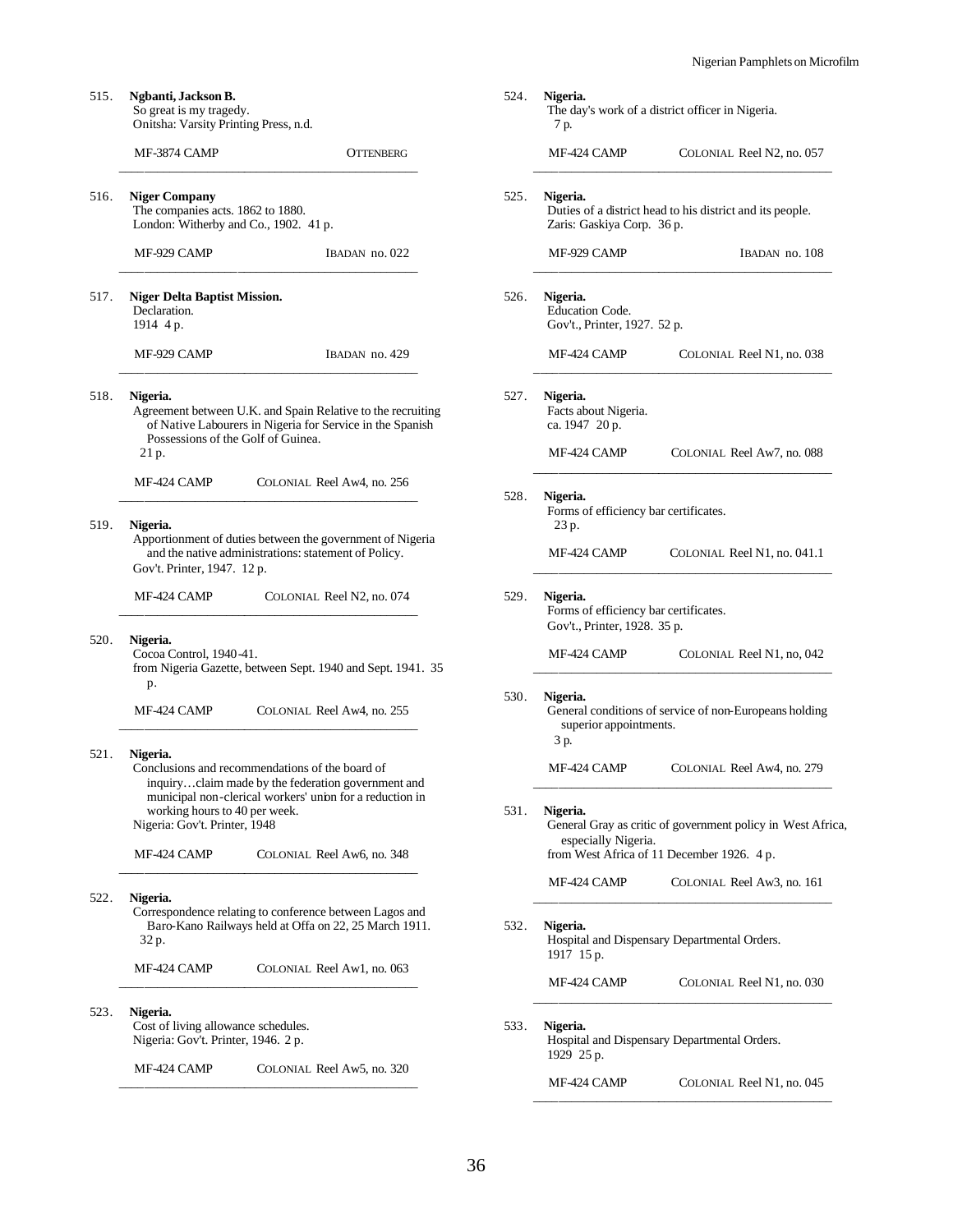515. **Ngbanti, Jackson B.**
So great is my tragedy.
Onitsha: Varsity Printing Press, n.d.

MF-3874 CAMP OTTENBERG

---

516. **Niger Company**
The companies acts. 1862 to 1880.
London: Witherby and Co., 1902. 41 p.

MF-929 CAMP IBADAN no. 022

---

517. **Niger Delta Baptist Mission.**
Declaration.
1914 4 p.

MF-929 CAMP IBADAN no. 429

---

518. **Nigeria.**
Agreement between U.K. and Spain Relative to the recruiting of Native Labourers in Nigeria for Service in the Spanish Possessions of the Golf of Guinea.
21 p.

MF-424 CAMP COLONIAL Reel Aw4, no. 256

---

519. **Nigeria.**
Apportionment of duties between the government of Nigeria and the native administrations: statement of Policy.
Gov't. Printer, 1947. 12 p.

MF-424 CAMP COLONIAL Reel N2, no. 074

---

520. **Nigeria.**
Cocoa Control, 1940-41.
from Nigeria Gazette, between Sept. 1940 and Sept. 1941. 35 p.

MF-424 CAMP COLONIAL Reel Aw4, no. 255

---

521. **Nigeria.**
Conclusions and recommendations of the board of inquiry…claim made by the federation government and municipal non-clerical workers' union for a reduction in working hours to 40 per week.
Nigeria: Gov't. Printer, 1948

MF-424 CAMP COLONIAL Reel Aw6, no. 348

---

522. **Nigeria.**
Correspondence relating to conference between Lagos and Baro-Kano Railways held at Offa on 22, 25 March 1911.
32 p.

MF-424 CAMP COLONIAL Reel Aw1, no. 063

---

523. **Nigeria.**
Cost of living allowance schedules.
Nigeria: Gov't. Printer, 1946. 2 p.

MF-424 CAMP COLONIAL Reel Aw5, no. 320

---

524. **Nigeria.**
The day's work of a district officer in Nigeria.
7 p.

MF-424 CAMP COLONIAL Reel N2, no. 057

---

525. **Nigeria.**
Duties of a district head to his district and its people.
Zaris: Gaskiya Corp. 36 p.

MF-929 CAMP IBADAN no. 108

---

526. **Nigeria.**
Education Code.
Gov't., Printer, 1927. 52 p.

MF-424 CAMP COLONIAL Reel N1, no. 038

---

527. **Nigeria.**
Facts about Nigeria.
ca. 1947 20 p.

MF-424 CAMP COLONIAL Reel Aw7, no. 088

---

528. **Nigeria.**
Forms of efficiency bar certificates.
23 p.

MF-424 CAMP COLONIAL Reel N1, no. 041.1

---

529. **Nigeria.**
Forms of efficiency bar certificates.
Gov't., Printer, 1928. 35 p.

MF-424 CAMP COLONIAL Reel N1, no, 042

---

530. **Nigeria.**
General conditions of service of non-Europeans holding superior appointments.
3 p.

MF-424 CAMP COLONIAL Reel Aw4, no. 279

---

531. **Nigeria.**
General Gray as critic of government policy in West Africa, especially Nigeria.
from West Africa of 11 December 1926. 4 p.

MF-424 CAMP COLONIAL Reel Aw3, no. 161

---

532. **Nigeria.**
Hospital and Dispensary Departmental Orders.
1917 15 p.

MF-424 CAMP COLONIAL Reel N1, no. 030

---

533. **Nigeria.**
Hospital and Dispensary Departmental Orders.
1929 25 p.

MF-424 CAMP COLONIAL Reel N1, no. 045

---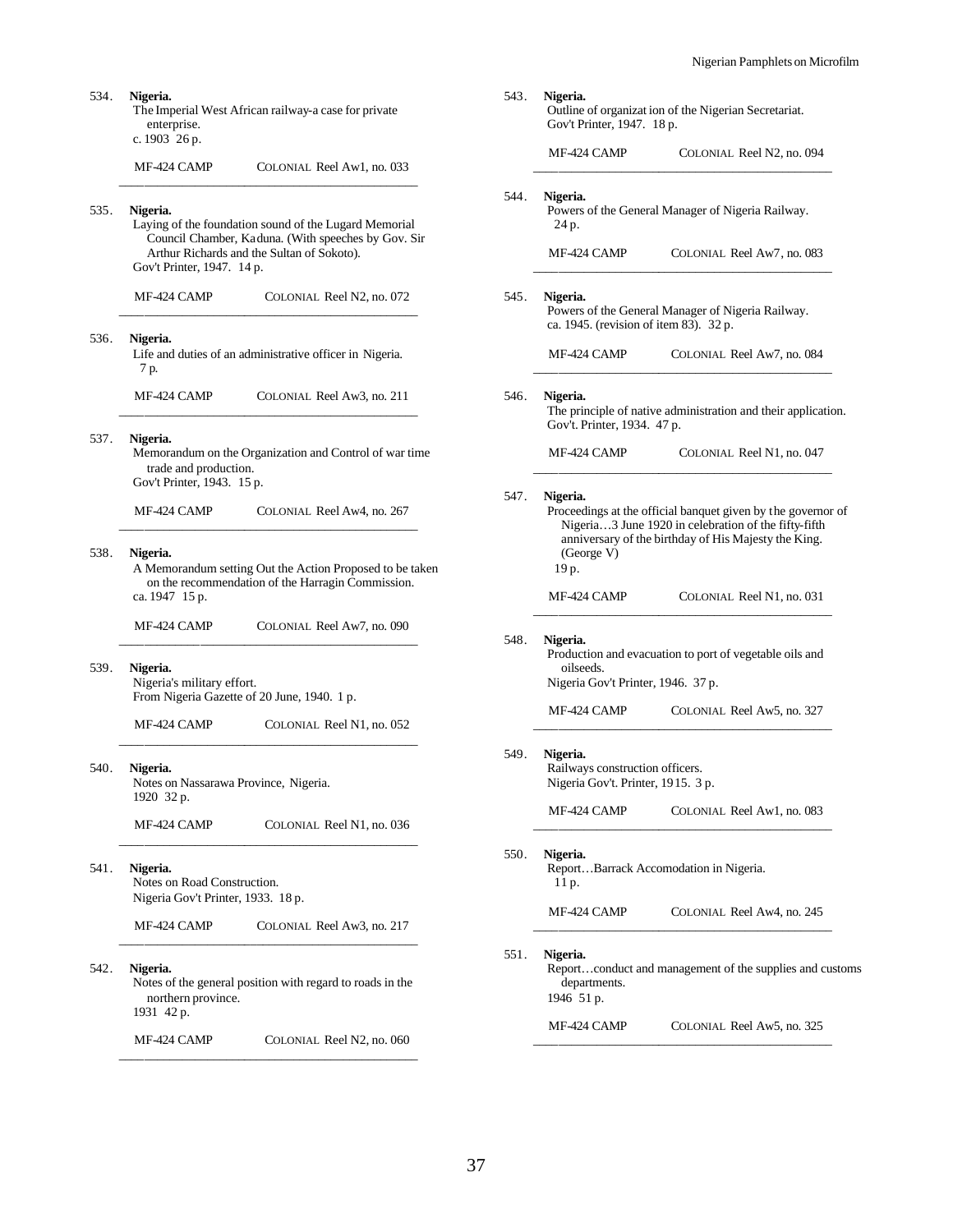534. **Nigeria.**
The Imperial West African railway-a case for private enterprise.
c. 1903 26 p.

MF-424 CAMP COLONIAL Reel Aw1, no. 033

---

535. **Nigeria.**
Laying of the foundation sound of the Lugard Memorial Council Chamber, Kaduna. (With speeches by Gov. Sir Arthur Richards and the Sultan of Sokoto).
Gov't Printer, 1947. 14 p.

MF-424 CAMP COLONIAL Reel N2, no. 072

---

536. **Nigeria.**
Life and duties of an administrative officer in Nigeria.
7 p.

MF-424 CAMP COLONIAL Reel Aw3, no. 211

---

537. **Nigeria.**
Memorandum on the Organization and Control of war time trade and production.
Gov't Printer, 1943. 15 p.

MF-424 CAMP COLONIAL Reel Aw4, no. 267

---

538. **Nigeria.**
A Memorandum setting Out the Action Proposed to be taken on the recommendation of the Harragin Commission.
ca. 1947 15 p.

MF-424 CAMP COLONIAL Reel Aw7, no. 090

---

539. **Nigeria.**
Nigeria's military effort.
From Nigeria Gazette of 20 June, 1940. 1 p.

MF-424 CAMP COLONIAL Reel N1, no. 052

---

540. **Nigeria.**
Notes on Nassarawa Province, Nigeria.
1920 32 p.

MF-424 CAMP COLONIAL Reel N1, no. 036

---

541. **Nigeria.**
Notes on Road Construction.
Nigeria Gov't Printer, 1933. 18 p.

MF-424 CAMP COLONIAL Reel Aw3, no. 217

---

542. **Nigeria.**
Notes of the general position with regard to roads in the northern province.
1931 42 p.

MF-424 CAMP COLONIAL Reel N2, no. 060

---

543. **Nigeria.**
Outline of organization of the Nigerian Secretariat.
Gov't Printer, 1947. 18 p.

MF-424 CAMP COLONIAL Reel N2, no. 094

---

544. **Nigeria.**
Powers of the General Manager of Nigeria Railway.
24 p.

MF-424 CAMP COLONIAL Reel Aw7, no. 083

---

545. **Nigeria.**
Powers of the General Manager of Nigeria Railway.
ca. 1945. (revision of item 83). 32 p.

MF-424 CAMP COLONIAL Reel Aw7, no. 084

---

546. **Nigeria.**
The principle of native administration and their application.
Gov't. Printer, 1934. 47 p.

MF-424 CAMP COLONIAL Reel N1, no. 047

---

547. **Nigeria.**
Proceedings at the official banquet given by the governor of Nigeria…3 June 1920 in celebration of the fifty-fifth anniversary of the birthday of His Majesty the King. (George V)
19 p.

MF-424 CAMP COLONIAL Reel N1, no. 031

---

548. **Nigeria.**
Production and evacuation to port of vegetable oils and oilseeds.
Nigeria Gov't Printer, 1946. 37 p.

MF-424 CAMP COLONIAL Reel Aw5, no. 327

---

549. **Nigeria.**
Railways construction officers.
Nigeria Gov't. Printer, 1915. 3 p.

MF-424 CAMP COLONIAL Reel Aw1, no. 083

---

550. **Nigeria.**
Report…Barrack Accomodation in Nigeria.
11 p.

MF-424 CAMP COLONIAL Reel Aw4, no. 245

---

551. **Nigeria.**
Report…conduct and management of the supplies and customs departments.
1946 51 p.

MF-424 CAMP COLONIAL Reel Aw5, no. 325

---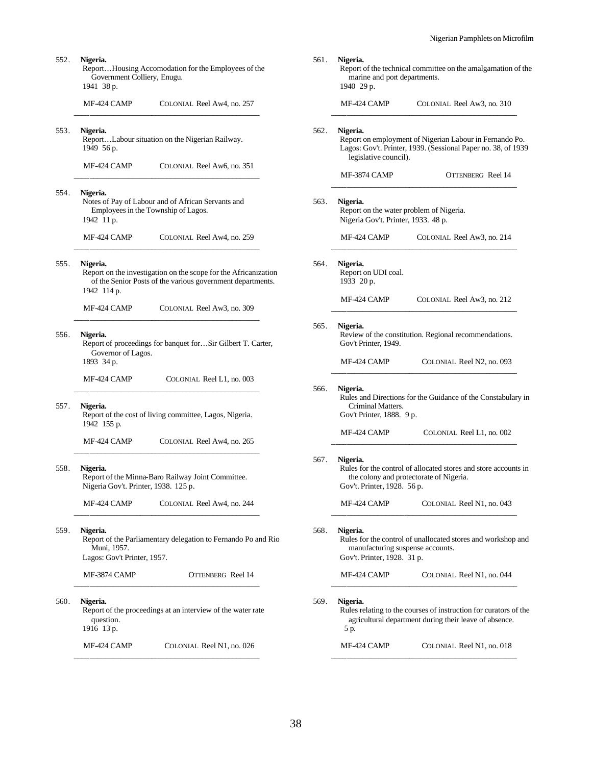552. **Nigeria.**
Report…Housing Accomodation for the Employees of the Government Colliery, Enugu.
1941 38 p.

MF-424 CAMP COLONIAL Reel Aw4, no. 257

---

553. **Nigeria.**
Report…Labour situation on the Nigerian Railway.
1949 56 p.

MF-424 CAMP COLONIAL Reel Aw6, no. 351

---

554. **Nigeria.**
Notes of Pay of Labour and of African Servants and Employees in the Township of Lagos.
1942 11 p.

MF-424 CAMP COLONIAL Reel Aw4, no. 259

---

555. **Nigeria.**
Report on the investigation on the scope for the Africanization of the Senior Posts of the various government departments.
1942 114 p.

MF-424 CAMP COLONIAL Reel Aw3, no. 309

---

556. **Nigeria.**
Report of proceedings for banquet for…Sir Gilbert T. Carter, Governor of Lagos.
1893 34 p.

MF-424 CAMP COLONIAL Reel L1, no. 003

---

557. **Nigeria.**
Report of the cost of living committee, Lagos, Nigeria.
1942 155 p.

MF-424 CAMP COLONIAL Reel Aw4, no. 265

---

558. **Nigeria.**
Report of the Minna-Baro Railway Joint Committee.
Nigeria Gov't. Printer, 1938. 125 p.

MF-424 CAMP COLONIAL Reel Aw4, no. 244

---

559. **Nigeria.**
Report of the Parliamentary delegation to Fernando Po and Rio Muni, 1957.
Lagos: Gov't Printer, 1957.

MF-3874 CAMP OTTENBERG Reel 14

---

560. **Nigeria.**
Report of the proceedings at an interview of the water rate question.
1916 13 p.

MF-424 CAMP COLONIAL Reel N1, no. 026

---

561. **Nigeria.**
Report of the technical committee on the amalgamation of the marine and port departments.
1940 29 p.

MF-424 CAMP COLONIAL Reel Aw3, no. 310

---

562. **Nigeria.**
Report on employment of Nigerian Labour in Fernando Po.
Lagos: Gov't. Printer, 1939. (Sessional Paper no. 38, of 1939 legislative council).

MF-3874 CAMP OTTENBERG Reel 14

---

563. **Nigeria.**
Report on the water problem of Nigeria.
Nigeria Gov't. Printer, 1933. 48 p.

MF-424 CAMP COLONIAL Reel Aw3, no. 214

---

564. **Nigeria.**
Report on UDI coal.
1933 20 p.

MF-424 CAMP COLONIAL Reel Aw3, no. 212

---

565. **Nigeria.**
Review of the constitution. Regional recommendations.
Gov't Printer, 1949.

MF-424 CAMP COLONIAL Reel N2, no. 093

---

566. **Nigeria.**
Rules and Directions for the Guidance of the Constabulary in Criminal Matters.
Gov't Printer, 1888. 9 p.

MF-424 CAMP COLONIAL Reel L1, no. 002

---

567. **Nigeria.**
Rules for the control of allocated stores and store accounts in the colony and protectorate of Nigeria.
Gov't. Printer, 1928. 56 p.

MF-424 CAMP COLONIAL Reel N1, no. 043

---

568. **Nigeria.**
Rules for the control of unallocated stores and workshop and manufacturing suspense accounts.
Gov't. Printer, 1928. 31 p.

MF-424 CAMP COLONIAL Reel N1, no. 044

---

569. **Nigeria.**
Rules relating to the courses of instruction for curators of the agricultural department during their leave of absence.
5 p.

MF-424 CAMP COLONIAL Reel N1, no. 018

---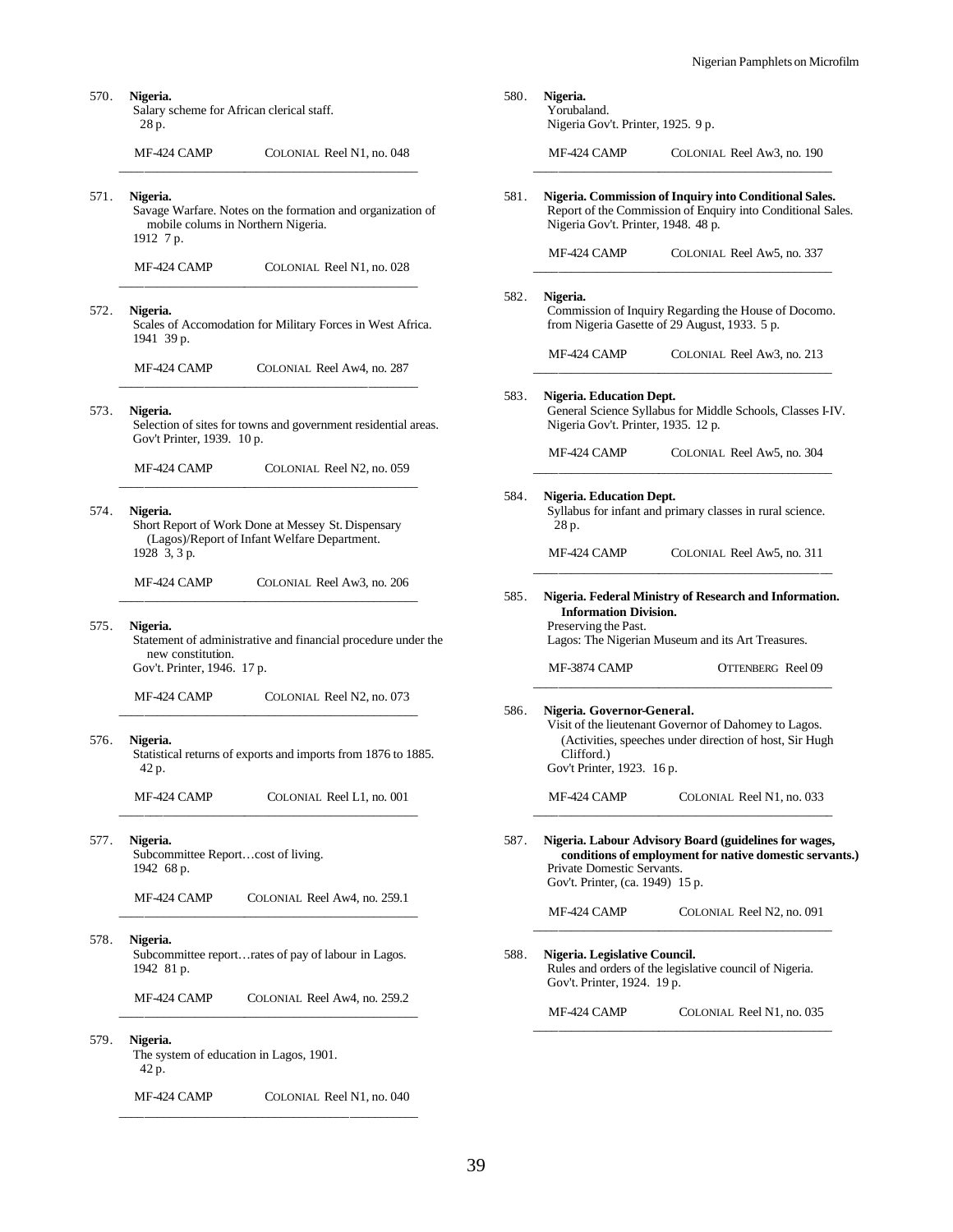570. **Nigeria.**
Salary scheme for African clerical staff.
28 p.

MF-424 CAMP COLONIAL Reel N1, no. 048

---

571. **Nigeria.**
Savage Warfare. Notes on the formation and organization of mobile colums in Northern Nigeria.
1912 7 p.

MF-424 CAMP COLONIAL Reel N1, no. 028

---

572. **Nigeria.**
Scales of Accomodation for Military Forces in West Africa.
1941 39 p.

MF-424 CAMP COLONIAL Reel Aw4, no. 287

---

573. **Nigeria.**
Selection of sites for towns and government residential areas.
Gov't Printer, 1939. 10 p.

MF-424 CAMP COLONIAL Reel N2, no. 059

---

574. **Nigeria.**
Short Report of Work Done at Messey St. Dispensary (Lagos)/Report of Infant Welfare Department.
1928 3, 3 p.

MF-424 CAMP COLONIAL Reel Aw3, no. 206

---

575. **Nigeria.**
Statement of administrative and financial procedure under the new constitution.
Gov't. Printer, 1946. 17 p.

MF-424 CAMP COLONIAL Reel N2, no. 073

---

576. **Nigeria.**
Statistical returns of exports and imports from 1876 to 1885.
42 p.

MF-424 CAMP COLONIAL Reel L1, no. 001

---

577. **Nigeria.**
Subcommittee Report…cost of living.
1942 68 p.

MF-424 CAMP COLONIAL Reel Aw4, no. 259.1

---

578. **Nigeria.**
Subcommittee report…rates of pay of labour in Lagos.
1942 81 p.

MF-424 CAMP COLONIAL Reel Aw4, no. 259.2

---

579. **Nigeria.**
The system of education in Lagos, 1901.
42 p.

MF-424 CAMP COLONIAL Reel N1, no. 040

---

580. **Nigeria.**
Yorubaland.
Nigeria Gov't. Printer, 1925. 9 p.

MF-424 CAMP COLONIAL Reel Aw3, no. 190

---

581. **Nigeria. Commission of Inquiry into Conditional Sales.**
Report of the Commission of Enquiry into Conditional Sales.
Nigeria Gov't. Printer, 1948. 48 p.

MF-424 CAMP COLONIAL Reel Aw5, no. 337

---

582. **Nigeria.**
Commission of Inquiry Regarding the House of Docomo.
from Nigeria Gasette of 29 August, 1933. 5 p.

MF-424 CAMP COLONIAL Reel Aw3, no. 213

---

583. **Nigeria. Education Dept.**
General Science Syllabus for Middle Schools, Classes I-IV.
Nigeria Gov't. Printer, 1935. 12 p.

MF-424 CAMP COLONIAL Reel Aw5, no. 304

---

584. **Nigeria. Education Dept.**
Syllabus for infant and primary classes in rural science.
28 p.

MF-424 CAMP COLONIAL Reel Aw5, no. 311

---

585. **Nigeria. Federal Ministry of Research and Information. Information Division.**
Preserving the Past.
Lagos: The Nigerian Museum and its Art Treasures.

MF-3874 CAMP OTTENBERG Reel 09

---

586. **Nigeria. Governor-General.**
Visit of the lieutenant Governor of Dahomey to Lagos. (Activities, speeches under direction of host, Sir Hugh Clifford.)
Gov't Printer, 1923. 16 p.

MF-424 CAMP COLONIAL Reel N1, no. 033

---

587. **Nigeria. Labour Advisory Board (guidelines for wages, conditions of employment for native domestic servants.)**
Private Domestic Servants.
Gov't. Printer, (ca. 1949) 15 p.

MF-424 CAMP COLONIAL Reel N2, no. 091

---

588. **Nigeria. Legislative Council.**
Rules and orders of the legislative council of Nigeria.
Gov't. Printer, 1924. 19 p.

MF-424 CAMP COLONIAL Reel N1, no. 035

---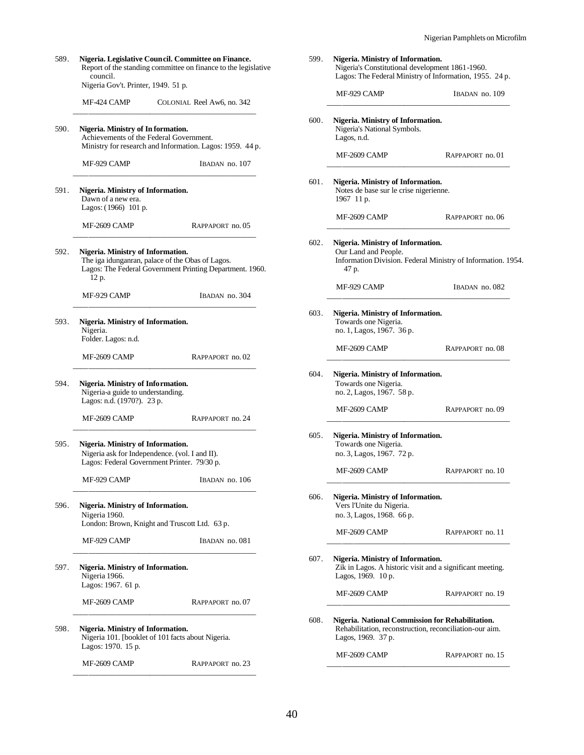589. **Nigeria. Legislative Council. Committee on Finance.**
Report of the standing committee on finance to the legislative council.
Nigeria Gov't. Printer, 1949. 51 p.

MF-424 CAMP COLONIAL Reel Aw6, no. 342

---

590. **Nigeria. Ministry of Information.**
Achievements of the Federal Government.
Ministry for research and Information. Lagos: 1959. 44 p.

MF-929 CAMP IBADAN no. 107

---

591. **Nigeria. Ministry of Information.**
Dawn of a new era.
Lagos: (1966) 101 p.

MF-2609 CAMP RAPPAPORT no. 05

---

592. **Nigeria. Ministry of Information.**
The iga idunganran, palace of the Obas of Lagos.
Lagos: The Federal Government Printing Department. 1960. 12 p.

MF-929 CAMP IBADAN no. 304

---

593. **Nigeria. Ministry of Information.**
Nigeria.
Folder. Lagos: n.d.

MF-2609 CAMP RAPPAPORT no. 02

---

594. **Nigeria. Ministry of Information.**
Nigeria-a guide to understanding.
Lagos: n.d. (1970?). 23 p.

MF-2609 CAMP RAPPAPORT no. 24

---

595. **Nigeria. Ministry of Information.**
Nigeria ask for Independence. (vol. I and II).
Lagos: Federal Government Printer. 79/30 p.

MF-929 CAMP IBADAN no. 106

---

596. **Nigeria. Ministry of Information.**
Nigeria 1960.
London: Brown, Knight and Truscott Ltd. 63 p.

MF-929 CAMP IBADAN no. 081

---

597. **Nigeria. Ministry of Information.**
Nigeria 1966.
Lagos: 1967. 61 p.

MF-2609 CAMP RAPPAPORT no. 07

---

598. **Nigeria. Ministry of Information.**
Nigeria 101. [booklet of 101 facts about Nigeria.
Lagos: 1970. 15 p.

MF-2609 CAMP RAPPAPORT no. 23

---

599. **Nigeria. Ministry of Information.**
Nigeria's Constitutional development 1861-1960.
Lagos: The Federal Ministry of Information, 1955. 24 p.

MF-929 CAMP IBADAN no. 109

---

600. **Nigeria. Ministry of Information.**
Nigeria's National Symbols.
Lagos, n.d.

MF-2609 CAMP RAPPAPORT no. 01

---

601. **Nigeria. Ministry of Information.**
Notes de base sur le crise nigerienne.
1967 11 p.

MF-2609 CAMP RAPPAPORT no. 06

---

602. **Nigeria. Ministry of Information.**
Our Land and People.
Information Division. Federal Ministry of Information. 1954. 47 p.

MF-929 CAMP IBADAN no. 082

---

603. **Nigeria. Ministry of Information.**
Towards one Nigeria.
no. 1, Lagos, 1967. 36 p.

MF-2609 CAMP RAPPAPORT no. 08

---

604. **Nigeria. Ministry of Information.**
Towards one Nigeria.
no. 2, Lagos, 1967. 58 p.

MF-2609 CAMP RAPPAPORT no. 09

---

605. **Nigeria. Ministry of Information.**
Towards one Nigeria.
no. 3, Lagos, 1967. 72 p.

MF-2609 CAMP RAPPAPORT no. 10

---

606. **Nigeria. Ministry of Information.**
Vers l'Unite du Nigeria.
no. 3, Lagos, 1968. 66 p.

MF-2609 CAMP RAPPAPORT no. 11

---

607. **Nigeria. Ministry of Information.**
Zik in Lagos. A historic visit and a significant meeting.
Lagos, 1969. 10 p.

MF-2609 CAMP RAPPAPORT no. 19

---

608. **Nigeria. National Commission for Rehabilitation.**
Rehabilitation, reconstruction, reconciliation-our aim.
Lagos, 1969. 37 p.

MF-2609 CAMP RAPPAPORT no. 15

---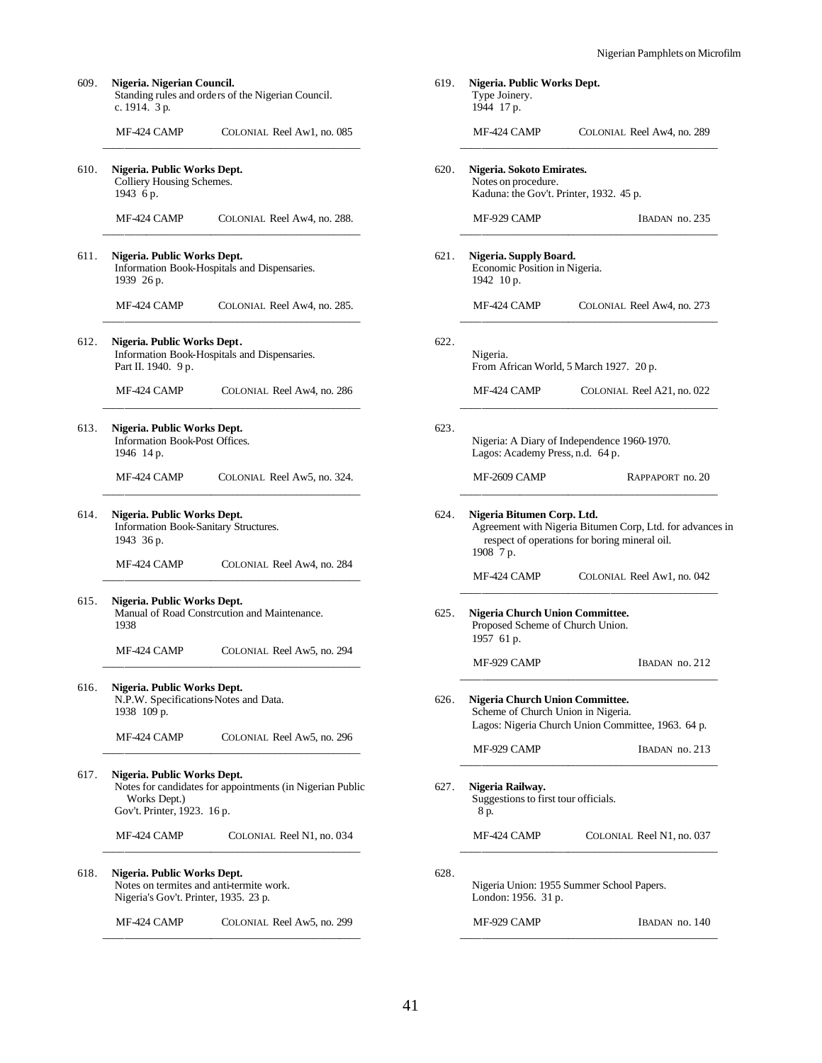609. **Nigeria. Nigerian Council.**
Standing rules and orders of the Nigerian Council.
c. 1914. 3 p.

MF-424 CAMP COLONIAL Reel Aw1, no. 085

---

610. **Nigeria. Public Works Dept.**
Colliery Housing Schemes.
1943 6 p.

MF-424 CAMP COLONIAL Reel Aw4, no. 288.

---

611. **Nigeria. Public Works Dept.**
Information Book-Hospitals and Dispensaries.
1939 26 p.

MF-424 CAMP COLONIAL Reel Aw4, no. 285.

---

612. **Nigeria. Public Works Dept.**
Information Book-Hospitals and Dispensaries.
Part II. 1940. 9 p.

MF-424 CAMP COLONIAL Reel Aw4, no. 286

---

613. **Nigeria. Public Works Dept.**
Information Book-Post Offices.
1946 14 p.

MF-424 CAMP COLONIAL Reel Aw5, no. 324.

---

614. **Nigeria. Public Works Dept.**
Information Book-Sanitary Structures.
1943 36 p.

MF-424 CAMP COLONIAL Reel Aw4, no. 284

---

615. **Nigeria. Public Works Dept.**
Manual of Road Constrcution and Maintenance.
1938

MF-424 CAMP COLONIAL Reel Aw5, no. 294

---

616. **Nigeria. Public Works Dept.**
N.P.W. Specifications-Notes and Data.
1938 109 p.

MF-424 CAMP COLONIAL Reel Aw5, no. 296

---

617. **Nigeria. Public Works Dept.**
Notes for candidates for appointments (in Nigerian Public Works Dept.)
Gov't. Printer, 1923. 16 p.

MF-424 CAMP COLONIAL Reel N1, no. 034

---

618. **Nigeria. Public Works Dept.**
Notes on termites and anti-termite work.
Nigeria's Gov't. Printer, 1935. 23 p.

MF-424 CAMP COLONIAL Reel Aw5, no. 299

---

619. **Nigeria. Public Works Dept.**
Type Joinery.
1944 17 p.

MF-424 CAMP COLONIAL Reel Aw4, no. 289

---

620. **Nigeria. Sokoto Emirates.**
Notes on procedure.
Kaduna: the Gov't. Printer, 1932. 45 p.

MF-929 CAMP IBADAN no. 235

---

621. **Nigeria. Supply Board.**
Economic Position in Nigeria.
1942 10 p.

MF-424 CAMP COLONIAL Reel Aw4, no. 273

---

622.
Nigeria.
From African World, 5 March 1927. 20 p.

MF-424 CAMP COLONIAL Reel A21, no. 022

---

623.
Nigeria: A Diary of Independence 1960-1970.
Lagos: Academy Press, n.d. 64 p.

MF-2609 CAMP RAPPAPORT no. 20

---

624. **Nigeria Bitumen Corp. Ltd.**
Agreement with Nigeria Bitumen Corp, Ltd. for advances in respect of operations for boring mineral oil.
1908 7 p.

MF-424 CAMP COLONIAL Reel Aw1, no. 042

---

625. **Nigeria Church Union Committee.**
Proposed Scheme of Church Union.
1957 61 p.

MF-929 CAMP IBADAN no. 212

---

626. **Nigeria Church Union Committee.**
Scheme of Church Union in Nigeria.
Lagos: Nigeria Church Union Committee, 1963. 64 p.

MF-929 CAMP IBADAN no. 213

---

627. **Nigeria Railway.**
Suggestions to first tour officials.
8 p.

MF-424 CAMP COLONIAL Reel N1, no. 037

---

628.
Nigeria Union: 1955 Summer School Papers.
London: 1956. 31 p.

MF-929 CAMP IBADAN no. 140

---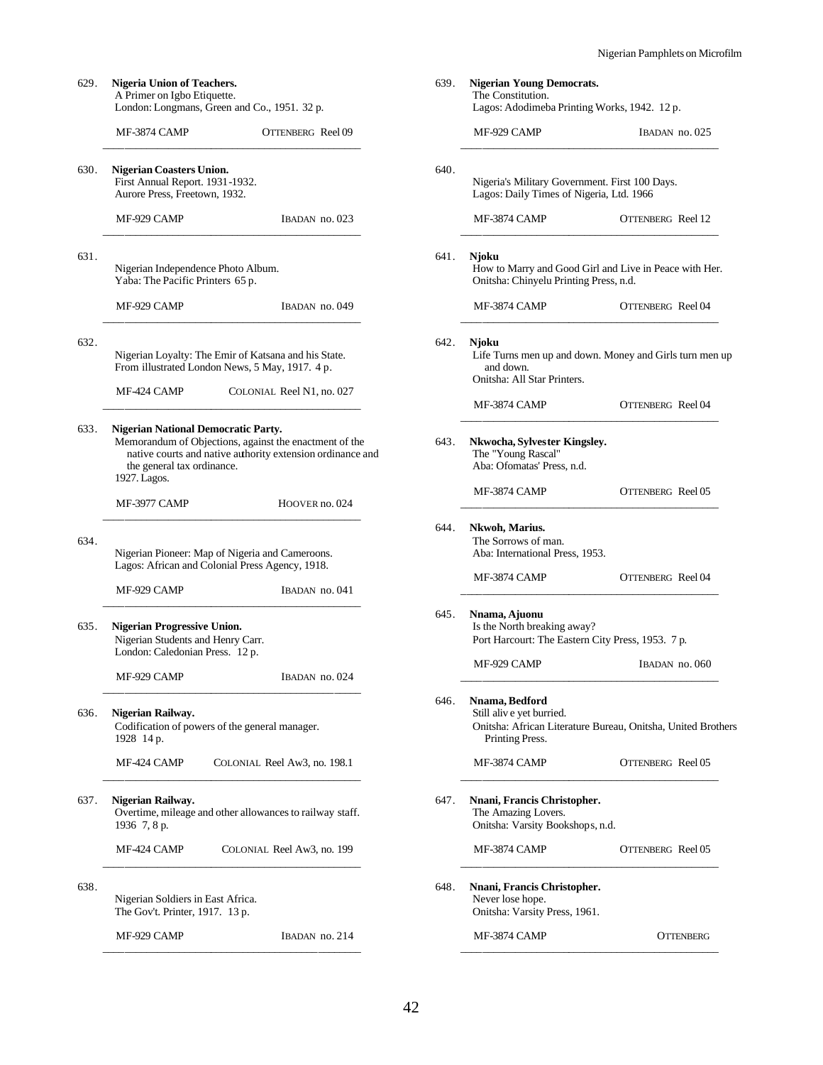629. **Nigeria Union of Teachers.**
A Primer on Igbo Etiquette.
London: Longmans, Green and Co., 1951. 32 p.

MF-3874 CAMP OTTENBERG Reel 09

---

630. **Nigerian Coasters Union.**
First Annual Report. 1931-1932.
Aurore Press, Freetown, 1932.

MF-929 CAMP IBADAN no. 023

---

631.
Nigerian Independence Photo Album.
Yaba: The Pacific Printers 65 p.

MF-929 CAMP IBADAN no. 049

---

632.
Nigerian Loyalty: The Emir of Katsana and his State.
From illustrated London News, 5 May, 1917. 4 p.

MF-424 CAMP COLONIAL Reel N1, no. 027

---

633. **Nigerian National Democratic Party.**
Memorandum of Objections, against the enactment of the native courts and native authority extension ordinance and the general tax ordinance.
1927. Lagos.

MF-3977 CAMP HOOVER no. 024

---

634.
Nigerian Pioneer: Map of Nigeria and Cameroons.
Lagos: African and Colonial Press Agency, 1918.

MF-929 CAMP IBADAN no. 041

---

635. **Nigerian Progressive Union.**
Nigerian Students and Henry Carr.
London: Caledonian Press. 12 p.

MF-929 CAMP IBADAN no. 024

---

636. **Nigerian Railway.**
Codification of powers of the general manager.
1928 14 p.

MF-424 CAMP COLONIAL Reel Aw3, no. 198.1

---

637. **Nigerian Railway.**
Overtime, mileage and other allowances to railway staff.
1936 7, 8 p.

MF-424 CAMP COLONIAL Reel Aw3, no. 199

---

638.
Nigerian Soldiers in East Africa.
The Gov't. Printer, 1917. 13 p.

MF-929 CAMP IBADAN no. 214

---

639. **Nigerian Young Democrats.**
The Constitution.
Lagos: Adodimeba Printing Works, 1942. 12 p.

MF-929 CAMP IBADAN no. 025

---

640.
Nigeria's Military Government. First 100 Days.
Lagos: Daily Times of Nigeria, Ltd. 1966

MF-3874 CAMP OTTENBERG Reel 12

---

641. **Njoku**
How to Marry and Good Girl and Live in Peace with Her.
Onitsha: Chinyelu Printing Press, n.d.

MF-3874 CAMP OTTENBERG Reel 04

---

642. **Njoku**
Life Turns men up and down. Money and Girls turn men up and down.
Onitsha: All Star Printers.

MF-3874 CAMP OTTENBERG Reel 04

---

643. **Nkwocha, Sylvester Kingsley.**
The "Young Rascal"
Aba: Ofomatas' Press, n.d.

MF-3874 CAMP OTTENBERG Reel 05

---

644. **Nkwoh, Marius.**
The Sorrows of man.
Aba: International Press, 1953.

MF-3874 CAMP OTTENBERG Reel 04

---

645. **Nnama, Ajuonu**
Is the North breaking away?
Port Harcourt: The Eastern City Press, 1953. 7 p.

MF-929 CAMP IBADAN no. 060

---

646. **Nnama, Bedford**
Still aliv e yet burried.
Onitsha: African Literature Bureau, Onitsha, United Brothers Printing Press.

MF-3874 CAMP OTTENBERG Reel 05

---

647. **Nnani, Francis Christopher.**
The Amazing Lovers.
Onitsha: Varsity Bookshops, n.d.

MF-3874 CAMP OTTENBERG Reel 05

---

648. **Nnani, Francis Christopher.**
Never lose hope.
Onitsha: Varsity Press, 1961.

MF-3874 CAMP OTTENBERG

---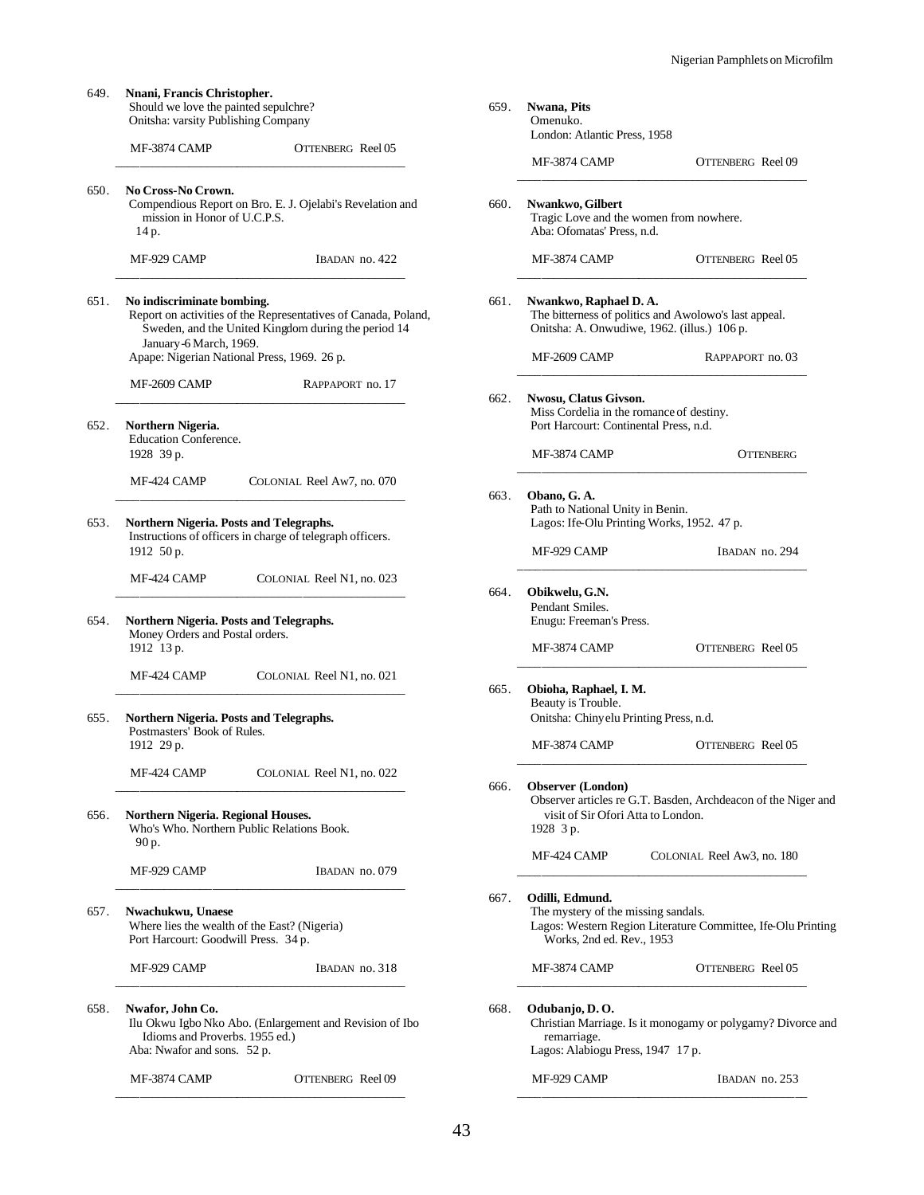649. **Nnani, Francis Christopher.**
Should we love the painted sepulchre?
Onitsha: varsity Publishing Company

MF-3874 CAMP — OTTENBERG Reel 05

---

650. **No Cross-No Crown.**
Compendious Report on Bro. E. J. Ojelabi's Revelation and mission in Honor of U.C.P.S.
14 p.

MF-929 CAMP — IBADAN no. 422

---

651. **No indiscriminate bombing.**
Report on activities of the Representatives of Canada, Poland, Sweden, and the United Kingdom during the period 14 January-6 March, 1969.
Apape: Nigerian National Press, 1969. 26 p.

MF-2609 CAMP — RAPPAPORT no. 17

---

652. **Northern Nigeria.**
Education Conference.
1928 39 p.

MF-424 CAMP — COLONIAL Reel Aw7, no. 070

---

653. **Northern Nigeria. Posts and Telegraphs.**
Instructions of officers in charge of telegraph officers.
1912 50 p.

MF-424 CAMP — COLONIAL Reel N1, no. 023

---

654. **Northern Nigeria. Posts and Telegraphs.**
Money Orders and Postal orders.
1912 13 p.

MF-424 CAMP — COLONIAL Reel N1, no. 021

---

655. **Northern Nigeria. Posts and Telegraphs.**
Postmasters' Book of Rules.
1912 29 p.

MF-424 CAMP — COLONIAL Reel N1, no. 022

---

656. **Northern Nigeria. Regional Houses.**
Who's Who. Northern Public Relations Book.
90 p.

MF-929 CAMP — IBADAN no. 079

---

657. **Nwachukwu, Unaese**
Where lies the wealth of the East? (Nigeria)
Port Harcourt: Goodwill Press. 34 p.

MF-929 CAMP — IBADAN no. 318

---

658. **Nwafor, John Co.**
Ilu Okwu Igbo Nko Abo. (Enlargement and Revision of Ibo Idioms and Proverbs. 1955 ed.)
Aba: Nwafor and sons. 52 p.

MF-3874 CAMP — OTTENBERG Reel 09

---

659. **Nwana, Pits**
Omenuko.
London: Atlantic Press, 1958

MF-3874 CAMP — OTTENBERG Reel 09

---

660. **Nwankwo, Gilbert**
Tragic Love and the women from nowhere.
Aba: Ofomatas' Press, n.d.

MF-3874 CAMP — OTTENBERG Reel 05

---

661. **Nwankwo, Raphael D. A.**
The bitterness of politics and Awolowo's last appeal.
Onitsha: A. Onwudiwe, 1962. (illus.) 106 p.

MF-2609 CAMP — RAPPAPORT no. 03

---

662. **Nwosu, Clatus Givson.**
Miss Cordelia in the romance of destiny.
Port Harcourt: Continental Press, n.d.

MF-3874 CAMP — OTTENBERG

---

663. **Obano, G. A.**
Path to National Unity in Benin.
Lagos: Ife-Olu Printing Works, 1952. 47 p.

MF-929 CAMP — IBADAN no. 294

---

664. **Obikwelu, G.N.**
Pendant Smiles.
Enugu: Freeman's Press.

MF-3874 CAMP — OTTENBERG Reel 05

---

665. **Obioha, Raphael, I. M.**
Beauty is Trouble.
Onitsha: Chinyelu Printing Press, n.d.

MF-3874 CAMP — OTTENBERG Reel 05

---

666. **Observer (London)**
Observer articles re G.T. Basden, Archdeacon of the Niger and visit of Sir Ofori Atta to London.
1928 3 p.

MF-424 CAMP — COLONIAL Reel Aw3, no. 180

---

667. **Odilli, Edmund.**
The mystery of the missing sandals.
Lagos: Western Region Literature Committee, Ife-Olu Printing Works, 2nd ed. Rev., 1953

MF-3874 CAMP — OTTENBERG Reel 05

---

668. **Odubanjo, D. O.**
Christian Marriage. Is it monogamy or polygamy? Divorce and remarriage.
Lagos: Alabiogu Press, 1947 17 p.

MF-929 CAMP — IBADAN no. 253

---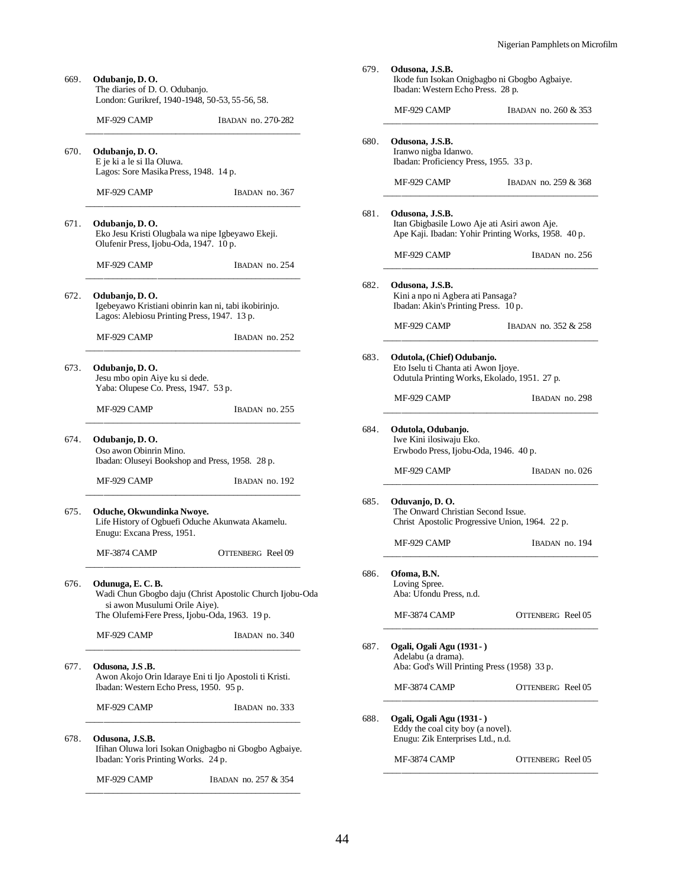669. **Odubanjo, D. O.**
The diaries of D. O. Odubanjo.
London: Gurikref, 1940-1948, 50-53, 55-56, 58.

MF-929 CAMP IBADAN no. 270-282

---

670. **Odubanjo, D. O.**
E je ki a le si Ila Oluwa.
Lagos: Sore Masika Press, 1948. 14 p.

MF-929 CAMP IBADAN no. 367

---

671. **Odubanjo, D. O.**
Eko Jesu Kristi Olugbala wa nipe Igbeyawo Ekeji.
Olufenir Press, Ijobu-Oda, 1947. 10 p.

MF-929 CAMP IBADAN no. 254

---

672. **Odubanjo, D. O.**
Igebeyawo Kristiani obinrin kan ni, tabi ikobirinjo.
Lagos: Alebiosu Printing Press, 1947. 13 p.

MF-929 CAMP IBADAN no. 252

---

673. **Odubanjo, D. O.**
Jesu mbo opin Aiye ku si dede.
Yaba: Olupese Co. Press, 1947. 53 p.

MF-929 CAMP IBADAN no. 255

---

674. **Odubanjo, D. O.**
Oso awon Obinrin Mino.
Ibadan: Oluseyi Bookshop and Press, 1958. 28 p.

MF-929 CAMP IBADAN no. 192

---

675. **Oduche, Okwundinka Nwoye.**
Life History of Ogbuefi Oduche Akunwata Akamelu.
Enugu: Excana Press, 1951.

MF-3874 CAMP OTTENBERG Reel 09

---

676. **Odunuga, E. C. B.**
Wadi Chun Gbogbo daju (Christ Apostolic Church Ijobu-Oda si awon Musulumi Orile Aiye).
The Olufemi-Fere Press, Ijobu-Oda, 1963. 19 p.

MF-929 CAMP IBADAN no. 340

---

677. **Odusona, J.S .B.**
Awon Akojo Orin Idaraye Eni ti Ijo Apostoli ti Kristi.
Ibadan: Western Echo Press, 1950. 95 p.

MF-929 CAMP IBADAN no. 333

---

678. **Odusona, J.S.B.**
Ifihan Oluwa lori Isokan Onigbagbo ni Gbogbo Agbaiye.
Ibadan: Yoris Printing Works. 24 p.

MF-929 CAMP IBADAN no. 257 & 354

---

679. **Odusona, J.S.B.**
Ikode fun Isokan Onigbagbo ni Gbogbo Agbaiye.
Ibadan: Western Echo Press. 28 p.

MF-929 CAMP IBADAN no. 260 & 353

---

680. **Odusona, J.S.B.**
Iranwo nigba Idanwo.
Ibadan: Proficiency Press, 1955. 33 p.

MF-929 CAMP IBADAN no. 259 & 368

---

681. **Odusona, J.S.B.**
Itan Gbigbasile Lowo Aje ati Asiri awon Aje.
Ape Kaji. Ibadan: Yohir Printing Works, 1958. 40 p.

MF-929 CAMP IBADAN no. 256

---

682. **Odusona, J.S.B.**
Kini a npo ni Agbera ati Pansaga?
Ibadan: Akin's Printing Press. 10 p.

MF-929 CAMP IBADAN no. 352 & 258

---

683. **Odutola, (Chief) Odubanjo.**
Eto Iselu ti Chanta ati Awon Ijoye.
Odutula Printing Works, Ekolado, 1951. 27 p.

MF-929 CAMP IBADAN no. 298

---

684. **Odutola, Odubanjo.**
Iwe Kini ilosiwaju Eko.
Erwbodo Press, Ijobu-Oda, 1946. 40 p.

MF-929 CAMP IBADAN no. 026

---

685. **Oduvanjo, D. O.**
The Onward Christian Second Issue.
Christ Apostolic Progressive Union, 1964. 22 p.

MF-929 CAMP IBADAN no. 194

---

686. **Ofoma, B.N.**
Loving Spree.
Aba: Ufondu Press, n.d.

MF-3874 CAMP OTTENBERG Reel 05

---

687. **Ogali, Ogali Agu (1931- )**
Adelabu (a drama).
Aba: God's Will Printing Press (1958) 33 p.

MF-3874 CAMP OTTENBERG Reel 05

---

688. **Ogali, Ogali Agu (1931- )**
Eddy the coal city boy (a novel).
Enugu: Zik Enterprises Ltd., n.d.

MF-3874 CAMP OTTENBERG Reel 05

---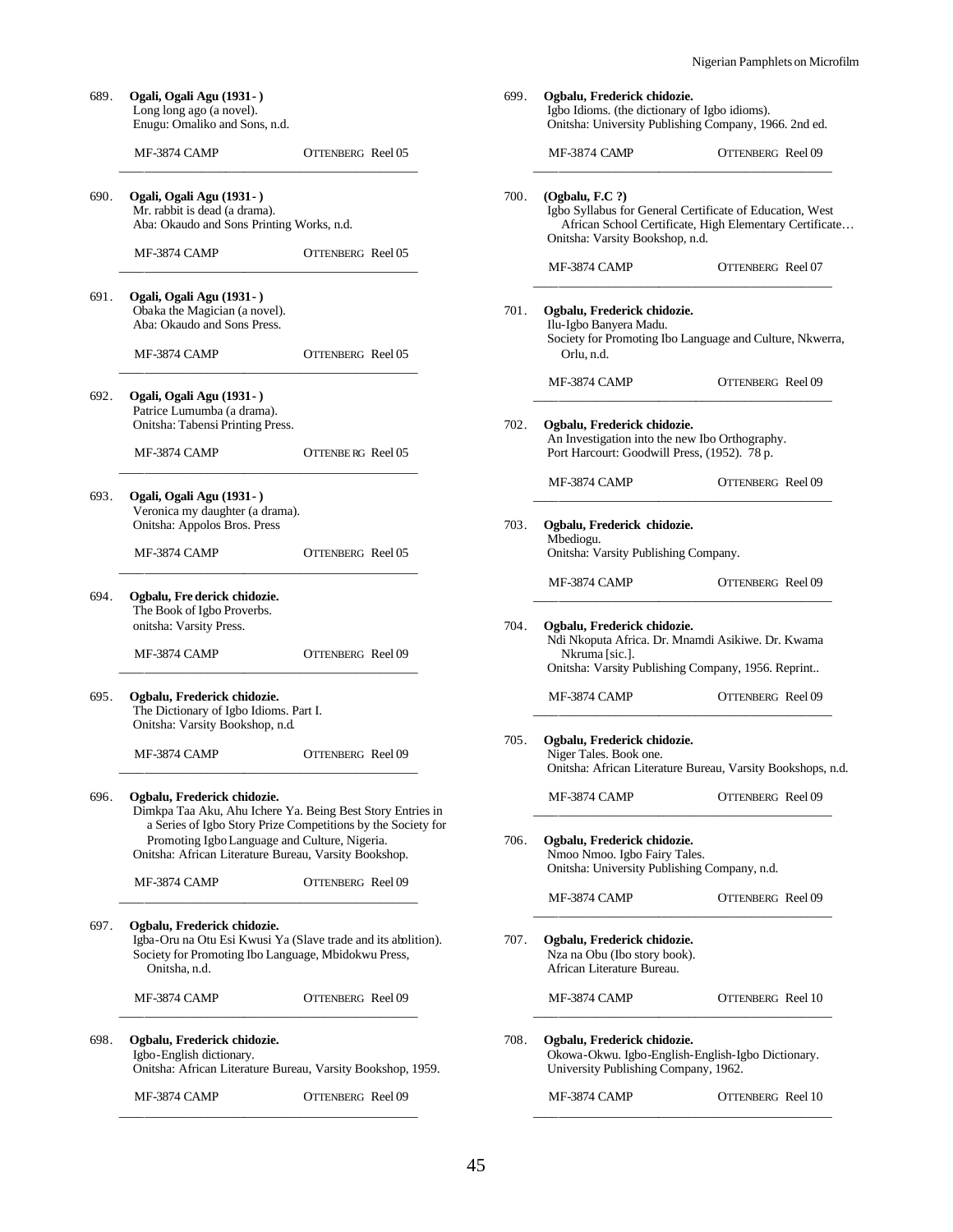689. **Ogali, Ogali Agu (1931- )**
Long long ago (a novel).
Enugu: Omaliko and Sons, n.d.

MF-3874 CAMP OTTENBERG Reel 05

---

690. **Ogali, Ogali Agu (1931- )**
Mr. rabbit is dead (a drama).
Aba: Okaudo and Sons Printing Works, n.d.

MF-3874 CAMP OTTENBERG Reel 05

---

691. **Ogali, Ogali Agu (1931- )**
Obaka the Magician (a novel).
Aba: Okaudo and Sons Press.

MF-3874 CAMP OTTENBERG Reel 05

---

692. **Ogali, Ogali Agu (1931- )**
Patrice Lumumba (a drama).
Onitsha: Tabensi Printing Press.

MF-3874 CAMP OTTENBE RG Reel 05

---

693. **Ogali, Ogali Agu (1931- )**
Veronica my daughter (a drama).
Onitsha: Appolos Bros. Press

MF-3874 CAMP OTTENBERG Reel 05

---

694. **Ogbalu, Fre derick chidozie.**
The Book of Igbo Proverbs.
onitsha: Varsity Press.

MF-3874 CAMP OTTENBERG Reel 09

---

695. **Ogbalu, Frederick chidozie.**
The Dictionary of Igbo Idioms. Part I.
Onitsha: Varsity Bookshop, n.d.

MF-3874 CAMP OTTENBERG Reel 09

---

696. **Ogbalu, Frederick chidozie.**
Dimkpa Taa Aku, Ahu Ichere Ya. Being Best Story Entries in a Series of Igbo Story Prize Competitions by the Society for Promoting Igbo Language and Culture, Nigeria.
Onitsha: African Literature Bureau, Varsity Bookshop.

MF-3874 CAMP OTTENBERG Reel 09

---

697. **Ogbalu, Frederick chidozie.**
Igba-Oru na Otu Esi Kwusi Ya (Slave trade and its ablition).
Society for Promoting Ibo Language, Mbidokwu Press, Onitsha, n.d.

MF-3874 CAMP OTTENBERG Reel 09

---

698. **Ogbalu, Frederick chidozie.**
Igbo-English dictionary.
Onitsha: African Literature Bureau, Varsity Bookshop, 1959.

MF-3874 CAMP OTTENBERG Reel 09

---

699. **Ogbalu, Frederick chidozie.**
Igbo Idioms. (the dictionary of Igbo idioms).
Onitsha: University Publishing Company, 1966. 2nd ed.

MF-3874 CAMP OTTENBERG Reel 09

---

700. **(Ogbalu, F.C ?)**
Igbo Syllabus for General Certificate of Education, West African School Certificate, High Elementary Certificate…
Onitsha: Varsity Bookshop, n.d.

MF-3874 CAMP OTTENBERG Reel 07

---

701. **Ogbalu, Frederick chidozie.**
Ilu-Igbo Banyera Madu.
Society for Promoting Ibo Language and Culture, Nkwerra, Orlu, n.d.

MF-3874 CAMP OTTENBERG Reel 09

---

702. **Ogbalu, Frederick chidozie.**
An Investigation into the new Ibo Orthography.
Port Harcourt: Goodwill Press, (1952). 78 p.

MF-3874 CAMP OTTENBERG Reel 09

---

703. **Ogbalu, Frederick chidozie.**
Mbediogu.
Onitsha: Varsity Publishing Company.

MF-3874 CAMP OTTENBERG Reel 09

---

704. **Ogbalu, Frederick chidozie.**
Ndi Nkoputa Africa. Dr. Mnamdi Asikiwe. Dr. Kwama Nkruma [sic.].
Onitsha: Varsity Publishing Company, 1956. Reprint..

MF-3874 CAMP OTTENBERG Reel 09

---

705. **Ogbalu, Frederick chidozie.**
Niger Tales. Book one.
Onitsha: African Literature Bureau, Varsity Bookshops, n.d.

MF-3874 CAMP OTTENBERG Reel 09

---

706. **Ogbalu, Frederick chidozie.**
Nmoo Nmoo. Igbo Fairy Tales.
Onitsha: University Publishing Company, n.d.

MF-3874 CAMP OTTENBERG Reel 09

---

707. **Ogbalu, Frederick chidozie.**
Nza na Obu (Ibo story book).
African Literature Bureau.

MF-3874 CAMP OTTENBERG Reel 10

---

708. **Ogbalu, Frederick chidozie.**
Okowa-Okwu. Igbo-English-English-Igbo Dictionary.
University Publishing Company, 1962.

MF-3874 CAMP OTTENBERG Reel 10

---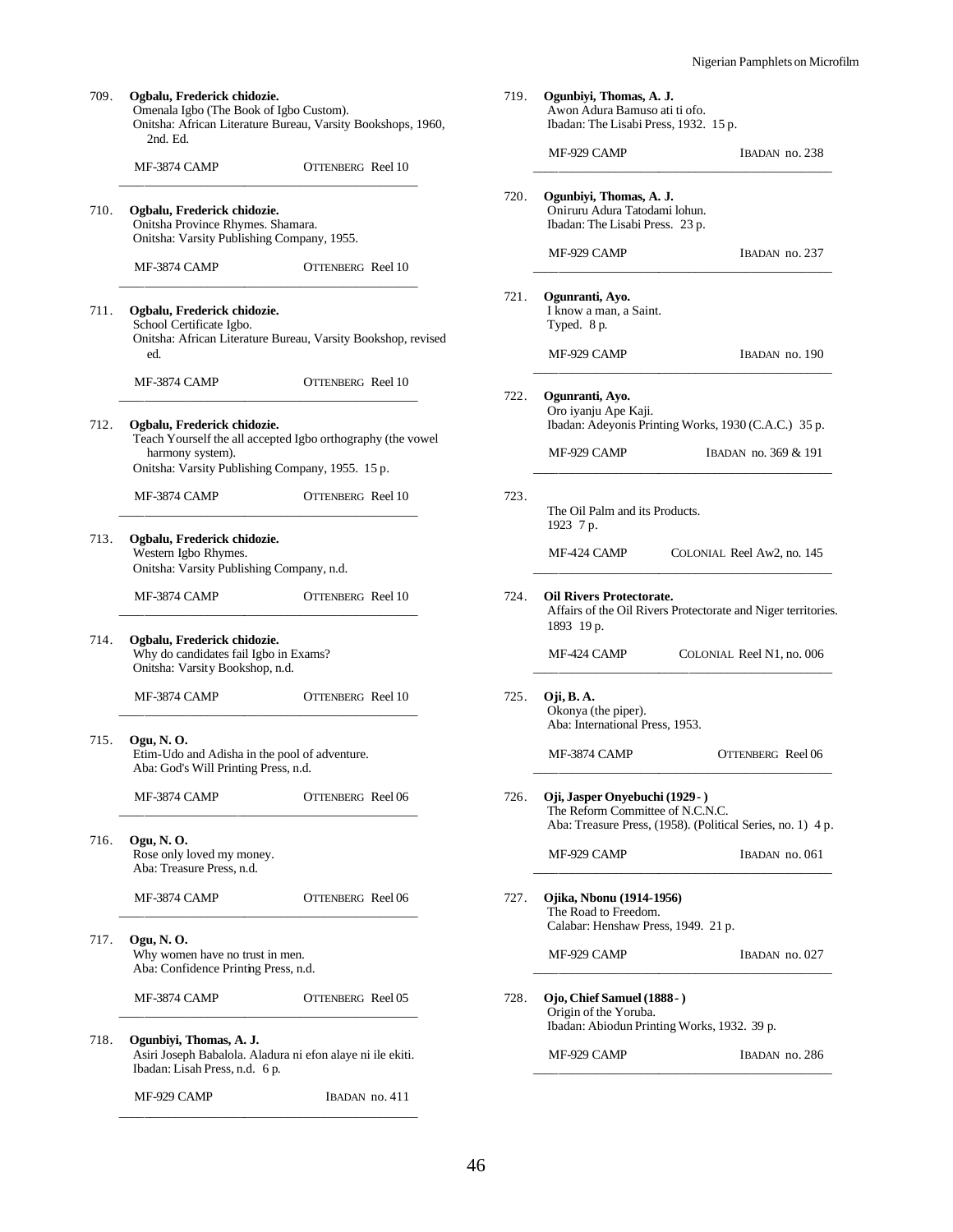709. **Ogbalu, Frederick chidozie.**
Omenala Igbo (The Book of Igbo Custom).
Onitsha: African Literature Bureau, Varsity Bookshops, 1960, 2nd. Ed.

MF-3874 CAMP — OTTENBERG Reel 10

---

710. **Ogbalu, Frederick chidozie.**
Onitsha Province Rhymes. Shamara.
Onitsha: Varsity Publishing Company, 1955.

MF-3874 CAMP — OTTENBERG Reel 10

---

711. **Ogbalu, Frederick chidozie.**
School Certificate Igbo.
Onitsha: African Literature Bureau, Varsity Bookshop, revised ed.

MF-3874 CAMP — OTTENBERG Reel 10

---

712. **Ogbalu, Frederick chidozie.**
Teach Yourself the all accepted Igbo orthography (the vowel harmony system).
Onitsha: Varsity Publishing Company, 1955. 15 p.

MF-3874 CAMP — OTTENBERG Reel 10

---

713. **Ogbalu, Frederick chidozie.**
Western Igbo Rhymes.
Onitsha: Varsity Publishing Company, n.d.

MF-3874 CAMP — OTTENBERG Reel 10

---

714. **Ogbalu, Frederick chidozie.**
Why do candidates fail Igbo in Exams?
Onitsha: Varsity Bookshop, n.d.

MF-3874 CAMP — OTTENBERG Reel 10

---

715. **Ogu, N. O.**
Etim-Udo and Adisha in the pool of adventure.
Aba: God's Will Printing Press, n.d.

MF-3874 CAMP — OTTENBERG Reel 06

---

716. **Ogu, N. O.**
Rose only loved my money.
Aba: Treasure Press, n.d.

MF-3874 CAMP — OTTENBERG Reel 06

---

717. **Ogu, N. O.**
Why women have no trust in men.
Aba: Confidence Printing Press, n.d.

MF-3874 CAMP — OTTENBERG Reel 05

---

718. **Ogunbiyi, Thomas, A. J.**
Asiri Joseph Babalola. Aladura ni efon alaye ni ile ekiti.
Ibadan: Lisah Press, n.d. 6 p.

MF-929 CAMP — IBADAN no. 411

---

719. **Ogunbiyi, Thomas, A. J.**
Awon Adura Bamuso ati ti ofo.
Ibadan: The Lisabi Press, 1932. 15 p.

MF-929 CAMP — IBADAN no. 238

---

720. **Ogunbiyi, Thomas, A. J.**
Oniruru Adura Tatodami lohun.
Ibadan: The Lisabi Press. 23 p.

MF-929 CAMP — IBADAN no. 237

---

721. **Ogunranti, Ayo.**
I know a man, a Saint.
Typed. 8 p.

MF-929 CAMP — IBADAN no. 190

---

722. **Ogunranti, Ayo.**
Oro iyanju Ape Kaji.
Ibadan: Adeyonis Printing Works, 1930 (C.A.C.) 35 p.

MF-929 CAMP — IBADAN no. 369 & 191

---

723.
The Oil Palm and its Products.
1923 7 p.

MF-424 CAMP — COLONIAL Reel Aw2, no. 145

---

724. **Oil Rivers Protectorate.**
Affairs of the Oil Rivers Protectorate and Niger territories.
1893 19 p.

MF-424 CAMP — COLONIAL Reel N1, no. 006

---

725. **Oji, B. A.**
Okonya (the piper).
Aba: International Press, 1953.

MF-3874 CAMP — OTTENBERG Reel 06

---

726. **Oji, Jasper Onyebuchi (1929- )**
The Reform Committee of N.C.N.C.
Aba: Treasure Press, (1958). (Political Series, no. 1) 4 p.

MF-929 CAMP — IBADAN no. 061

---

727. **Ojika, Nbonu (1914-1956)**
The Road to Freedom.
Calabar: Henshaw Press, 1949. 21 p.

MF-929 CAMP — IBADAN no. 027

---

728. **Ojo, Chief Samuel (1888- )**
Origin of the Yoruba.
Ibadan: Abiodun Printing Works, 1932. 39 p.

MF-929 CAMP — IBADAN no. 286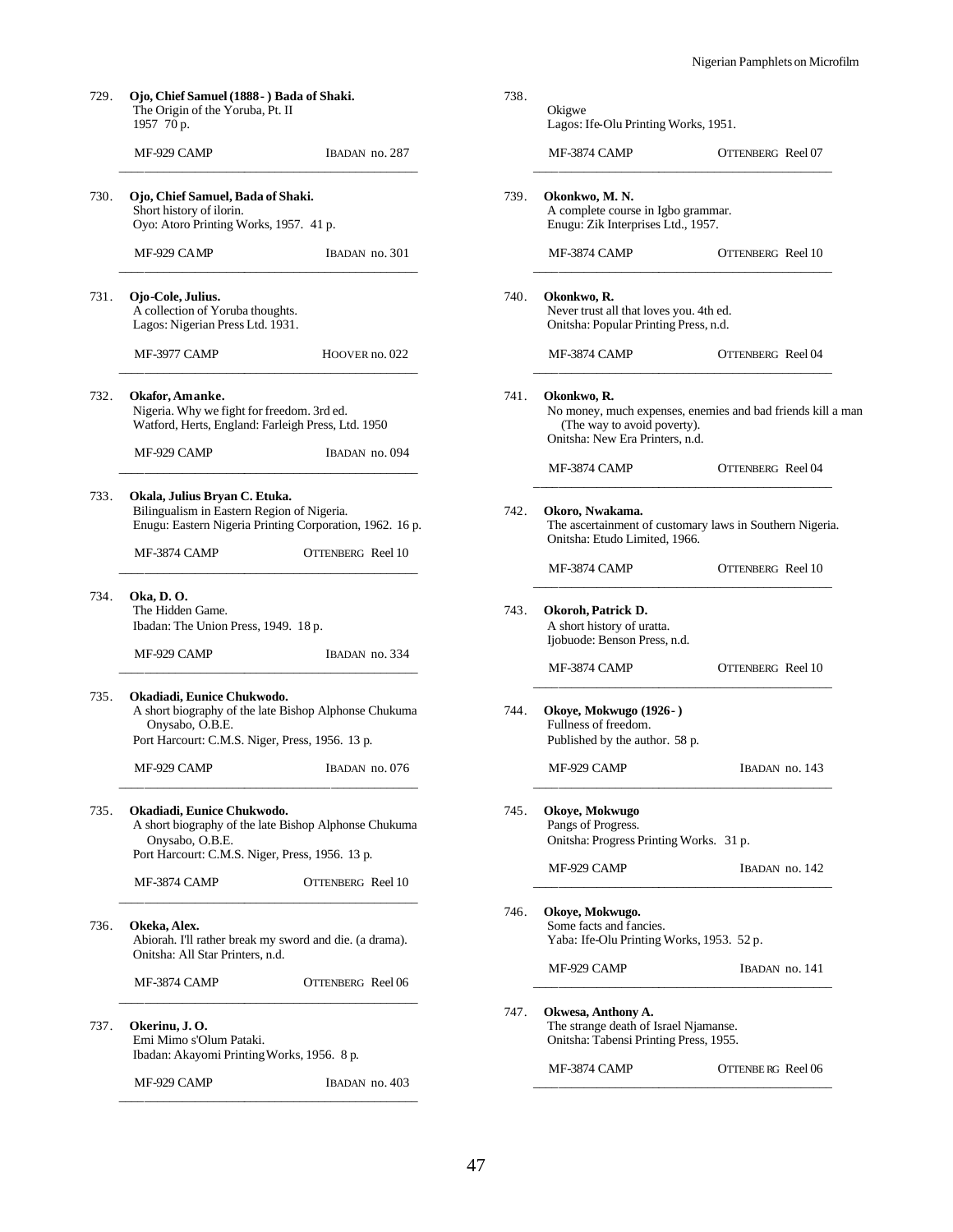729. **Ojo, Chief Samuel (1888- ) Bada of Shaki.**
The Origin of the Yoruba, Pt. II
1957 70 p.

MF-929 CAMP IBADAN no. 287

---

730. **Ojo, Chief Samuel, Bada of Shaki.**
Short history of ilorin.
Oyo: Atoro Printing Works, 1957. 41 p.

MF-929 CAMP IBADAN no. 301

---

731. **Ojo-Cole, Julius.**
A collection of Yoruba thoughts.
Lagos: Nigerian Press Ltd. 1931.

MF-3977 CAMP HOOVER no. 022

---

732. **Okafor, Amanke.**
Nigeria. Why we fight for freedom. 3rd ed.
Watford, Herts, England: Farleigh Press, Ltd. 1950

MF-929 CAMP IBADAN no. 094

---

733. **Okala, Julius Bryan C. Etuka.**
Bilingualism in Eastern Region of Nigeria.
Enugu: Eastern Nigeria Printing Corporation, 1962. 16 p.

MF-3874 CAMP OTTENBERG Reel 10

---

734. **Oka, D. O.**
The Hidden Game.
Ibadan: The Union Press, 1949. 18 p.

MF-929 CAMP IBADAN no. 334

---

735. **Okadiadi, Eunice Chukwodo.**
A short biography of the late Bishop Alphonse Chukuma Onysabo, O.B.E.
Port Harcourt: C.M.S. Niger, Press, 1956. 13 p.

MF-929 CAMP IBADAN no. 076

---

735. **Okadiadi, Eunice Chukwodo.**
A short biography of the late Bishop Alphonse Chukuma Onysabo, O.B.E.
Port Harcourt: C.M.S. Niger, Press, 1956. 13 p.

MF-3874 CAMP OTTENBERG Reel 10

---

736. **Okeka, Alex.**
Abiorah. I'll rather break my sword and die. (a drama).
Onitsha: All Star Printers, n.d.

MF-3874 CAMP OTTENBERG Reel 06

---

737. **Okerinu, J. O.**
Emi Mimo s'Olum Pataki.
Ibadan: Akayomi Printing Works, 1956. 8 p.

MF-929 CAMP IBADAN no. 403

---

738.
Okigwe
Lagos: Ife-Olu Printing Works, 1951.

MF-3874 CAMP OTTENBERG Reel 07

---

739. **Okonkwo, M. N.**
A complete course in Igbo grammar.
Enugu: Zik Interprises Ltd., 1957.

MF-3874 CAMP OTTENBERG Reel 10

---

740. **Okonkwo, R.**
Never trust all that loves you. 4th ed.
Onitsha: Popular Printing Press, n.d.

MF-3874 CAMP OTTENBERG Reel 04

---

741. **Okonkwo, R.**
No money, much expenses, enemies and bad friends kill a man (The way to avoid poverty).
Onitsha: New Era Printers, n.d.

MF-3874 CAMP OTTENBERG Reel 04

---

742. **Okoro, Nwakama.**
The ascertainment of customary laws in Southern Nigeria.
Onitsha: Etudo Limited, 1966.

MF-3874 CAMP OTTENBERG Reel 10

---

743. **Okoroh, Patrick D.**
A short history of uratta.
Ijobuode: Benson Press, n.d.

MF-3874 CAMP OTTENBERG Reel 10

---

744. **Okoye, Mokwugo (1926- )**
Fullness of freedom.
Published by the author. 58 p.

MF-929 CAMP IBADAN no. 143

---

745. **Okoye, Mokwugo**
Pangs of Progress.
Onitsha: Progress Printing Works. 31 p.

MF-929 CAMP IBADAN no. 142

---

746. **Okoye, Mokwugo.**
Some facts and fancies.
Yaba: Ife-Olu Printing Works, 1953. 52 p.

MF-929 CAMP IBADAN no. 141

---

747. **Okwesa, Anthony A.**
The strange death of Israel Njamanse.
Onitsha: Tabensi Printing Press, 1955.

MF-3874 CAMP OTTENBERG Reel 06

---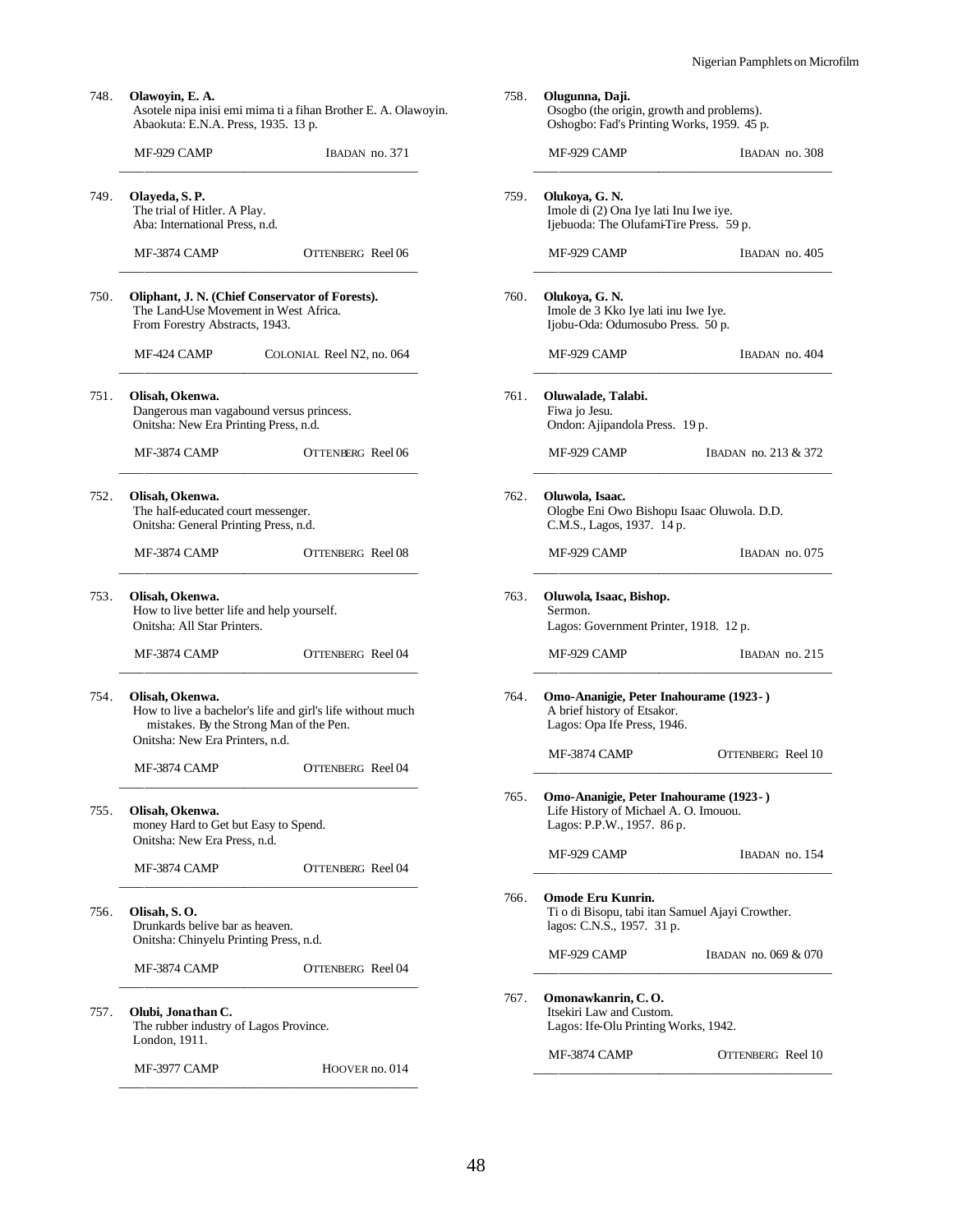748. **Olawoyin, E. A.**
Asotele nipa inisi emi mima ti a fihan Brother E. A. Olawoyin.
Abaokuta: E.N.A. Press, 1935. 13 p.

MF-929 CAMP — IBADAN no. 371

---

749. **Olayeda, S. P.**
The trial of Hitler. A Play.
Aba: International Press, n.d.

MF-3874 CAMP — OTTENBERG Reel 06

---

750. **Oliphant, J. N. (Chief Conservator of Forests).**
The Land-Use Movement in West Africa.
From Forestry Abstracts, 1943.

MF-424 CAMP — COLONIAL Reel N2, no. 064

---

751. **Olisah, Okenwa.**
Dangerous man vagabound versus princess.
Onitsha: New Era Printing Press, n.d.

MF-3874 CAMP — OTTENBERG Reel 06

---

752. **Olisah, Okenwa.**
The half-educated court messenger.
Onitsha: General Printing Press, n.d.

MF-3874 CAMP — OTTENBERG Reel 08

---

753. **Olisah, Okenwa.**
How to live better life and help yourself.
Onitsha: All Star Printers.

MF-3874 CAMP — OTTENBERG Reel 04

---

754. **Olisah, Okenwa.**
How to live a bachelor's life and girl's life without much mistakes. By the Strong Man of the Pen.
Onitsha: New Era Printers, n.d.

MF-3874 CAMP — OTTENBERG Reel 04

---

755. **Olisah, Okenwa.**
money Hard to Get but Easy to Spend.
Onitsha: New Era Press, n.d.

MF-3874 CAMP — OTTENBERG Reel 04

---

756. **Olisah, S. O.**
Drunkards belive bar as heaven.
Onitsha: Chinyelu Printing Press, n.d.

MF-3874 CAMP — OTTENBERG Reel 04

---

757. **Olubi, Jonathan C.**
The rubber industry of Lagos Province.
London, 1911.

MF-3977 CAMP — HOOVER no. 014

---

758. **Olugunna, Daji.**
Osogbo (the origin, growth and problems).
Oshogbo: Fad's Printing Works, 1959. 45 p.

MF-929 CAMP — IBADAN no. 308

---

759. **Olukoya, G. N.**
Imole di (2) Ona Iye lati Inu Iwe iye.
Ijebuoda: The Olufami-Tire Press. 59 p.

MF-929 CAMP — IBADAN no. 405

---

760. **Olukoya, G. N.**
Imole de 3 Kko Iye lati inu Iwe Iye.
Ijobu-Oda: Odumosubo Press. 50 p.

MF-929 CAMP — IBADAN no. 404

---

761. **Oluwalade, Talabi.**
Fiwa jo Jesu.
Ondon: Ajipandola Press. 19 p.

MF-929 CAMP — IBADAN no. 213 & 372

---

762. **Oluwola, Isaac.**
Ologbe Eni Owo Bishopu Isaac Oluwola. D.D.
C.M.S., Lagos, 1937. 14 p.

MF-929 CAMP — IBADAN no. 075

---

763. **Oluwola, Isaac, Bishop.**
Sermon.
Lagos: Government Printer, 1918. 12 p.

MF-929 CAMP — IBADAN no. 215

---

764. **Omo-Ananigie, Peter Inahourame (1923- )**
A brief history of Etsakor.
Lagos: Opa Ife Press, 1946.

MF-3874 CAMP — OTTENBERG Reel 10

---

765. **Omo-Ananigie, Peter Inahourame (1923- )**
Life History of Michael A. O. Imouou.
Lagos: P.P.W., 1957. 86 p.

MF-929 CAMP — IBADAN no. 154

---

766. **Omode Eru Kunrin.**
Ti o di Bisopu, tabi itan Samuel Ajayi Crowther.
lagos: C.N.S., 1957. 31 p.

MF-929 CAMP — IBADAN no. 069 & 070

---

767. **Omonawkanrin, C. O.**
Itsekiri Law and Custom.
Lagos: Ife-Olu Printing Works, 1942.

MF-3874 CAMP — OTTENBERG Reel 10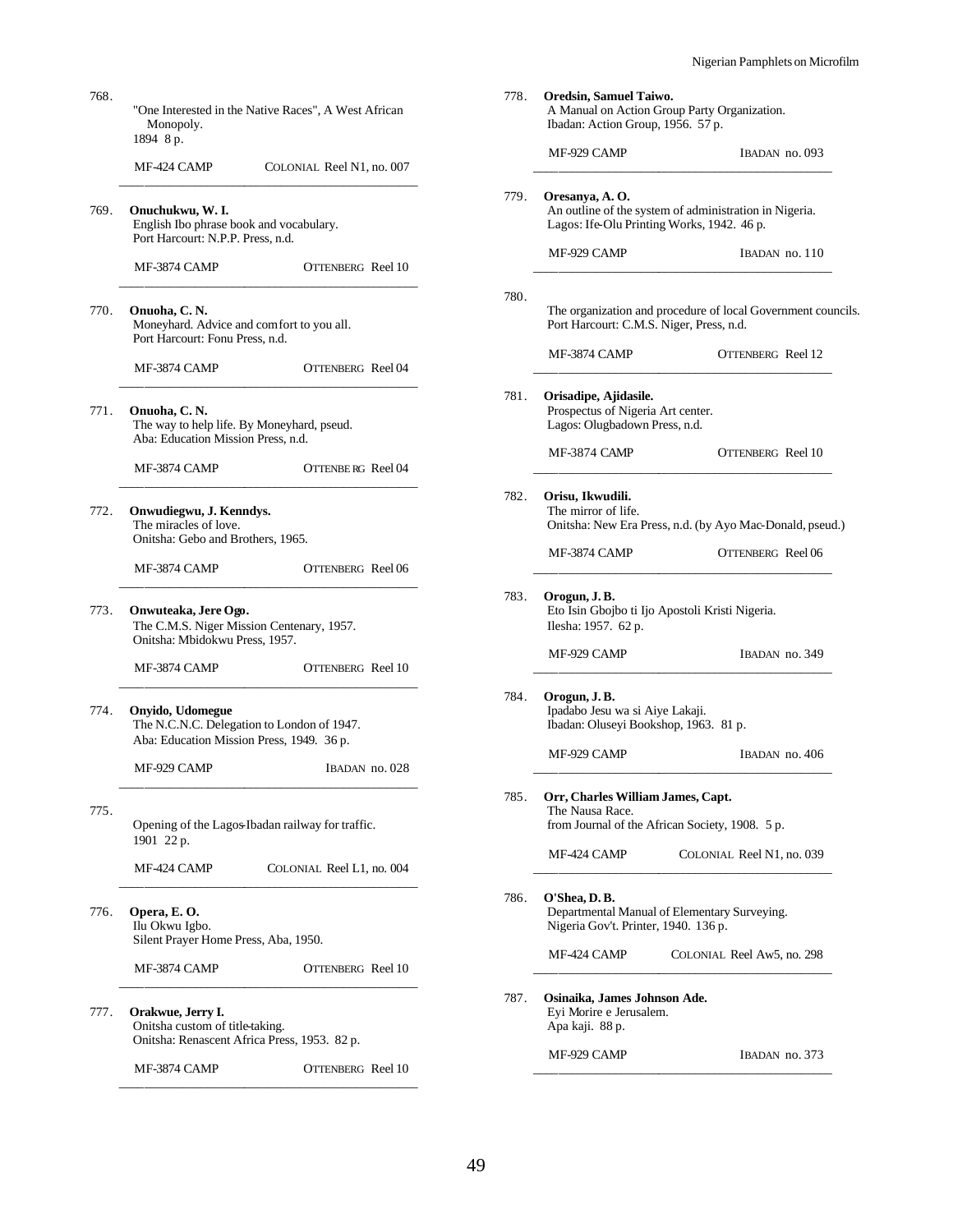768.
"One Interested in the Native Races", A West African Monopoly.
1894 8 p.

MF-424 CAMP — COLONIAL Reel N1, no. 007

---

769. **Onuchukwu, W. I.**
English Ibo phrase book and vocabulary.
Port Harcourt: N.P.P. Press, n.d.

MF-3874 CAMP — OTTENBERG Reel 10

---

770. **Onuoha, C. N.**
Moneyhard. Advice and comfort to you all.
Port Harcourt: Fonu Press, n.d.

MF-3874 CAMP — OTTENBERG Reel 04

---

771. **Onuoha, C. N.**
The way to help life. By Moneyhard, pseud.
Aba: Education Mission Press, n.d.

MF-3874 CAMP — OTTENBE RG Reel 04

---

772. **Onwudiegwu, J. Kenndys.**
The miracles of love.
Onitsha: Gebo and Brothers, 1965.

MF-3874 CAMP — OTTENBERG Reel 06

---

773. **Onwuteaka, Jere Ogo.**
The C.M.S. Niger Mission Centenary, 1957.
Onitsha: Mbidokwu Press, 1957.

MF-3874 CAMP — OTTENBERG Reel 10

---

774. **Onyido, Udomegue**
The N.C.N.C. Delegation to London of 1947.
Aba: Education Mission Press, 1949. 36 p.

MF-929 CAMP — IBADAN no. 028

---

775.
Opening of the Lagos-Ibadan railway for traffic.
1901 22 p.

MF-424 CAMP — COLONIAL Reel L1, no. 004

---

776. **Opera, E. O.**
Ilu Okwu Igbo.
Silent Prayer Home Press, Aba, 1950.

MF-3874 CAMP — OTTENBERG Reel 10

---

777. **Orakwue, Jerry I.**
Onitsha custom of title-taking.
Onitsha: Renascent Africa Press, 1953. 82 p.

MF-3874 CAMP — OTTENBERG Reel 10

---

778. **Oredsin, Samuel Taiwo.**
A Manual on Action Group Party Organization.
Ibadan: Action Group, 1956. 57 p.

MF-929 CAMP — IBADAN no. 093

---

779. **Oresanya, A. O.**
An outline of the system of administration in Nigeria.
Lagos: Ife-Olu Printing Works, 1942. 46 p.

MF-929 CAMP — IBADAN no. 110

---

780.
The organization and procedure of local Government councils.
Port Harcourt: C.M.S. Niger, Press, n.d.

MF-3874 CAMP — OTTENBERG Reel 12

---

781. **Orisadipe, Ajidasile.**
Prospectus of Nigeria Art center.
Lagos: Olugbadown Press, n.d.

MF-3874 CAMP — OTTENBERG Reel 10

---

782. **Orisu, Ikwudili.**
The mirror of life.
Onitsha: New Era Press, n.d. (by Ayo Mac-Donald, pseud.)

MF-3874 CAMP — OTTENBERG Reel 06

---

783. **Orogun, J. B.**
Eto Isin Gbojbo ti Ijo Apostoli Kristi Nigeria.
Ilesha: 1957. 62 p.

MF-929 CAMP — IBADAN no. 349

---

784. **Orogun, J. B.**
Ipadabo Jesu wa si Aiye Lakaji.
Ibadan: Oluseyi Bookshop, 1963. 81 p.

MF-929 CAMP — IBADAN no. 406

---

785. **Orr, Charles William James, Capt.**
The Nausa Race.
from Journal of the African Society, 1908. 5 p.

MF-424 CAMP — COLONIAL Reel N1, no. 039

---

786. **O'Shea, D. B.**
Departmental Manual of Elementary Surveying.
Nigeria Gov't. Printer, 1940. 136 p.

MF-424 CAMP — COLONIAL Reel Aw5, no. 298

---

787. **Osinaika, James Johnson Ade.**
Eyi Morire e Jerusalem.
Apa kaji. 88 p.

MF-929 CAMP — IBADAN no. 373

---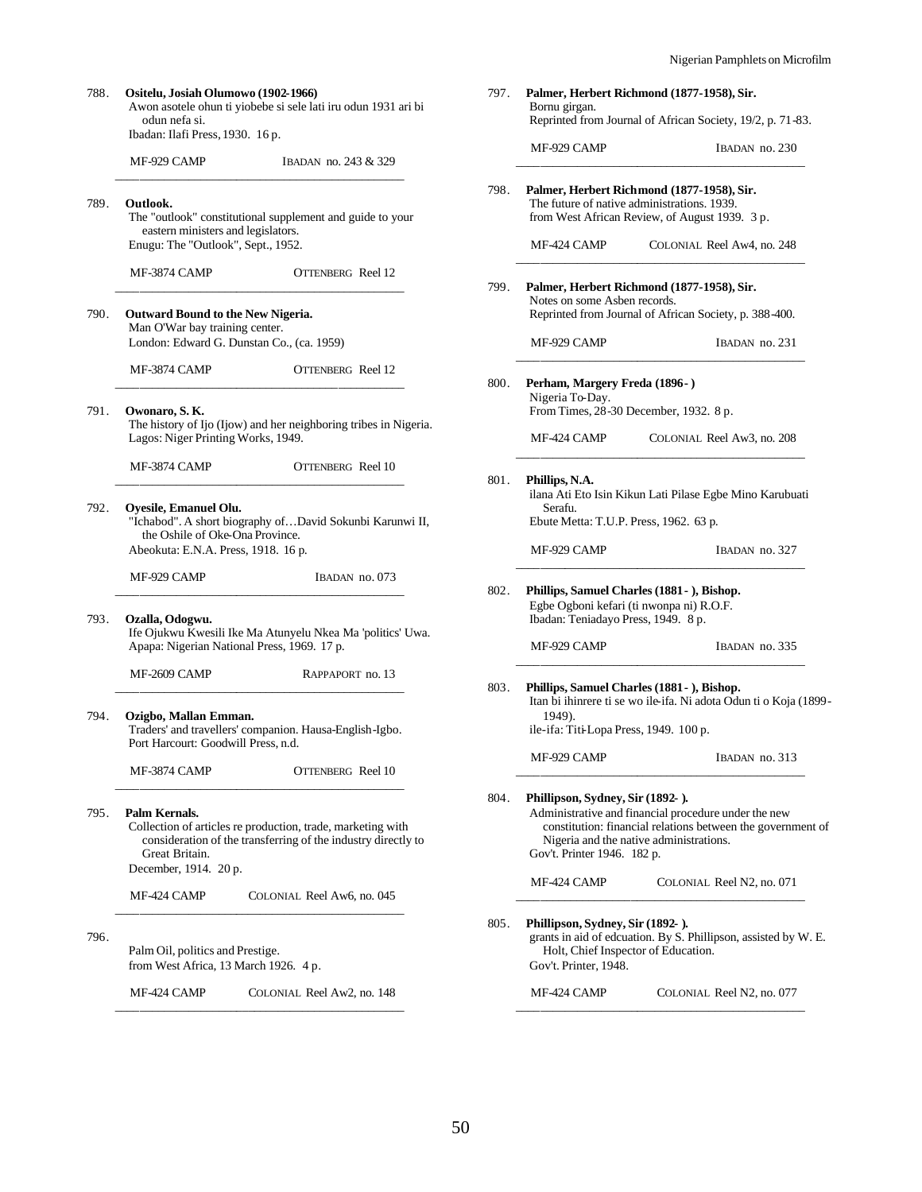788. **Ositelu, Josiah Olumowo (1902-1966)**
Awon asotele ohun ti yiobebe si sele lati iru odun 1931 ari bi odun nefa si.
Ibadan: Ilafi Press, 1930. 16 p.

MF-929 CAMP — IBADAN no. 243 & 329

789. **Outlook.**
The "outlook" constitutional supplement and guide to your eastern ministers and legislators.
Enugu: The "Outlook", Sept., 1952.

MF-3874 CAMP — OTTENBERG Reel 12

790. **Outward Bound to the New Nigeria.**
Man O'War bay training center.
London: Edward G. Dunstan Co., (ca. 1959)

MF-3874 CAMP — OTTENBERG Reel 12

791. **Owonaro, S. K.**
The history of Ijo (Ijow) and her neighboring tribes in Nigeria.
Lagos: Niger Printing Works, 1949.

MF-3874 CAMP — OTTENBERG Reel 10

792. **Oyesile, Emanuel Olu.**
"Ichabod". A short biography of…David Sokunbi Karunwi II, the Oshile of Oke-Ona Province.
Abeokuta: E.N.A. Press, 1918. 16 p.

MF-929 CAMP — IBADAN no. 073

793. **Ozalla, Odogwu.**
Ife Ojukwu Kwesili Ike Ma Atunyelu Nkea Ma 'politics' Uwa.
Apapa: Nigerian National Press, 1969. 17 p.

MF-2609 CAMP — RAPPAPORT no. 13

794. **Ozigbo, Mallan Emman.**
Traders' and travellers' companion. Hausa-English-Igbo.
Port Harcourt: Goodwill Press, n.d.

MF-3874 CAMP — OTTENBERG Reel 10

795. **Palm Kernals.**
Collection of articles re production, trade, marketing with consideration of the transferring of the industry directly to Great Britain.
December, 1914. 20 p.

MF-424 CAMP — COLONIAL Reel Aw6, no. 045

796.
Palm Oil, politics and Prestige.
from West Africa, 13 March 1926. 4 p.

MF-424 CAMP — COLONIAL Reel Aw2, no. 148

797. **Palmer, Herbert Richmond (1877-1958), Sir.**
Bornu girgan.
Reprinted from Journal of African Society, 19/2, p. 71-83.

MF-929 CAMP — IBADAN no. 230

798. **Palmer, Herbert Richmond (1877-1958), Sir.**
The future of native administrations. 1939.
from West African Review, of August 1939. 3 p.

MF-424 CAMP — COLONIAL Reel Aw4, no. 248

799. **Palmer, Herbert Richmond (1877-1958), Sir.**
Notes on some Asben records.
Reprinted from Journal of African Society, p. 388-400.

MF-929 CAMP — IBADAN no. 231

800. **Perham, Margery Freda (1896- )**
Nigeria To-Day.
From Times, 28-30 December, 1932. 8 p.

MF-424 CAMP — COLONIAL Reel Aw3, no. 208

801. **Phillips, N.A.**
ilana Ati Eto Isin Kikun Lati Pilase Egbe Mino Karubuati Serafu.
Ebute Metta: T.U.P. Press, 1962. 63 p.

MF-929 CAMP — IBADAN no. 327

802. **Phillips, Samuel Charles (1881- ), Bishop.**
Egbe Ogboni kefari (ti nwonpa ni) R.O.F.
Ibadan: Teniadayo Press, 1949. 8 p.

MF-929 CAMP — IBADAN no. 335

803. **Phillips, Samuel Charles (1881- ), Bishop.**
Itan bi ihinrere ti se wo ile-ifa. Ni adota Odun ti o Koja (1899-1949).
ile-ifa: Titi-Lopa Press, 1949. 100 p.

MF-929 CAMP — IBADAN no. 313

804. **Phillipson, Sydney, Sir (1892- ).**
Administrative and financial procedure under the new constitution: financial relations between the government of Nigeria and the native administrations.
Gov't. Printer 1946. 182 p.

MF-424 CAMP — COLONIAL Reel N2, no. 071

805. **Phillipson, Sydney, Sir (1892- ).**
grants in aid of edcuation. By S. Phillipson, assisted by W. E. Holt, Chief Inspector of Education.
Gov't. Printer, 1948.

MF-424 CAMP — COLONIAL Reel N2, no. 077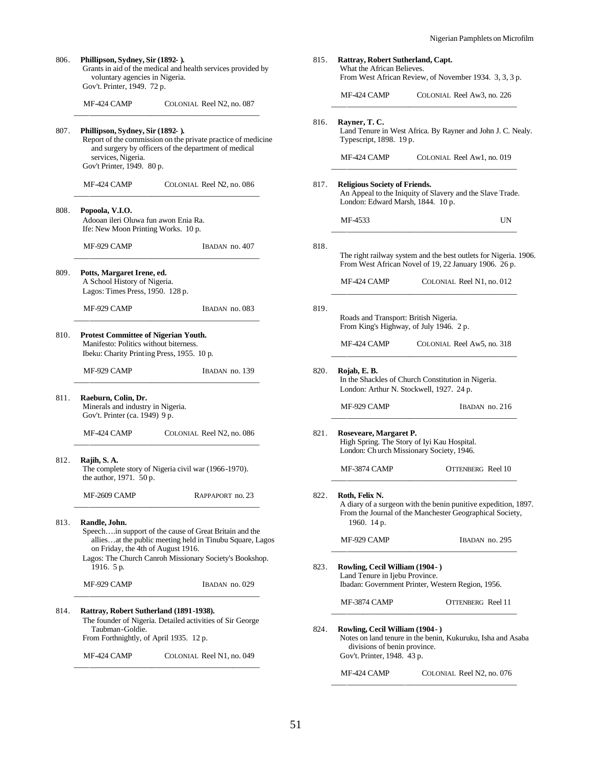806. **Phillipson, Sydney, Sir (1892- ).**
Grants in aid of the medical and health services provided by voluntary agencies in Nigeria.
Gov't. Printer, 1949. 72 p.

MF-424 CAMP COLONIAL Reel N2, no. 087

---

807. **Phillipson, Sydney, Sir (1892- ).**
Report of the commission on the private practice of medicine and surgery by officers of the department of medical services, Nigeria.
Gov't Printer, 1949. 80 p.

MF-424 CAMP COLONIAL Reel N2, no. 086

---

808. **Popoola, V.I.O.**
Adooan ileri Oluwa fun awon Enia Ra.
Ife: New Moon Printing Works. 10 p.

MF-929 CAMP IBADAN no. 407

---

809. **Potts, Margaret Irene, ed.**
A School History of Nigeria.
Lagos: Times Press, 1950. 128 p.

MF-929 CAMP IBADAN no. 083

---

810. **Protest Committee of Nigerian Youth.**
Manifesto: Politics without biterness.
Ibeku: Charity Printing Press, 1955. 10 p.

MF-929 CAMP IBADAN no. 139

---

811. **Raeburn, Colin, Dr.**
Minerals and industry in Nigeria.
Gov't. Printer (ca. 1949) 9 p.

MF-424 CAMP COLONIAL Reel N2, no. 086

---

812. **Rajih, S. A.**
The complete story of Nigeria civil war (1966-1970).
the author, 1971. 50 p.

MF-2609 CAMP RAPPAPORT no. 23

---

813. **Randle, John.**
Speech….in support of the cause of Great Britain and the allies…at the public meeting held in Tinubu Square, Lagos on Friday, the 4th of August 1916.
Lagos: The Church Canroh Missionary Society's Bookshop. 1916. 5 p.

MF-929 CAMP IBADAN no. 029

---

814. **Rattray, Robert Sutherland (1891-1938).**
The founder of Nigeria. Detailed activities of Sir George Taubman-Goldie.
From Forthnightly, of April 1935. 12 p.

MF-424 CAMP COLONIAL Reel N1, no. 049

---

815. **Rattray, Robert Sutherland, Capt.**
What the African Believes.
From West African Review, of November 1934. 3, 3, 3 p.

MF-424 CAMP COLONIAL Reel Aw3, no. 226

---

816. **Rayner, T. C.**
Land Tenure in West Africa. By Rayner and John J. C. Nealy.
Typescript, 1898. 19 p.

MF-424 CAMP COLONIAL Reel Aw1, no. 019

---

817. **Religious Society of Friends.**
An Appeal to the Iniquity of Slavery and the Slave Trade.
London: Edward Marsh, 1844. 10 p.

MF-4533 UN

---

818.
The right railway system and the best outlets for Nigeria. 1906.
From West African Novel of 19, 22 January 1906. 26 p.

MF-424 CAMP COLONIAL Reel N1, no. 012

---

819.
Roads and Transport: British Nigeria.
From King's Highway, of July 1946. 2 p.

MF-424 CAMP COLONIAL Reel Aw5, no. 318

---

820. **Rojab, E. B.**
In the Shackles of Church Constitution in Nigeria.
London: Arthur N. Stockwell, 1927. 24 p.

MF-929 CAMP IBADAN no. 216

---

821. **Roseveare, Margaret P.**
High Spring. The Story of Iyi Kau Hospital.
London: Church Missionary Society, 1946.

MF-3874 CAMP OTTENBERG Reel 10

---

822. **Roth, Felix N.**
A diary of a surgeon with the benin punitive expedition, 1897.
From the Journal of the Manchester Geographical Society, 1960. 14 p.

MF-929 CAMP IBADAN no. 295

---

823. **Rowling, Cecil William (1904- )**
Land Tenure in Ijebu Province.
Ibadan: Government Printer, Western Region, 1956.

MF-3874 CAMP OTTENBERG Reel 11

---

824. **Rowling, Cecil William (1904- )**
Notes on land tenure in the benin, Kukuruku, Isha and Asaba divisions of benin province.
Gov't. Printer, 1948. 43 p.

MF-424 CAMP COLONIAL Reel N2, no. 076

---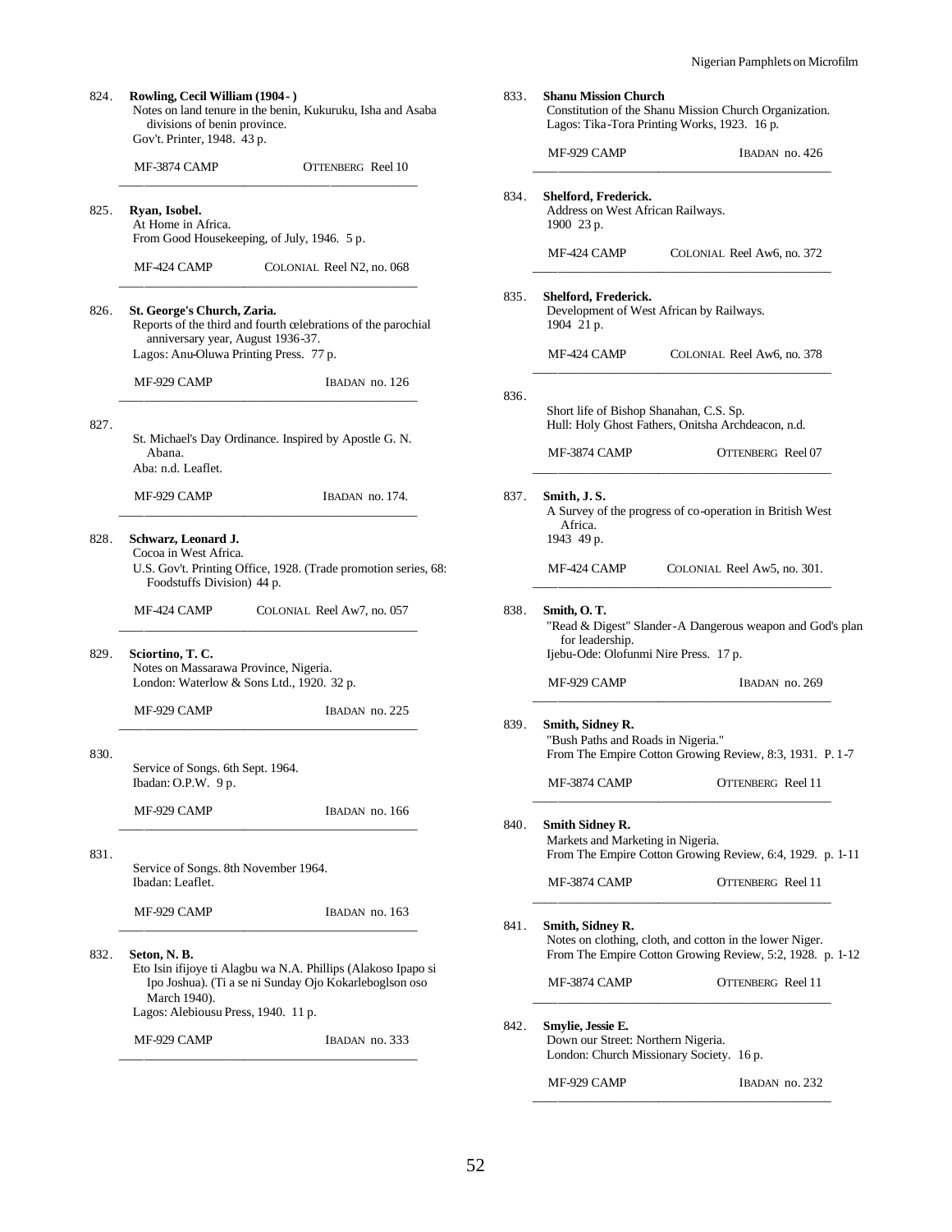824. **Rowling, Cecil William (1904- )**
Notes on land tenure in the benin, Kukuruku, Isha and Asaba divisions of benin province.
Gov't. Printer, 1948. 43 p.

MF-3874 CAMP — OTTENBERG Reel 10

---

825. **Ryan, Isobel.**
At Home in Africa.
From Good Housekeeping, of July, 1946. 5 p.

MF-424 CAMP — COLONIAL Reel N2, no. 068

---

826. **St. George's Church, Zaria.**
Reports of the third and fourth celebrations of the parochial anniversary year, August 1936-37.
Lagos: Anu-Oluwa Printing Press. 77 p.

MF-929 CAMP — IBADAN no. 126

---

827.
St. Michael's Day Ordinance. Inspired by Apostle G. N. Abana.
Aba: n.d. Leaflet.

MF-929 CAMP — IBADAN no. 174.

---

828. **Schwarz, Leonard J.**
Cocoa in West Africa.
U.S. Gov't. Printing Office, 1928. (Trade promotion series, 68: Foodstuffs Division) 44 p.

MF-424 CAMP — COLONIAL Reel Aw7, no. 057

---

829. **Sciortino, T. C.**
Notes on Massarawa Province, Nigeria.
London: Waterlow & Sons Ltd., 1920. 32 p.

MF-929 CAMP — IBADAN no. 225

---

830.
Service of Songs. 6th Sept. 1964.
Ibadan: O.P.W. 9 p.

MF-929 CAMP — IBADAN no. 166

---

831.
Service of Songs. 8th November 1964.
Ibadan: Leaflet.

MF-929 CAMP — IBADAN no. 163

---

832. **Seton, N. B.**
Eto Isin ifijoye ti Alagbu wa N.A. Phillips (Alakoso Ipapo si Ipo Joshua). (Ti a se ni Sunday Ojo Kokarleboglson oso March 1940).
Lagos: Alebiousu Press, 1940. 11 p.

MF-929 CAMP — IBADAN no. 333

---

833. **Shanu Mission Church**
Constitution of the Shanu Mission Church Organization.
Lagos: Tika-Tora Printing Works, 1923. 16 p.

MF-929 CAMP — IBADAN no. 426

---

834. **Shelford, Frederick.**
Address on West African Railways.
1900 23 p.

MF-424 CAMP — COLONIAL Reel Aw6, no. 372

---

835. **Shelford, Frederick.**
Development of West African by Railways.
1904 21 p.

MF-424 CAMP — COLONIAL Reel Aw6, no. 378

---

836.
Short life of Bishop Shanahan, C.S. Sp.
Hull: Holy Ghost Fathers, Onitsha Archdeacon, n.d.

MF-3874 CAMP — OTTENBERG Reel 07

---

837. **Smith, J. S.**
A Survey of the progress of co-operation in British West Africa.
1943 49 p.

MF-424 CAMP — COLONIAL Reel Aw5, no. 301.

---

838. **Smith, O. T.**
"Read & Digest" Slander-A Dangerous weapon and God's plan for leadership.
Ijebu-Ode: Olofunmi Nire Press. 17 p.

MF-929 CAMP — IBADAN no. 269

---

839. **Smith, Sidney R.**
"Bush Paths and Roads in Nigeria."
From The Empire Cotton Growing Review, 8:3, 1931. P. 1-7

MF-3874 CAMP — OTTENBERG Reel 11

---

840. **Smith Sidney R.**
Markets and Marketing in Nigeria.
From The Empire Cotton Growing Review, 6:4, 1929. p. 1-11

MF-3874 CAMP — OTTENBERG Reel 11

---

841. **Smith, Sidney R.**
Notes on clothing, cloth, and cotton in the lower Niger.
From The Empire Cotton Growing Review, 5:2, 1928. p. 1-12

MF-3874 CAMP — OTTENBERG Reel 11

---

842. **Smylie, Jessie E.**
Down our Street: Northern Nigeria.
London: Church Missionary Society. 16 p.

MF-929 CAMP — IBADAN no. 232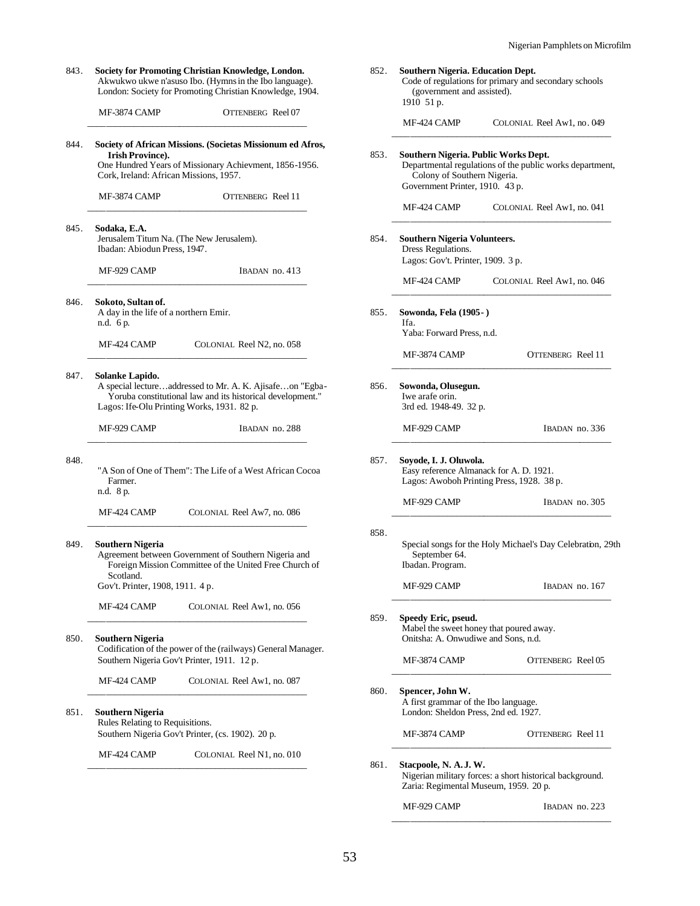843. **Society for Promoting Christian Knowledge, London.**
Akwukwo ukwe n'asuso Ibo. (Hymns in the Ibo language).
London: Society for Promoting Christian Knowledge, 1904.

MF-3874 CAMP OTTENBERG Reel 07

---

844. **Society of African Missions. (Societas Missionum ed Afros, Irish Province).**
One Hundred Years of Missionary Achievment, 1856-1956.
Cork, Ireland: African Missions, 1957.

MF-3874 CAMP OTTENBERG Reel 11

---

845. **Sodaka, E.A.**
Jerusalem Titum Na. (The New Jerusalem).
Ibadan: Abiodun Press, 1947.

MF-929 CAMP IBADAN no. 413

---

846. **Sokoto, Sultan of.**
A day in the life of a northern Emir.
n.d. 6 p.

MF-424 CAMP COLONIAL Reel N2, no. 058

---

847. **Solanke Lapido.**
A special lecture…addressed to Mr. A. K. Ajisafe…on "Egba-Yoruba constitutional law and its historical development."
Lagos: Ife-Olu Printing Works, 1931. 82 p.

MF-929 CAMP IBADAN no. 288

---

848.
"A Son of One of Them": The Life of a West African Cocoa Farmer.
n.d. 8 p.

MF-424 CAMP COLONIAL Reel Aw7, no. 086

---

849. **Southern Nigeria**
Agreement between Government of Southern Nigeria and Foreign Mission Committee of the United Free Church of Scotland.
Gov't. Printer, 1908, 1911. 4 p.

MF-424 CAMP COLONIAL Reel Aw1, no. 056

---

850. **Southern Nigeria**
Codification of the power of the (railways) General Manager.
Southern Nigeria Gov't Printer, 1911. 12 p.

MF-424 CAMP COLONIAL Reel Aw1, no. 087

---

851. **Southern Nigeria**
Rules Relating to Requisitions.
Southern Nigeria Gov't Printer, (cs. 1902). 20 p.

MF-424 CAMP COLONIAL Reel N1, no. 010

---

852. **Southern Nigeria. Education Dept.**
Code of regulations for primary and secondary schools (government and assisted).
1910 51 p.

MF-424 CAMP COLONIAL Reel Aw1, no. 049

---

853. **Southern Nigeria. Public Works Dept.**
Departmental regulations of the public works department, Colony of Southern Nigeria.
Government Printer, 1910. 43 p.

MF-424 CAMP COLONIAL Reel Aw1, no. 041

---

854. **Southern Nigeria Volunteers.**
Dress Regulations.
Lagos: Gov't. Printer, 1909. 3 p.

MF-424 CAMP COLONIAL Reel Aw1, no. 046

---

855. **Sowonda, Fela (1905- )**
Ifa.
Yaba: Forward Press, n.d.

MF-3874 CAMP OTTENBERG Reel 11

---

856. **Sowonda, Olusegun.**
Iwe arafe orin.
3rd ed. 1948-49. 32 p.

MF-929 CAMP IBADAN no. 336

---

857. **Soyode, I. J. Oluwola.**
Easy reference Almanack for A. D. 1921.
Lagos: Awoboh Printing Press, 1928. 38 p.

MF-929 CAMP IBADAN no. 305

---

858.
Special songs for the Holy Michael's Day Celebration, 29th September 64.
Ibadan. Program.

MF-929 CAMP IBADAN no. 167

---

859. **Speedy Eric, pseud.**
Mabel the sweet honey that poured away.
Onitsha: A. Onwudiwe and Sons, n.d.

MF-3874 CAMP OTTENBERG Reel 05

---

860. **Spencer, John W.**
A first grammar of the Ibo language.
London: Sheldon Press, 2nd ed. 1927.

MF-3874 CAMP OTTENBERG Reel 11

---

861. **Stacpoole, N. A. J. W.**
Nigerian military forces: a short historical background.
Zaria: Regimental Museum, 1959. 20 p.

MF-929 CAMP IBADAN no. 223

---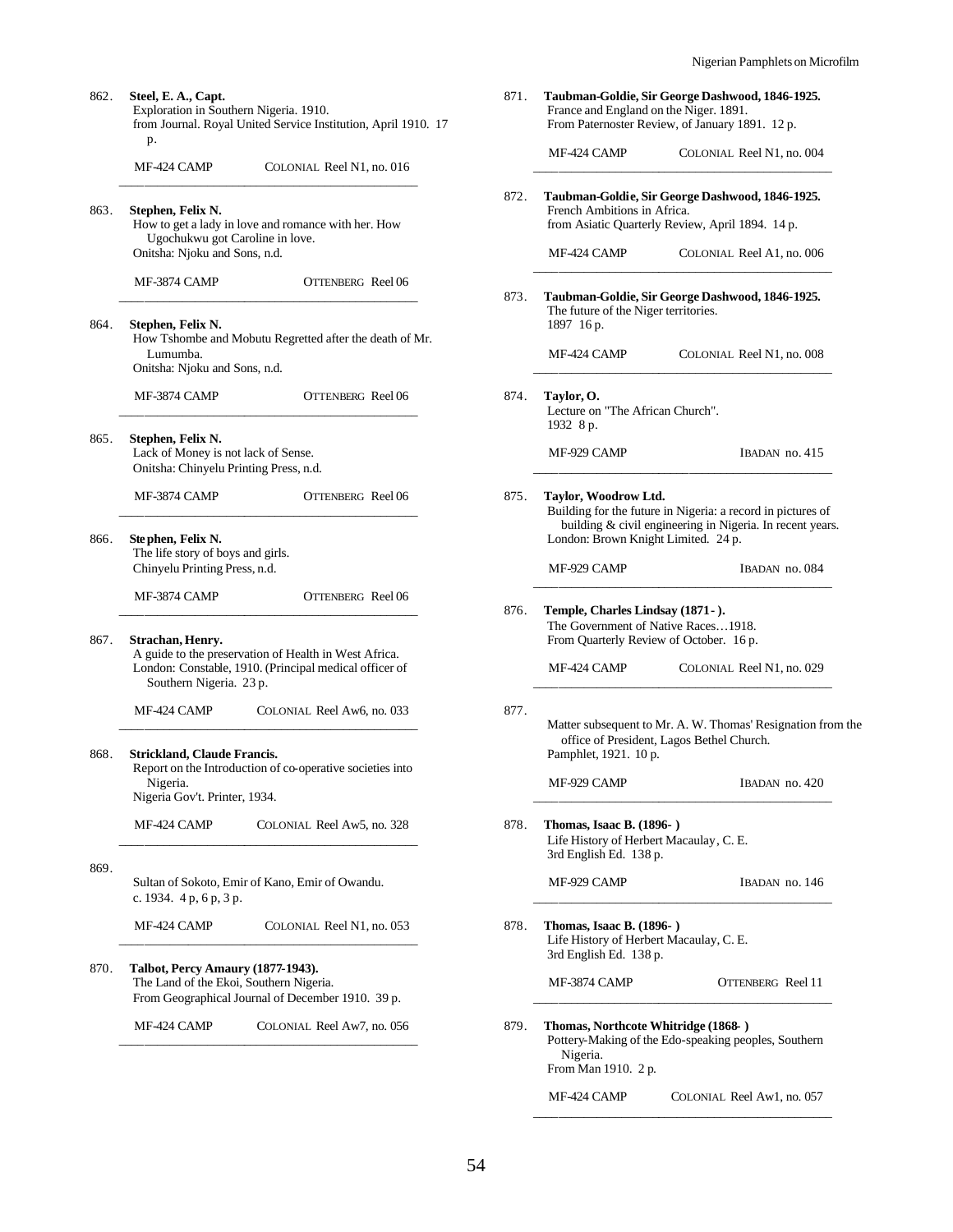862. **Steel, E. A., Capt.**
Exploration in Southern Nigeria. 1910.
from Journal. Royal United Service Institution, April 1910. 17 p.

MF-424 CAMP COLONIAL Reel N1, no. 016

---

863. **Stephen, Felix N.**
How to get a lady in love and romance with her. How Ugochukwu got Caroline in love.
Onitsha: Njoku and Sons, n.d.

MF-3874 CAMP OTTENBERG Reel 06

---

864. **Stephen, Felix N.**
How Tshombe and Mobutu Regretted after the death of Mr. Lumumba.
Onitsha: Njoku and Sons, n.d.

MF-3874 CAMP OTTENBERG Reel 06

---

865. **Stephen, Felix N.**
Lack of Money is not lack of Sense.
Onitsha: Chinyelu Printing Press, n.d.

MF-3874 CAMP OTTENBERG Reel 06

---

866. **Stephen, Felix N.**
The life story of boys and girls.
Chinyelu Printing Press, n.d.

MF-3874 CAMP OTTENBERG Reel 06

---

867. **Strachan, Henry.**
A guide to the preservation of Health in West Africa.
London: Constable, 1910. (Principal medical officer of Southern Nigeria. 23 p.

MF-424 CAMP COLONIAL Reel Aw6, no. 033

---

868. **Strickland, Claude Francis.**
Report on the Introduction of co-operative societies into Nigeria.
Nigeria Gov't. Printer, 1934.

MF-424 CAMP COLONIAL Reel Aw5, no. 328

---

869.
Sultan of Sokoto, Emir of Kano, Emir of Owandu.
c. 1934. 4 p, 6 p, 3 p.

MF-424 CAMP COLONIAL Reel N1, no. 053

---

870. **Talbot, Percy Amaury (1877-1943).**
The Land of the Ekoi, Southern Nigeria.
From Geographical Journal of December 1910. 39 p.

MF-424 CAMP COLONIAL Reel Aw7, no. 056

---

871. **Taubman-Goldie, Sir George Dashwood, 1846-1925.**
France and England on the Niger. 1891.
From Paternoster Review, of January 1891. 12 p.

MF-424 CAMP COLONIAL Reel N1, no. 004

---

872. **Taubman-Goldie, Sir George Dashwood, 1846-1925.**
French Ambitions in Africa.
from Asiatic Quarterly Review, April 1894. 14 p.

MF-424 CAMP COLONIAL Reel A1, no. 006

---

873. **Taubman-Goldie, Sir George Dashwood, 1846-1925.**
The future of the Niger territories.
1897 16 p.

MF-424 CAMP COLONIAL Reel N1, no. 008

---

874. **Taylor, O.**
Lecture on "The African Church".
1932 8 p.

MF-929 CAMP IBADAN no. 415

---

875. **Taylor, Woodrow Ltd.**
Building for the future in Nigeria: a record in pictures of building & civil engineering in Nigeria. In recent years.
London: Brown Knight Limited. 24 p.

MF-929 CAMP IBADAN no. 084

---

876. **Temple, Charles Lindsay (1871- ).**
The Government of Native Races…1918.
From Quarterly Review of October. 16 p.

MF-424 CAMP COLONIAL Reel N1, no. 029

---

877.
Matter subsequent to Mr. A. W. Thomas' Resignation from the office of President, Lagos Bethel Church.
Pamphlet, 1921. 10 p.

MF-929 CAMP IBADAN no. 420

---

878. **Thomas, Isaac B. (1896- )**
Life History of Herbert Macaulay, C. E.
3rd English Ed. 138 p.

MF-929 CAMP IBADAN no. 146

---

878. **Thomas, Isaac B. (1896- )**
Life History of Herbert Macaulay, C. E.
3rd English Ed. 138 p.

MF-3874 CAMP OTTENBERG Reel 11

---

879. **Thomas, Northcote Whitridge (1868- )**
Pottery-Making of the Edo-speaking peoples, Southern Nigeria.
From Man 1910. 2 p.

MF-424 CAMP COLONIAL Reel Aw1, no. 057

---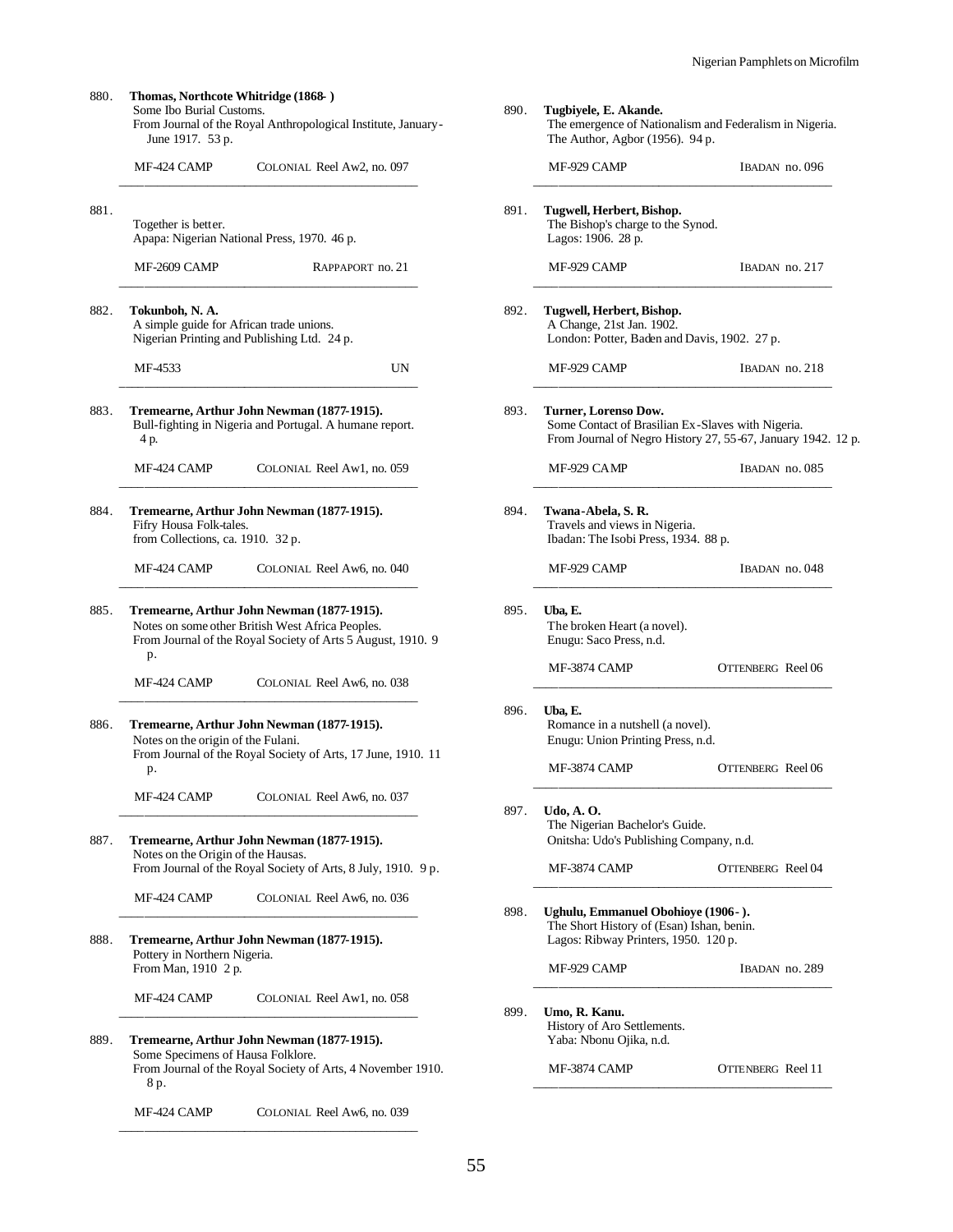880. **Thomas, Northcote Whitridge (1868- )**
Some Ibo Burial Customs.
From Journal of the Royal Anthropological Institute, January-June 1917. 53 p.

MF-424 CAMP    COLONIAL Reel Aw2, no. 097

---

881.
Together is better.
Apapa: Nigerian National Press, 1970. 46 p.

MF-2609 CAMP    RAPPAPORT no. 21

---

882. **Tokunboh, N. A.**
A simple guide for African trade unions.
Nigerian Printing and Publishing Ltd. 24 p.

MF-4533    UN

---

883. **Tremearne, Arthur John Newman (1877-1915).**
Bull-fighting in Nigeria and Portugal. A humane report. 4 p.

MF-424 CAMP    COLONIAL Reel Aw1, no. 059

---

884. **Tremearne, Arthur John Newman (1877-1915).**
Fifry Housa Folk-tales.
from Collections, ca. 1910. 32 p.

MF-424 CAMP    COLONIAL Reel Aw6, no. 040

---

885. **Tremearne, Arthur John Newman (1877-1915).**
Notes on some other British West Africa Peoples.
From Journal of the Royal Society of Arts 5 August, 1910. 9 p.

MF-424 CAMP    COLONIAL Reel Aw6, no. 038

---

886. **Tremearne, Arthur John Newman (1877-1915).**
Notes on the origin of the Fulani.
From Journal of the Royal Society of Arts, 17 June, 1910. 11 p.

MF-424 CAMP    COLONIAL Reel Aw6, no. 037

---

887. **Tremearne, Arthur John Newman (1877-1915).**
Notes on the Origin of the Hausas.
From Journal of the Royal Society of Arts, 8 July, 1910. 9 p.

MF-424 CAMP    COLONIAL Reel Aw6, no. 036

---

888. **Tremearne, Arthur John Newman (1877-1915).**
Pottery in Northern Nigeria.
From Man, 1910 2 p.

MF-424 CAMP    COLONIAL Reel Aw1, no. 058

---

889. **Tremearne, Arthur John Newman (1877-1915).**
Some Specimens of Hausa Folklore.
From Journal of the Royal Society of Arts, 4 November 1910. 8 p.

MF-424 CAMP    COLONIAL Reel Aw6, no. 039

---

890. **Tugbiyele, E. Akande.**
The emergence of Nationalism and Federalism in Nigeria.
The Author, Agbor (1956). 94 p.

MF-929 CAMP    IBADAN no. 096

---

891. **Tugwell, Herbert, Bishop.**
The Bishop's charge to the Synod.
Lagos: 1906. 28 p.

MF-929 CAMP    IBADAN no. 217

---

892. **Tugwell, Herbert, Bishop.**
A Change, 21st Jan. 1902.
London: Potter, Baden and Davis, 1902. 27 p.

MF-929 CAMP    IBADAN no. 218

---

893. **Turner, Lorenso Dow.**
Some Contact of Brasilian Ex-Slaves with Nigeria.
From Journal of Negro History 27, 55-67, January 1942. 12 p.

MF-929 CAMP    IBADAN no. 085

---

894. **Twana-Abela, S. R.**
Travels and views in Nigeria.
Ibadan: The Isobi Press, 1934. 88 p.

MF-929 CAMP    IBADAN no. 048

---

895. **Uba, E.**
The broken Heart (a novel).
Enugu: Saco Press, n.d.

MF-3874 CAMP    OTTENBERG Reel 06

---

896. **Uba, E.**
Romance in a nutshell (a novel).
Enugu: Union Printing Press, n.d.

MF-3874 CAMP    OTTENBERG Reel 06

---

897. **Udo, A. O.**
The Nigerian Bachelor's Guide.
Onitsha: Udo's Publishing Company, n.d.

MF-3874 CAMP    OTTENBERG Reel 04

---

898. **Ughulu, Emmanuel Obohioye (1906- ).**
The Short History of (Esan) Ishan, benin.
Lagos: Ribway Printers, 1950. 120 p.

MF-929 CAMP    IBADAN no. 289

---

899. **Umo, R. Kanu.**
History of Aro Settlements.
Yaba: Nbonu Ojika, n.d.

MF-3874 CAMP    OTTENBERG Reel 11

---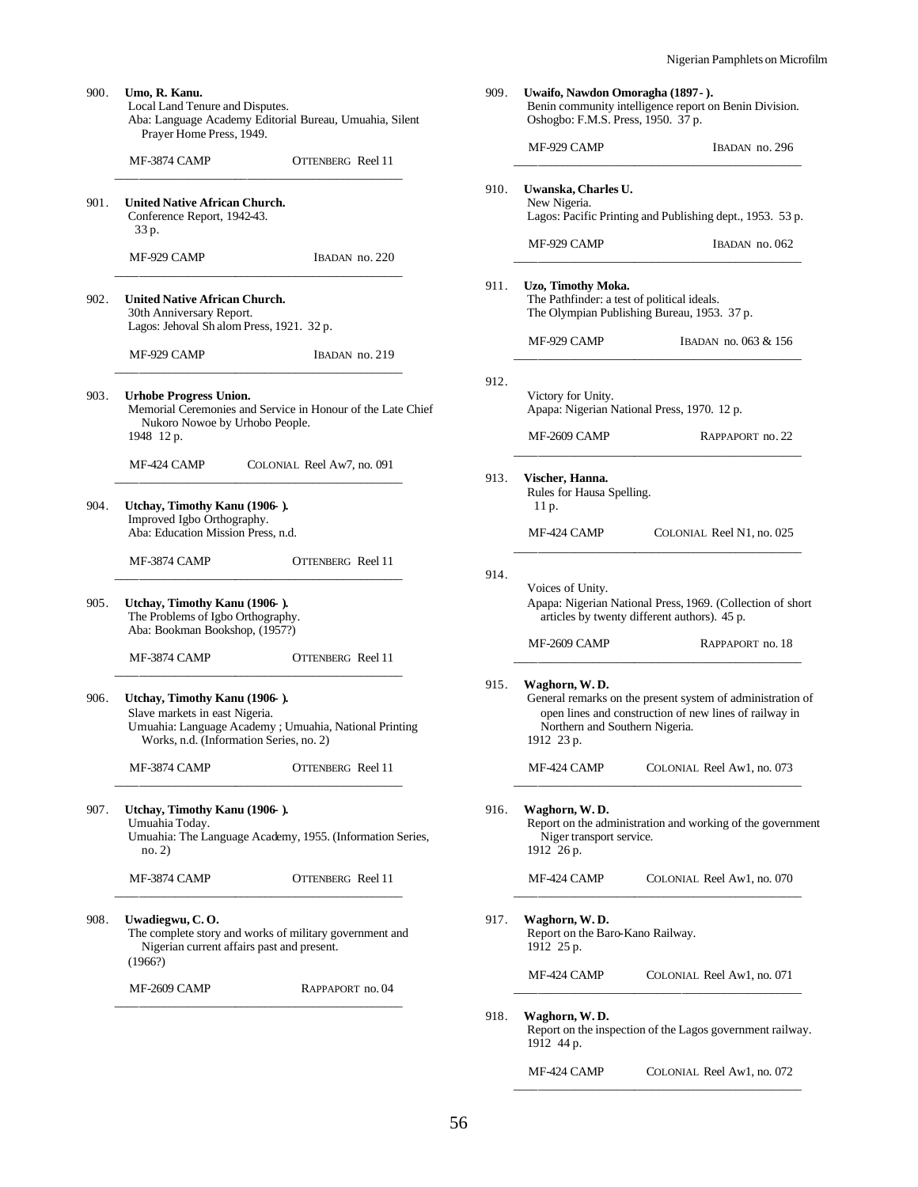900. **Umo, R. Kanu.**
Local Land Tenure and Disputes.
Aba: Language Academy Editorial Bureau, Umuahia, Silent Prayer Home Press, 1949.

MF-3874 CAMP OTTENBERG Reel 11

---

901. **United Native African Church.**
Conference Report, 1942-43.
33 p.

MF-929 CAMP IBADAN no. 220

---

902. **United Native African Church.**
30th Anniversary Report.
Lagos: Jehoval Sh alom Press, 1921. 32 p.

MF-929 CAMP IBADAN no. 219

---

903. **Urhobe Progress Union.**
Memorial Ceremonies and Service in Honour of the Late Chief Nukoro Nowoe by Urhobo People.
1948 12 p.

MF-424 CAMP COLONIAL Reel Aw7, no. 091

---

904. **Utchay, Timothy Kanu (1906- ).**
Improved Igbo Orthography.
Aba: Education Mission Press, n.d.

MF-3874 CAMP OTTENBERG Reel 11

---

905. **Utchay, Timothy Kanu (1906- ).**
The Problems of Igbo Orthography.
Aba: Bookman Bookshop, (1957?)

MF-3874 CAMP OTTENBERG Reel 11

---

906. **Utchay, Timothy Kanu (1906- ).**
Slave markets in east Nigeria.
Umuahia: Language Academy ; Umuahia, National Printing Works, n.d. (Information Series, no. 2)

MF-3874 CAMP OTTENBERG Reel 11

---

907. **Utchay, Timothy Kanu (1906- ).**
Umuahia Today.
Umuahia: The Language Academy, 1955. (Information Series, no. 2)

MF-3874 CAMP OTTENBERG Reel 11

---

908. **Uwadiegwu, C. O.**
The complete story and works of military government and Nigerian current affairs past and present.
(1966?)

MF-2609 CAMP RAPPAPORT no. 04

---

909. **Uwaifo, Nawdon Omoragha (1897- ).**
Benin community intelligence report on Benin Division.
Oshogbo: F.M.S. Press, 1950. 37 p.

MF-929 CAMP IBADAN no. 296

---

910. **Uwanska, Charles U.**
New Nigeria.
Lagos: Pacific Printing and Publishing dept., 1953. 53 p.

MF-929 CAMP IBADAN no. 062

---

911. **Uzo, Timothy Moka.**
The Pathfinder: a test of political ideals.
The Olympian Publishing Bureau, 1953. 37 p.

MF-929 CAMP IBADAN no. 063 & 156

---

912.
Victory for Unity.
Apapa: Nigerian National Press, 1970. 12 p.

MF-2609 CAMP RAPPAPORT no. 22

---

913. **Vischer, Hanna.**
Rules for Hausa Spelling.
11 p.

MF-424 CAMP COLONIAL Reel N1, no. 025

---

914.
Voices of Unity.
Apapa: Nigerian National Press, 1969. (Collection of short articles by twenty different authors). 45 p.

MF-2609 CAMP RAPPAPORT no. 18

---

915. **Waghorn, W. D.**
General remarks on the present system of administration of open lines and construction of new lines of railway in Northern and Southern Nigeria.
1912 23 p.

MF-424 CAMP COLONIAL Reel Aw1, no. 073

---

916. **Waghorn, W. D.**
Report on the administration and working of the government Niger transport service.
1912 26 p.

MF-424 CAMP COLONIAL Reel Aw1, no. 070

---

917. **Waghorn, W. D.**
Report on the Baro-Kano Railway.
1912 25 p.

MF-424 CAMP COLONIAL Reel Aw1, no. 071

---

918. **Waghorn, W. D.**
Report on the inspection of the Lagos government railway.
1912 44 p.

MF-424 CAMP COLONIAL Reel Aw1, no. 072

---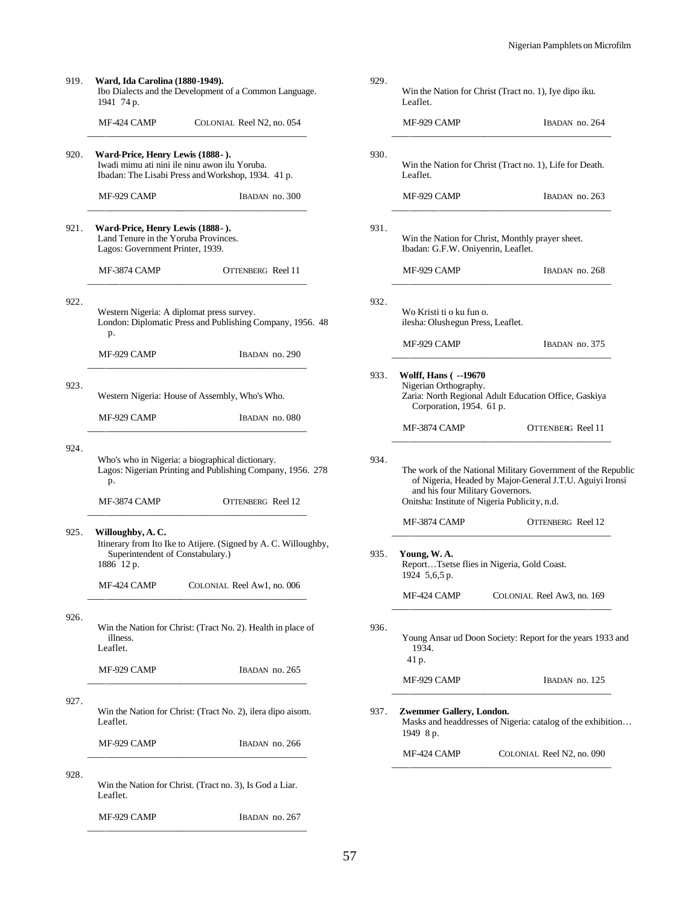919. **Ward, Ida Carolina (1880-1949).**
Ibo Dialects and the Development of a Common Language.
1941 74 p.

MF-424 CAMP COLONIAL Reel N2, no. 054

---

920. **Ward-Price, Henry Lewis (1888- ).**
Iwadi mimu ati nini ile ninu awon ilu Yoruba.
Ibadan: The Lisabi Press and Workshop, 1934. 41 p.

MF-929 CAMP IBADAN no. 300

---

921. **Ward-Price, Henry Lewis (1888- ).**
Land Tenure in the Yoruba Provinces.
Lagos: Government Printer, 1939.

MF-3874 CAMP OTTENBERG Reel 11

---

922.
Western Nigeria: A diplomat press survey.
London: Diplomatic Press and Publishing Company, 1956. 48 p.

MF-929 CAMP IBADAN no. 290

---

923.
Western Nigeria: House of Assembly, Who's Who.

MF-929 CAMP IBADAN no. 080

---

924.
Who's who in Nigeria: a biographical dictionary.
Lagos: Nigerian Printing and Publishing Company, 1956. 278 p.

MF-3874 CAMP OTTENBERG Reel 12

---

925. **Willoughby, A. C.**
Itinerary from Ito Ike to Atijere. (Signed by A. C. Willoughby, Superintendent of Constabulary.)
1886 12 p.

MF-424 CAMP COLONIAL Reel Aw1, no. 006

---

926.
Win the Nation for Christ: (Tract No. 2). Health in place of illness.
Leaflet.

MF-929 CAMP IBADAN no. 265

---

927.
Win the Nation for Christ: (Tract No. 2), ilera dipo aisom.
Leaflet.

MF-929 CAMP IBADAN no. 266

---

928.
Win the Nation for Christ. (Tract no. 3), Is God a Liar.
Leaflet.

MF-929 CAMP IBADAN no. 267

---

929.
Win the Nation for Christ (Tract no. 1), Iye dipo iku.
Leaflet.

MF-929 CAMP IBADAN no. 264

---

930.
Win the Nation for Christ (Tract no. 1), Life for Death.
Leaflet.

MF-929 CAMP IBADAN no. 263

---

931.
Win the Nation for Christ, Monthly prayer sheet.
Ibadan: G.F.W. Oniyenrin, Leaflet.

MF-929 CAMP IBADAN no. 268

---

932.
Wo Kristi ti o ku fun o.
ilesha: Olushegun Press, Leaflet.

MF-929 CAMP IBADAN no. 375

---

933. **Wolff, Hans ( --19670**
Nigerian Orthography.
Zaria: North Regional Adult Education Office, Gaskiya Corporation, 1954. 61 p.

MF-3874 CAMP OTTENBERG Reel 11

---

934.
The work of the National Military Government of the Republic of Nigeria, Headed by Major-General J.T.U. Aguiyi Ironsi and his four Military Governors.
Onitsha: Institute of Nigeria Publicity, n.d.

MF-3874 CAMP OTTENBERG Reel 12

---

935. **Young, W. A.**
Report…Tsetse flies in Nigeria, Gold Coast.
1924 5,6,5 p.

MF-424 CAMP COLONIAL Reel Aw3, no. 169

---

936.
Young Ansar ud Doon Society: Report for the years 1933 and 1934.
41 p.

MF-929 CAMP IBADAN no. 125

---

937. **Zwemmer Gallery, London.**
Masks and headdresses of Nigeria: catalog of the exhibition…
1949 8 p.

MF-424 CAMP COLONIAL Reel N2, no. 090

---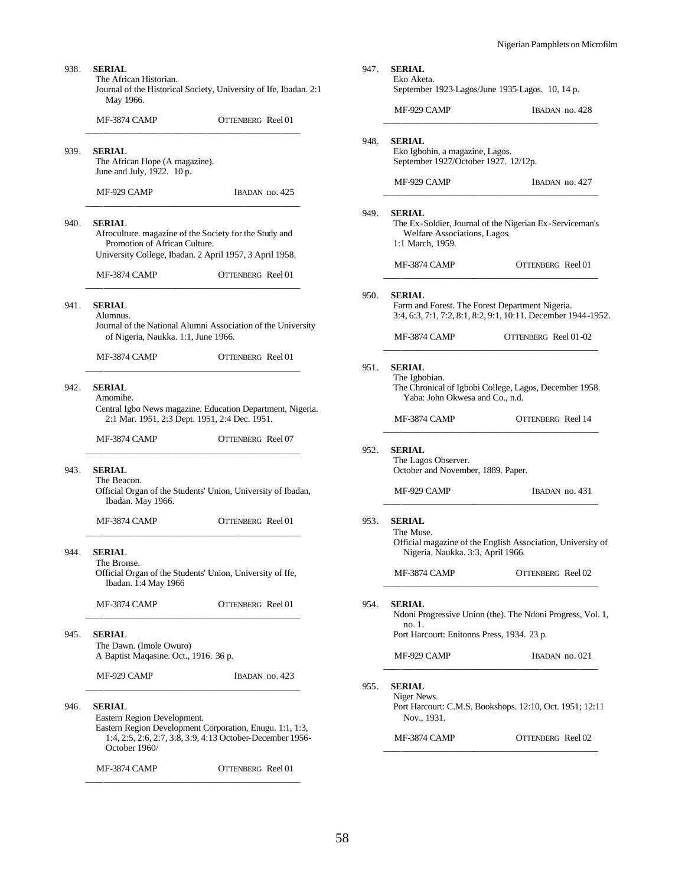938. **SERIAL**
The African Historian.
Journal of the Historical Society, University of Ife, Ibadan. 2:1 May 1966.

MF-3874 CAMP OTTENBERG Reel 01

---

939. **SERIAL**
The African Hope (A magazine).
June and July, 1922. 10 p.

MF-929 CAMP IBADAN no. 425

---

940. **SERIAL**
Afroculture. magazine of the Society for the Study and Promotion of African Culture.
University College, Ibadan. 2 April 1957, 3 April 1958.

MF-3874 CAMP OTTENBERG Reel 01

---

941. **SERIAL**
Alumnus.
Journal of the National Alumni Association of the University of Nigeria, Naukka. 1:1, June 1966.

MF-3874 CAMP OTTENBERG Reel 01

---

942. **SERIAL**
Amomihe.
Central Igbo News magazine. Education Department, Nigeria. 2:1 Mar. 1951, 2:3 Dept. 1951, 2:4 Dec. 1951.

MF-3874 CAMP OTTENBERG Reel 07

---

943. **SERIAL**
The Beacon.
Official Organ of the Students' Union, University of Ibadan, Ibadan. May 1966.

MF-3874 CAMP OTTENBERG Reel 01

---

944. **SERIAL**
The Bronse.
Official Organ of the Students' Union, University of Ife, Ibadan. 1:4 May 1966

MF-3874 CAMP OTTENBERG Reel 01

---

945. **SERIAL**
The Dawn. (Imole Owuro)
A Baptist Maqasine. Oct., 1916. 36 p.

MF-929 CAMP IBADAN no. 423

---

946. **SERIAL**
Eastern Region Development.
Eastern Region Development Corporation, Enugu. 1:1, 1:3, 1:4, 2:5, 2:6, 2:7, 3:8, 3:9, 4:13 October-December 1956-October 1960/

MF-3874 CAMP OTTENBERG Reel 01

---

947. **SERIAL**
Eko Aketa.
September 1923-Lagos/June 1935-Lagos. 10, 14 p.

MF-929 CAMP IBADAN no. 428

---

948. **SERIAL**
Eko Igbohin, a magazine, Lagos.
September 1927/October 1927. 12/12p.

MF-929 CAMP IBADAN no. 427

---

949. **SERIAL**
The Ex-Soldier, Journal of the Nigerian Ex-Serviceman's Welfare Associations, Lagos.
1:1 March, 1959.

MF-3874 CAMP OTTENBERG Reel 01

---

950. **SERIAL**
Farm and Forest. The Forest Department Nigeria.
3:4, 6:3, 7:1, 7:2, 8:1, 8:2, 9:1, 10:11. December 1944-1952.

MF-3874 CAMP OTTENBERG Reel 01-02

---

951. **SERIAL**
The Igbobian.
The Chronical of Igbobi College, Lagos, December 1958. Yaba: John Okwesa and Co., n.d.

MF-3874 CAMP OTTENBERG Reel 14

---

952. **SERIAL**
The Lagos Observer.
October and November, 1889. Paper.

MF-929 CAMP IBADAN no. 431

---

953. **SERIAL**
The Muse.
Official magazine of the English Association, University of Nigeria, Naukka. 3:3, April 1966.

MF-3874 CAMP OTTENBERG Reel 02

---

954. **SERIAL**
Ndoni Progressive Union (the). The Ndoni Progress, Vol. 1, no. 1.
Port Harcourt: Enitonns Press, 1934. 23 p.

MF-929 CAMP IBADAN no. 021

---

955. **SERIAL**
Niger News.
Port Harcourt: C.M.S. Bookshops. 12:10, Oct. 1951; 12:11 Nov., 1931.

MF-3874 CAMP OTTENBERG Reel 02

---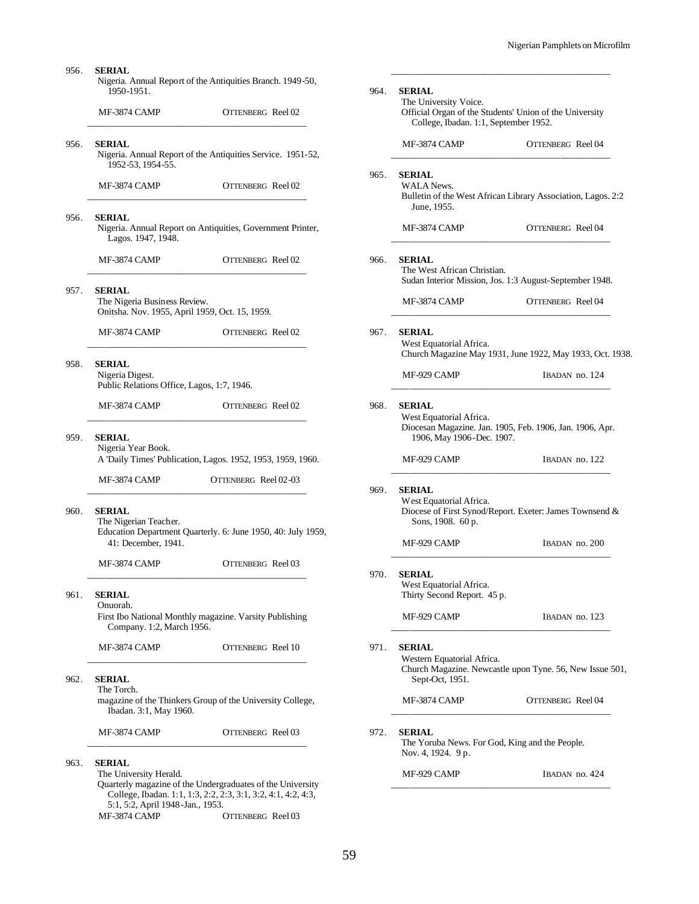956. **SERIAL**
Nigeria. Annual Report of the Antiquities Branch. 1949-50, 1950-1951.

MF-3874 CAMP OTTENBERG Reel 02

---

956. **SERIAL**
Nigeria. Annual Report of the Antiquities Service. 1951-52, 1952-53, 1954-55.

MF-3874 CAMP OTTENBERG Reel 02

---

956. **SERIAL**
Nigeria. Annual Report on Antiquities, Government Printer, Lagos. 1947, 1948.

MF-3874 CAMP OTTENBERG Reel 02

---

957. **SERIAL**
The Nigeria Business Review.
Onitsha. Nov. 1955, April 1959, Oct. 15, 1959.

MF-3874 CAMP OTTENBERG Reel 02

---

958. **SERIAL**
Nigeria Digest.
Public Relations Office, Lagos, 1:7, 1946.

MF-3874 CAMP OTTENBERG Reel 02

---

959. **SERIAL**
Nigeria Year Book.
A 'Daily Times' Publication, Lagos. 1952, 1953, 1959, 1960.

MF-3874 CAMP OTTENBERG Reel 02-03

---

960. **SERIAL**
The Nigerian Teacher.
Education Department Quarterly. 6: June 1950, 40: July 1959, 41: December, 1941.

MF-3874 CAMP OTTENBERG Reel 03

---

961. **SERIAL**
Onuorah.
First Ibo National Monthly magazine. Varsity Publishing Company. 1:2, March 1956.

MF-3874 CAMP OTTENBERG Reel 10

---

962. **SERIAL**
The Torch.
magazine of the Thinkers Group of the University College, Ibadan. 3:1, May 1960.

MF-3874 CAMP OTTENBERG Reel 03

---

963. **SERIAL**
The University Herald.
Quarterly magazine of the Undergraduates of the University College, Ibadan. 1:1, 1:3, 2:2, 2:3, 3:1, 3:2, 4:1, 4:2, 4:3, 5:1, 5:2, April 1948-Jan., 1953.
MF-3874 CAMP OTTENBERG Reel 03

---

964. **SERIAL**
The University Voice.
Official Organ of the Students' Union of the University College, Ibadan. 1:1, September 1952.

MF-3874 CAMP OTTENBERG Reel 04

---

965. **SERIAL**
WALA News.
Bulletin of the West African Library Association, Lagos. 2:2 June, 1955.

MF-3874 CAMP OTTENBERG Reel 04

---

966. **SERIAL**
The West African Christian.
Sudan Interior Mission, Jos. 1:3 August-September 1948.

MF-3874 CAMP OTTENBERG Reel 04

---

967. **SERIAL**
West Equatorial Africa.
Church Magazine May 1931, June 1922, May 1933, Oct. 1938.

MF-929 CAMP IBADAN no. 124

---

968. **SERIAL**
West Equatorial Africa.
Diocesan Magazine. Jan. 1905, Feb. 1906, Jan. 1906, Apr. 1906, May 1906-Dec. 1907.

MF-929 CAMP IBADAN no. 122

---

969. **SERIAL**
West Equatorial Africa.
Diocese of First Synod/Report. Exeter: James Townsend & Sons, 1908. 60 p.

MF-929 CAMP IBADAN no. 200

---

970. **SERIAL**
West Equatorial Africa.
Thirty Second Report. 45 p.

MF-929 CAMP IBADAN no. 123

---

971. **SERIAL**
Western Equatorial Africa.
Church Magazine. Newcastle upon Tyne. 56, New Issue 501, Sept-Oct, 1951.

MF-3874 CAMP OTTENBERG Reel 04

---

972. **SERIAL**
The Yoruba News. For God, King and the People.
Nov. 4, 1924. 9 p.

MF-929 CAMP IBADAN no. 424